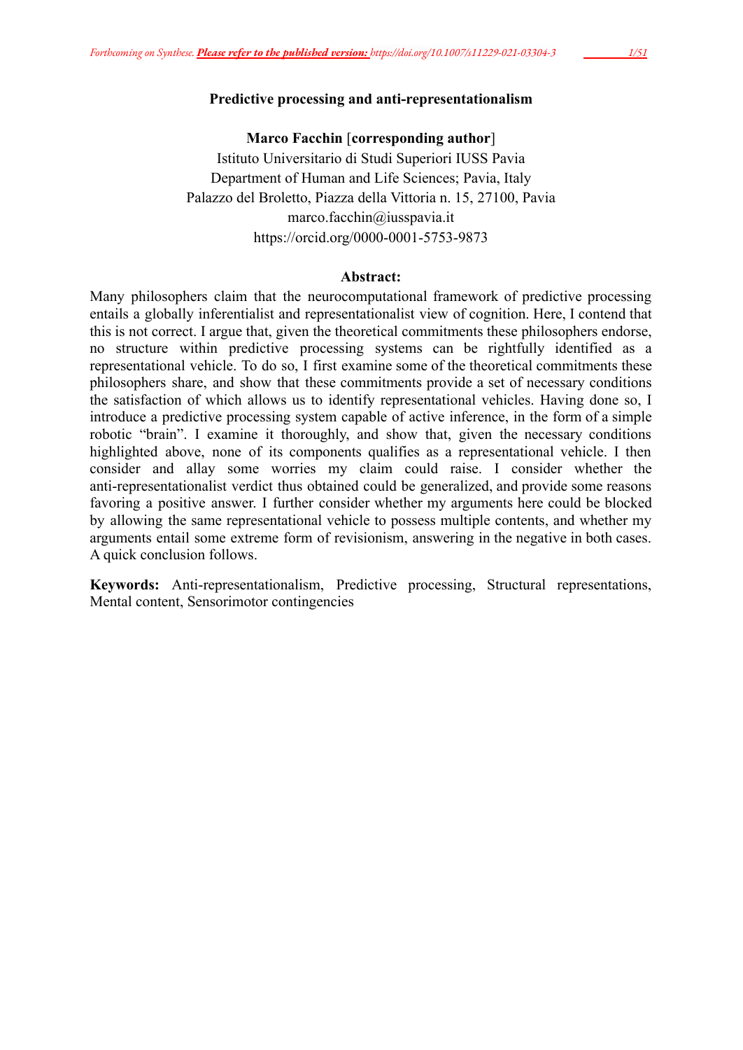# Predictive processing and anti-representationalism

**Marco Facchin** [**corresponding author**]
Istituto Universitario di Studi Superiori IUSS Pavia
Department of Human and Life Sciences; Pavia, Italy
Palazzo del Broletto, Piazza della Vittoria n. 15, 27100, Pavia
marco.facchin@iusspavia.it
https://orcid.org/0000-0001-5753-9873

**Abstract:**

Many philosophers claim that the neurocomputational framework of predictive processing entails a globally inferentialist and representationalist view of cognition. Here, I contend that this is not correct. I argue that, given the theoretical commitments these philosophers endorse, no structure within predictive processing systems can be rightfully identified as a representational vehicle. To do so, I first examine some of the theoretical commitments these philosophers share, and show that these commitments provide a set of necessary conditions the satisfaction of which allows us to identify representational vehicles. Having done so, I introduce a predictive processing system capable of active inference, in the form of a simple robotic "brain". I examine it thoroughly, and show that, given the necessary conditions highlighted above, none of its components qualifies as a representational vehicle. I then consider and allay some worries my claim could raise. I consider whether the anti-representationalist verdict thus obtained could be generalized, and provide some reasons favoring a positive answer. I further consider whether my arguments here could be blocked by allowing the same representational vehicle to possess multiple contents, and whether my arguments entail some extreme form of revisionism, answering in the negative in both cases. A quick conclusion follows.

**Keywords:** Anti-representationalism, Predictive processing, Structural representations, Mental content, Sensorimotor contingencies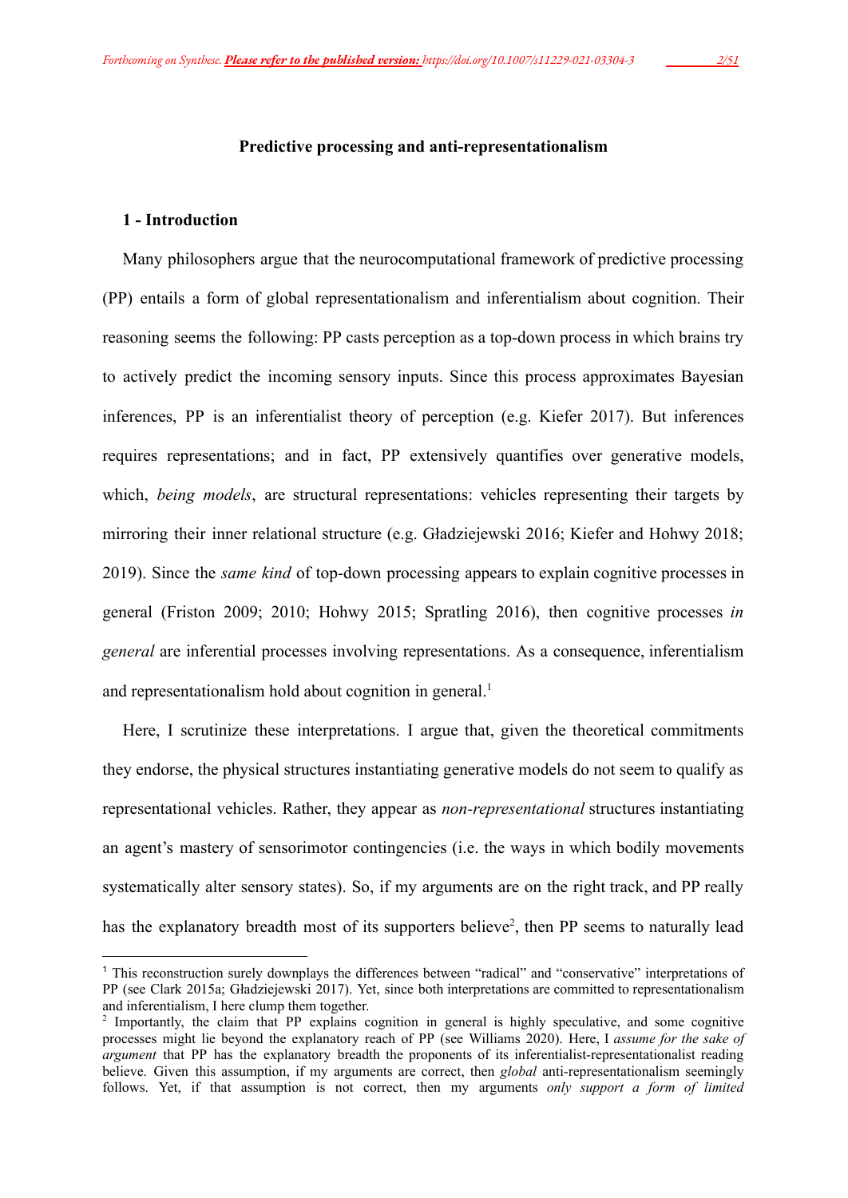## Predictive processing and anti-representationalism

### 1 - Introduction

Many philosophers argue that the neurocomputational framework of predictive processing (PP) entails a form of global representationalism and inferentialism about cognition. Their reasoning seems the following: PP casts perception as a top-down process in which brains try to actively predict the incoming sensory inputs. Since this process approximates Bayesian inferences, PP is an inferentialist theory of perception (e.g. Kiefer 2017). But inferences requires representations; and in fact, PP extensively quantifies over generative models, which, *being models*, are structural representations: vehicles representing their targets by mirroring their inner relational structure (e.g. Gładziejewski 2016; Kiefer and Hohwy 2018; 2019). Since the *same kind* of top-down processing appears to explain cognitive processes in general (Friston 2009; 2010; Hohwy 2015; Spratling 2016), then cognitive processes *in general* are inferential processes involving representations. As a consequence, inferentialism and representationalism hold about cognition in general.[1]

Here, I scrutinize these interpretations. I argue that, given the theoretical commitments they endorse, the physical structures instantiating generative models do not seem to qualify as representational vehicles. Rather, they appear as *non-representational* structures instantiating an agent's mastery of sensorimotor contingencies (i.e. the ways in which bodily movements systematically alter sensory states). So, if my arguments are on the right track, and PP really has the explanatory breadth most of its supporters believe[2], then PP seems to naturally lead

---

[1] This reconstruction surely downplays the differences between "radical" and "conservative" interpretations of PP (see Clark 2015a; Gładziejewski 2017). Yet, since both interpretations are committed to representationalism and inferentialism, I here clump them together.

[2] Importantly, the claim that PP explains cognition in general is highly speculative, and some cognitive processes might lie beyond the explanatory reach of PP (see Williams 2020). Here, I *assume for the sake of argument* that PP has the explanatory breadth the proponents of its inferentialist-representationalist reading believe. Given this assumption, if my arguments are correct, then *global* anti-representationalism seemingly follows. Yet, if that assumption is not correct, then my arguments *only support a form of limited*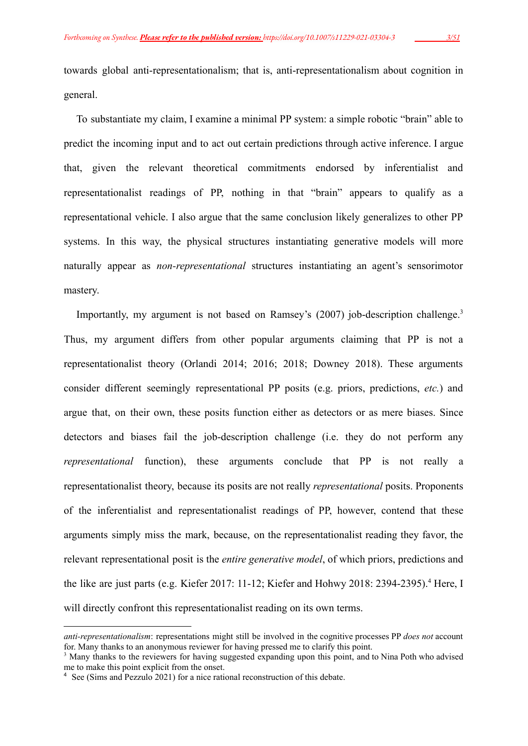towards global anti-representationalism; that is, anti-representationalism about cognition in general.

To substantiate my claim, I examine a minimal PP system: a simple robotic "brain" able to predict the incoming input and to act out certain predictions through active inference. I argue that, given the relevant theoretical commitments endorsed by inferentialist and representationalist readings of PP, nothing in that "brain" appears to qualify as a representational vehicle. I also argue that the same conclusion likely generalizes to other PP systems. In this way, the physical structures instantiating generative models will more naturally appear as *non-representational* structures instantiating an agent's sensorimotor mastery.

Importantly, my argument is not based on Ramsey's (2007) job-description challenge.[3] Thus, my argument differs from other popular arguments claiming that PP is not a representationalist theory (Orlandi 2014; 2016; 2018; Downey 2018). These arguments consider different seemingly representational PP posits (e.g. priors, predictions, *etc.*) and argue that, on their own, these posits function either as detectors or as mere biases. Since detectors and biases fail the job-description challenge (i.e. they do not perform any *representational* function), these arguments conclude that PP is not really a representationalist theory, because its posits are not really *representational* posits. Proponents of the inferentialist and representationalist readings of PP, however, contend that these arguments simply miss the mark, because, on the representationalist reading they favor, the relevant representational posit is the *entire generative model*, of which priors, predictions and the like are just parts (e.g. Kiefer 2017: 11-12; Kiefer and Hohwy 2018: 2394-2395).[4] Here, I will directly confront this representationalist reading on its own terms.

---

*anti-representationalism*: representations might still be involved in the cognitive processes PP *does not* account for. Many thanks to an anonymous reviewer for having pressed me to clarify this point.

[3] Many thanks to the reviewers for having suggested expanding upon this point, and to Nina Poth who advised me to make this point explicit from the onset.

[4] See (Sims and Pezzulo 2021) for a nice rational reconstruction of this debate.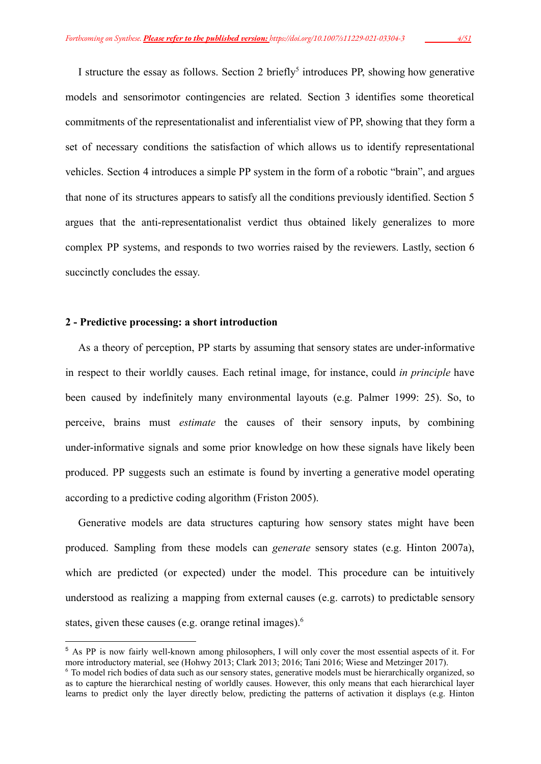I structure the essay as follows. Section 2 briefly[5] introduces PP, showing how generative models and sensorimotor contingencies are related. Section 3 identifies some theoretical commitments of the representationalist and inferentialist view of PP, showing that they form a set of necessary conditions the satisfaction of which allows us to identify representational vehicles. Section 4 introduces a simple PP system in the form of a robotic "brain", and argues that none of its structures appears to satisfy all the conditions previously identified. Section 5 argues that the anti-representationalist verdict thus obtained likely generalizes to more complex PP systems, and responds to two worries raised by the reviewers. Lastly, section 6 succinctly concludes the essay.

## 2 - Predictive processing: a short introduction

As a theory of perception, PP starts by assuming that sensory states are under-informative in respect to their worldly causes. Each retinal image, for instance, could *in principle* have been caused by indefinitely many environmental layouts (e.g. Palmer 1999: 25). So, to perceive, brains must *estimate* the causes of their sensory inputs, by combining under-informative signals and some prior knowledge on how these signals have likely been produced. PP suggests such an estimate is found by inverting a generative model operating according to a predictive coding algorithm (Friston 2005).

Generative models are data structures capturing how sensory states might have been produced. Sampling from these models can *generate* sensory states (e.g. Hinton 2007a), which are predicted (or expected) under the model. This procedure can be intuitively understood as realizing a mapping from external causes (e.g. carrots) to predictable sensory states, given these causes (e.g. orange retinal images).[6]

---

[5] As PP is now fairly well-known among philosophers, I will only cover the most essential aspects of it. For more introductory material, see (Hohwy 2013; Clark 2013; 2016; Tani 2016; Wiese and Metzinger 2017).

[6] To model rich bodies of data such as our sensory states, generative models must be hierarchically organized, so as to capture the hierarchical nesting of worldly causes. However, this only means that each hierarchical layer learns to predict only the layer directly below, predicting the patterns of activation it displays (e.g. Hinton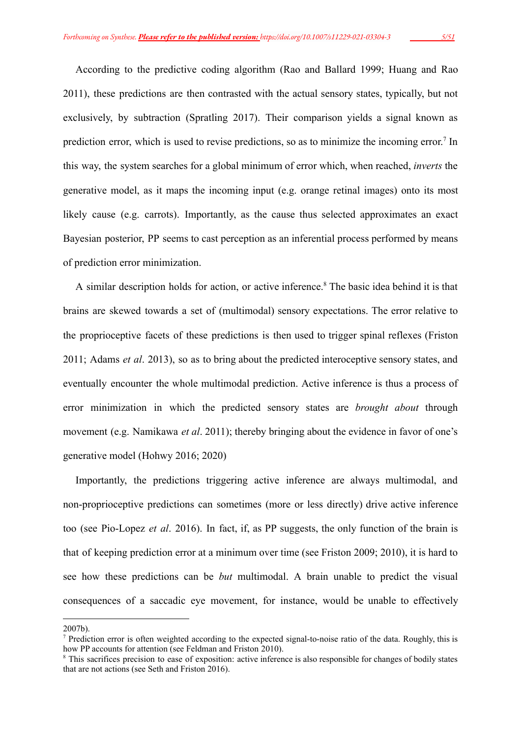According to the predictive coding algorithm (Rao and Ballard 1999; Huang and Rao 2011), these predictions are then contrasted with the actual sensory states, typically, but not exclusively, by subtraction (Spratling 2017). Their comparison yields a signal known as prediction error, which is used to revise predictions, so as to minimize the incoming error.[7] In this way, the system searches for a global minimum of error which, when reached, *inverts* the generative model, as it maps the incoming input (e.g. orange retinal images) onto its most likely cause (e.g. carrots). Importantly, as the cause thus selected approximates an exact Bayesian posterior, PP seems to cast perception as an inferential process performed by means of prediction error minimization.

A similar description holds for action, or active inference.[8] The basic idea behind it is that brains are skewed towards a set of (multimodal) sensory expectations. The error relative to the proprioceptive facets of these predictions is then used to trigger spinal reflexes (Friston 2011; Adams *et al*. 2013), so as to bring about the predicted interoceptive sensory states, and eventually encounter the whole multimodal prediction. Active inference is thus a process of error minimization in which the predicted sensory states are *brought about* through movement (e.g. Namikawa *et al*. 2011); thereby bringing about the evidence in favor of one's generative model (Hohwy 2016; 2020)

Importantly, the predictions triggering active inference are always multimodal, and non-proprioceptive predictions can sometimes (more or less directly) drive active inference too (see Pio-Lopez *et al*. 2016). In fact, if, as PP suggests, the only function of the brain is that of keeping prediction error at a minimum over time (see Friston 2009; 2010), it is hard to see how these predictions can be *but* multimodal. A brain unable to predict the visual consequences of a saccadic eye movement, for instance, would be unable to effectively

2007b).

[7] Prediction error is often weighted according to the expected signal-to-noise ratio of the data. Roughly, this is how PP accounts for attention (see Feldman and Friston 2010).

[8] This sacrifices precision to ease of exposition: active inference is also responsible for changes of bodily states that are not actions (see Seth and Friston 2016).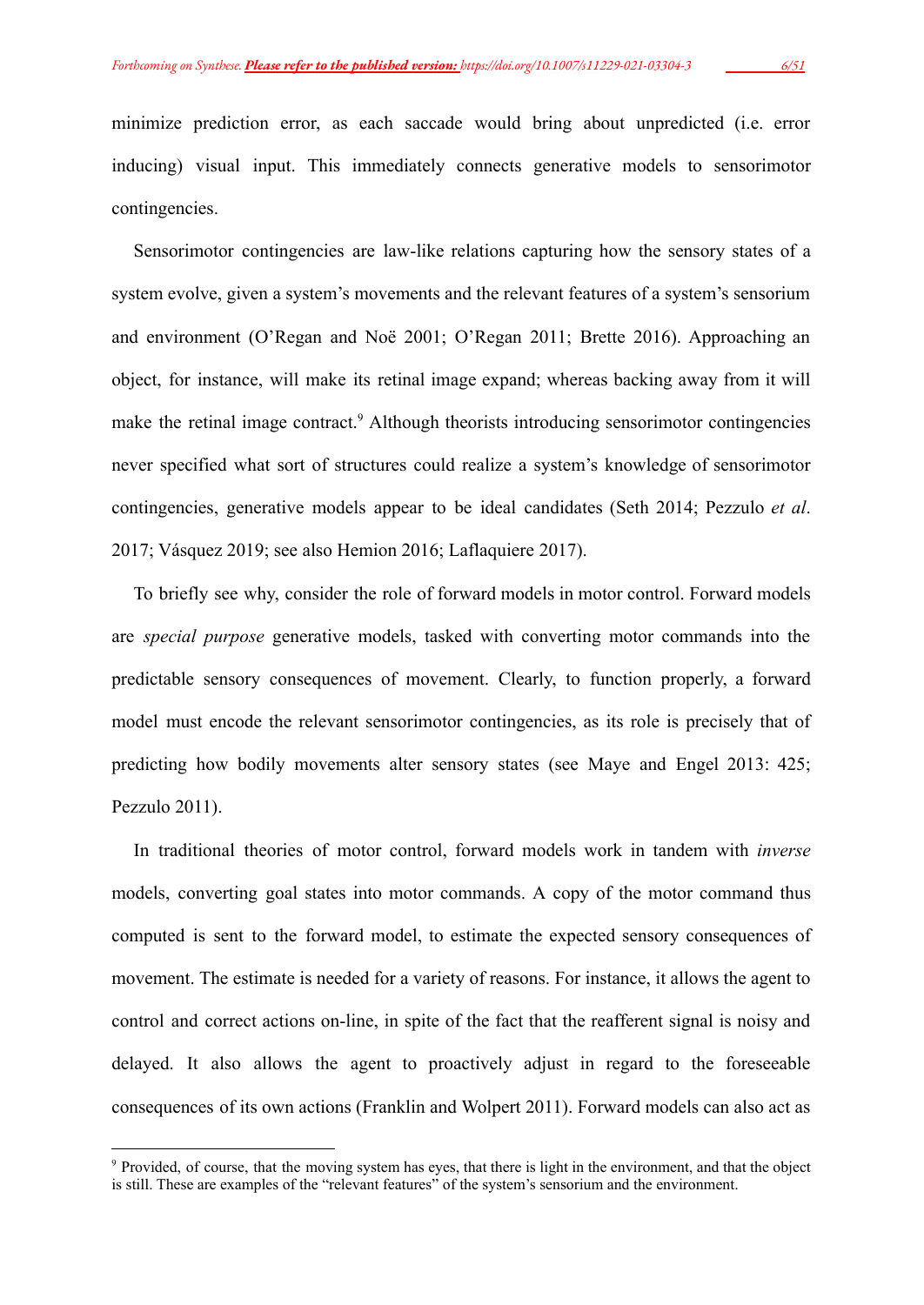minimize prediction error, as each saccade would bring about unpredicted (i.e. error inducing) visual input. This immediately connects generative models to sensorimotor contingencies.

Sensorimotor contingencies are law-like relations capturing how the sensory states of a system evolve, given a system's movements and the relevant features of a system's sensorium and environment (O'Regan and Noë 2001; O'Regan 2011; Brette 2016). Approaching an object, for instance, will make its retinal image expand; whereas backing away from it will make the retinal image contract.[9] Although theorists introducing sensorimotor contingencies never specified what sort of structures could realize a system's knowledge of sensorimotor contingencies, generative models appear to be ideal candidates (Seth 2014; Pezzulo *et al*. 2017; Vásquez 2019; see also Hemion 2016; Laflaquiere 2017).

To briefly see why, consider the role of forward models in motor control. Forward models are *special purpose* generative models, tasked with converting motor commands into the predictable sensory consequences of movement. Clearly, to function properly, a forward model must encode the relevant sensorimotor contingencies, as its role is precisely that of predicting how bodily movements alter sensory states (see Maye and Engel 2013: 425; Pezzulo 2011).

In traditional theories of motor control, forward models work in tandem with *inverse* models, converting goal states into motor commands. A copy of the motor command thus computed is sent to the forward model, to estimate the expected sensory consequences of movement. The estimate is needed for a variety of reasons. For instance, it allows the agent to control and correct actions on-line, in spite of the fact that the reafferent signal is noisy and delayed. It also allows the agent to proactively adjust in regard to the foreseeable consequences of its own actions (Franklin and Wolpert 2011). Forward models can also act as

---

[9] Provided, of course, that the moving system has eyes, that there is light in the environment, and that the object is still. These are examples of the "relevant features" of the system's sensorium and the environment.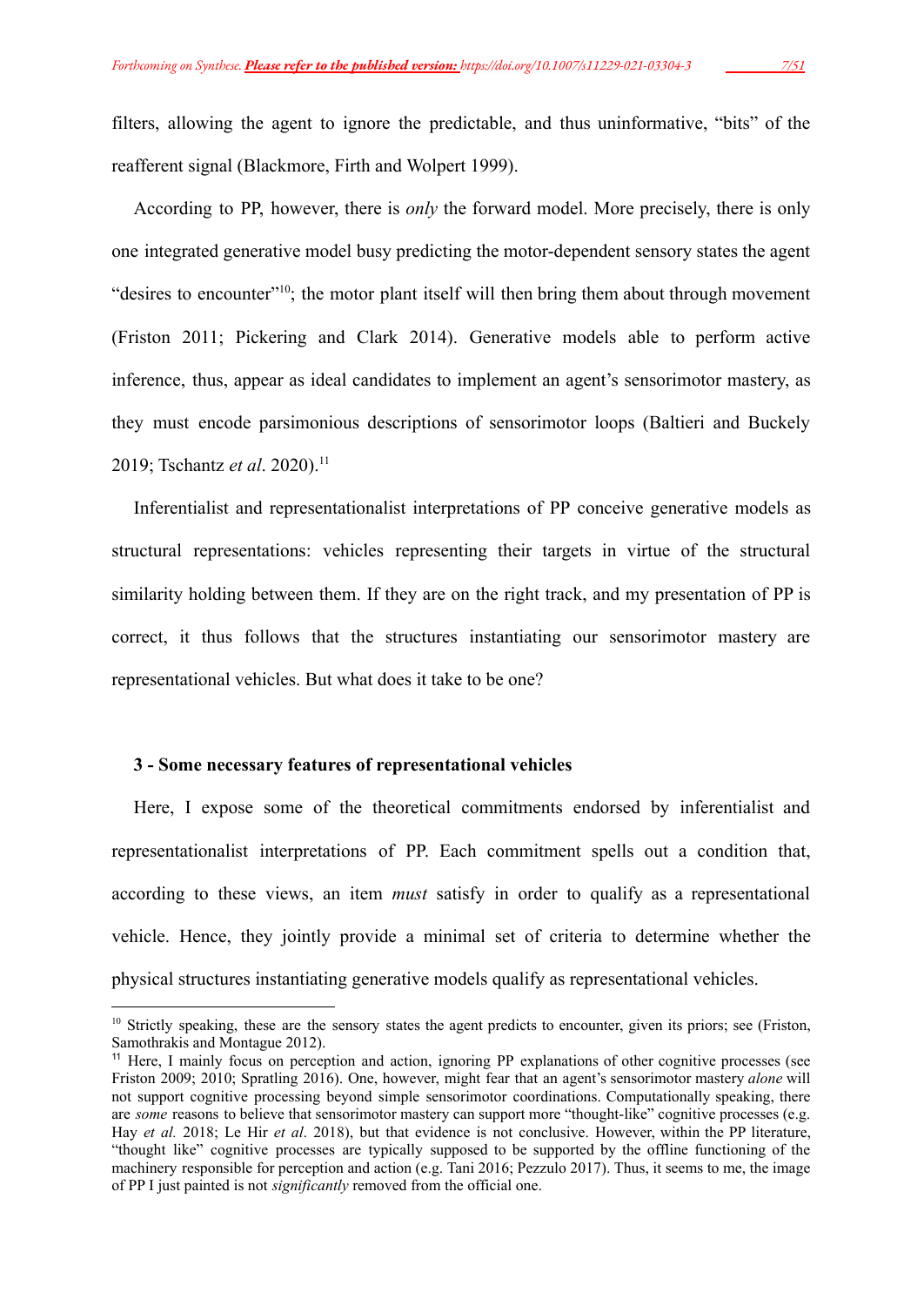filters, allowing the agent to ignore the predictable, and thus uninformative, "bits" of the reafferent signal (Blackmore, Firth and Wolpert 1999).

According to PP, however, there is *only* the forward model. More precisely, there is only one integrated generative model busy predicting the motor-dependent sensory states the agent "desires to encounter"[10]; the motor plant itself will then bring them about through movement (Friston 2011; Pickering and Clark 2014). Generative models able to perform active inference, thus, appear as ideal candidates to implement an agent's sensorimotor mastery, as they must encode parsimonious descriptions of sensorimotor loops (Baltieri and Buckely 2019; Tschantz *et al*. 2020).[11]

Inferentialist and representationalist interpretations of PP conceive generative models as structural representations: vehicles representing their targets in virtue of the structural similarity holding between them. If they are on the right track, and my presentation of PP is correct, it thus follows that the structures instantiating our sensorimotor mastery are representational vehicles. But what does it take to be one?

### 3 - Some necessary features of representational vehicles

Here, I expose some of the theoretical commitments endorsed by inferentialist and representationalist interpretations of PP. Each commitment spells out a condition that, according to these views, an item *must* satisfy in order to qualify as a representational vehicle. Hence, they jointly provide a minimal set of criteria to determine whether the physical structures instantiating generative models qualify as representational vehicles.

---

[10] Strictly speaking, these are the sensory states the agent predicts to encounter, given its priors; see (Friston, Samothrakis and Montague 2012).

[11] Here, I mainly focus on perception and action, ignoring PP explanations of other cognitive processes (see Friston 2009; 2010; Spratling 2016). One, however, might fear that an agent's sensorimotor mastery *alone* will not support cognitive processing beyond simple sensorimotor coordinations. Computationally speaking, there are *some* reasons to believe that sensorimotor mastery can support more "thought-like" cognitive processes (e.g. Hay *et al.* 2018; Le Hir *et al*. 2018), but that evidence is not conclusive. However, within the PP literature, "thought like" cognitive processes are typically supposed to be supported by the offline functioning of the machinery responsible for perception and action (e.g. Tani 2016; Pezzulo 2017). Thus, it seems to me, the image of PP I just painted is not *significantly* removed from the official one.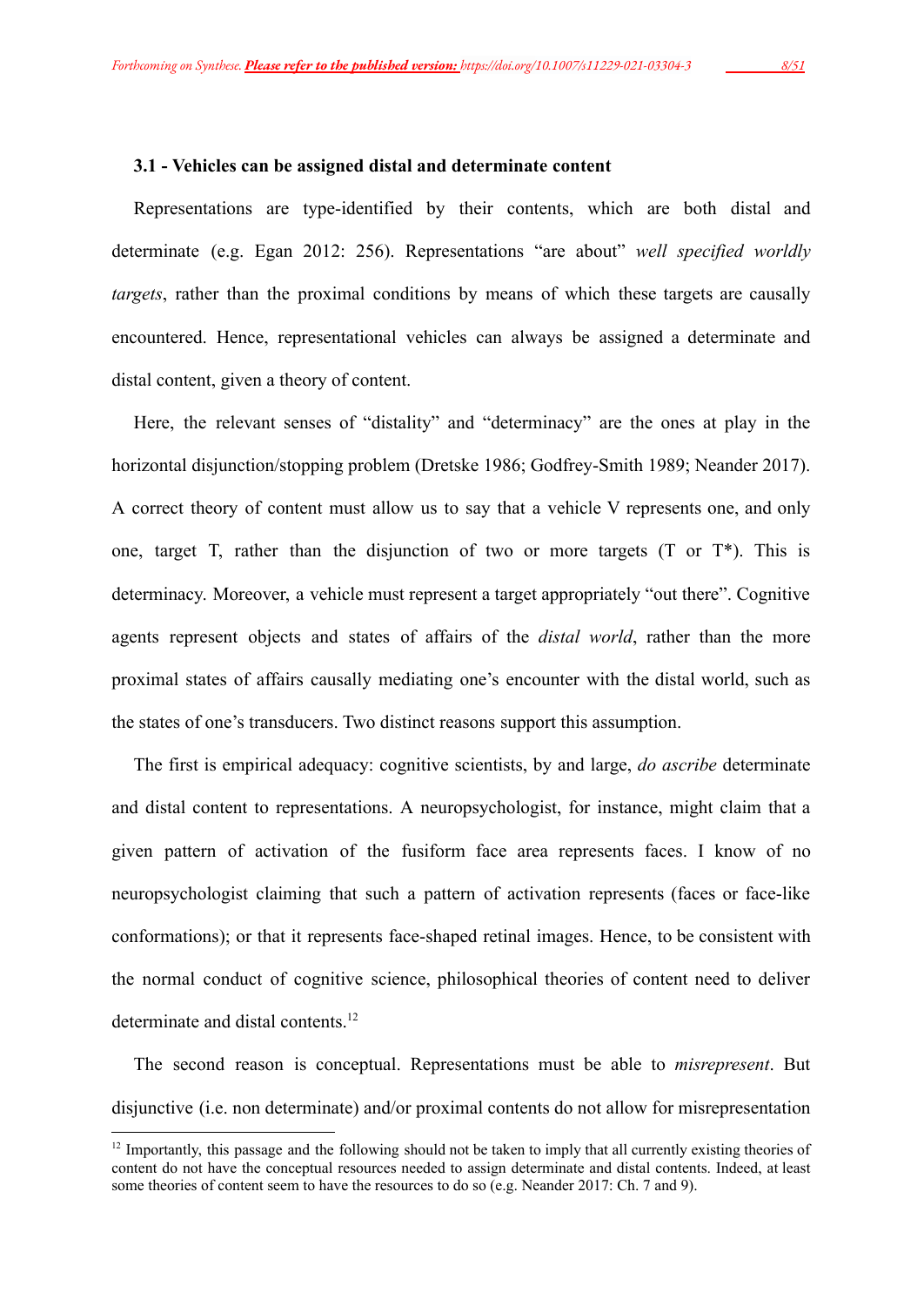### 3.1 - Vehicles can be assigned distal and determinate content

Representations are type-identified by their contents, which are both distal and determinate (e.g. Egan 2012: 256). Representations "are about" *well specified worldly targets*, rather than the proximal conditions by means of which these targets are causally encountered. Hence, representational vehicles can always be assigned a determinate and distal content, given a theory of content.

Here, the relevant senses of "distality" and "determinacy" are the ones at play in the horizontal disjunction/stopping problem (Dretske 1986; Godfrey-Smith 1989; Neander 2017). A correct theory of content must allow us to say that a vehicle V represents one, and only one, target T, rather than the disjunction of two or more targets (T or T*). This is determinacy. Moreover, a vehicle must represent a target appropriately "out there". Cognitive agents represent objects and states of affairs of the *distal world*, rather than the more proximal states of affairs causally mediating one's encounter with the distal world, such as the states of one's transducers. Two distinct reasons support this assumption.

The first is empirical adequacy: cognitive scientists, by and large, *do ascribe* determinate and distal content to representations. A neuropsychologist, for instance, might claim that a given pattern of activation of the fusiform face area represents faces. I know of no neuropsychologist claiming that such a pattern of activation represents (faces or face-like conformations); or that it represents face-shaped retinal images. Hence, to be consistent with the normal conduct of cognitive science, philosophical theories of content need to deliver determinate and distal contents.[12]

The second reason is conceptual. Representations must be able to *misrepresent*. But disjunctive (i.e. non determinate) and/or proximal contents do not allow for misrepresentation

[12] Importantly, this passage and the following should not be taken to imply that all currently existing theories of content do not have the conceptual resources needed to assign determinate and distal contents. Indeed, at least some theories of content seem to have the resources to do so (e.g. Neander 2017: Ch. 7 and 9).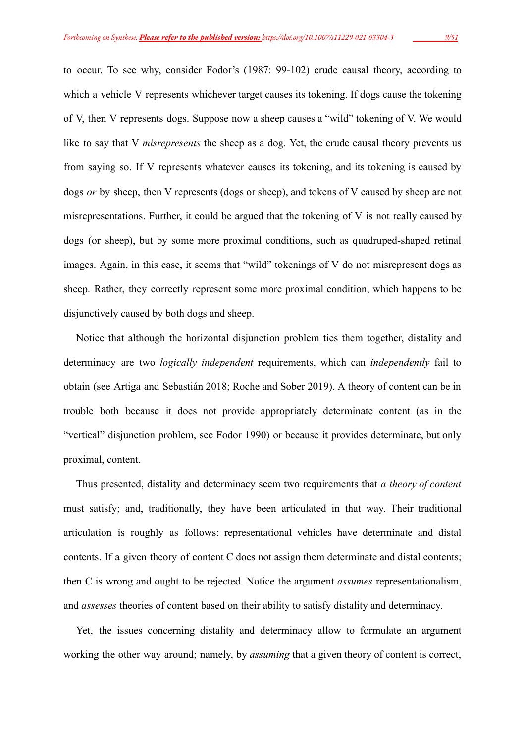to occur. To see why, consider Fodor's (1987: 99-102) crude causal theory, according to which a vehicle V represents whichever target causes its tokening. If dogs cause the tokening of V, then V represents dogs. Suppose now a sheep causes a "wild" tokening of V. We would like to say that V *misrepresents* the sheep as a dog. Yet, the crude causal theory prevents us from saying so. If V represents whatever causes its tokening, and its tokening is caused by dogs *or* by sheep, then V represents (dogs or sheep), and tokens of V caused by sheep are not misrepresentations. Further, it could be argued that the tokening of V is not really caused by dogs (or sheep), but by some more proximal conditions, such as quadruped-shaped retinal images. Again, in this case, it seems that "wild" tokenings of V do not misrepresent dogs as sheep. Rather, they correctly represent some more proximal condition, which happens to be disjunctively caused by both dogs and sheep.

Notice that although the horizontal disjunction problem ties them together, distality and determinacy are two *logically independent* requirements, which can *independently* fail to obtain (see Artiga and Sebastián 2018; Roche and Sober 2019). A theory of content can be in trouble both because it does not provide appropriately determinate content (as in the "vertical" disjunction problem, see Fodor 1990) or because it provides determinate, but only proximal, content.

Thus presented, distality and determinacy seem two requirements that *a theory of content* must satisfy; and, traditionally, they have been articulated in that way. Their traditional articulation is roughly as follows: representational vehicles have determinate and distal contents. If a given theory of content C does not assign them determinate and distal contents; then C is wrong and ought to be rejected. Notice the argument *assumes* representationalism, and *assesses* theories of content based on their ability to satisfy distality and determinacy.

Yet, the issues concerning distality and determinacy allow to formulate an argument working the other way around; namely, by *assuming* that a given theory of content is correct,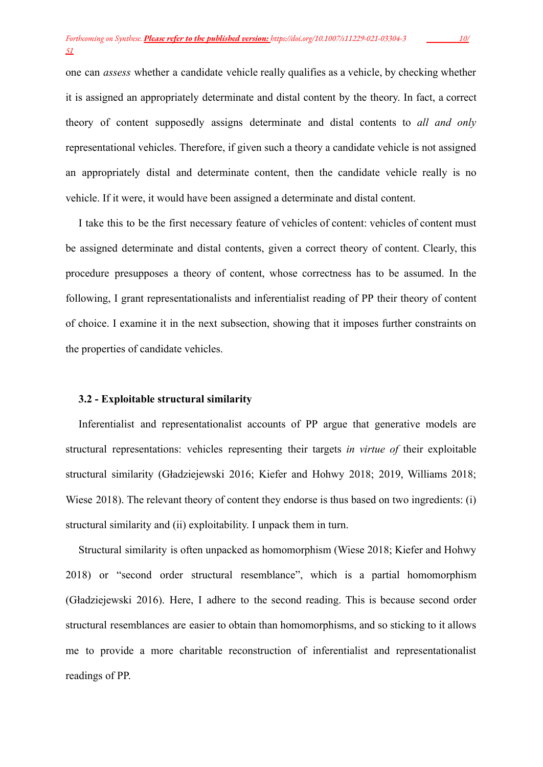one can *assess* whether a candidate vehicle really qualifies as a vehicle, by checking whether it is assigned an appropriately determinate and distal content by the theory. In fact, a correct theory of content supposedly assigns determinate and distal contents to *all and only* representational vehicles. Therefore, if given such a theory a candidate vehicle is not assigned an appropriately distal and determinate content, then the candidate vehicle really is no vehicle. If it were, it would have been assigned a determinate and distal content.

I take this to be the first necessary feature of vehicles of content: vehicles of content must be assigned determinate and distal contents, given a correct theory of content. Clearly, this procedure presupposes a theory of content, whose correctness has to be assumed. In the following, I grant representationalists and inferentialist reading of PP their theory of content of choice. I examine it in the next subsection, showing that it imposes further constraints on the properties of candidate vehicles.

### 3.2 - Exploitable structural similarity

Inferentialist and representationalist accounts of PP argue that generative models are structural representations: vehicles representing their targets *in virtue of* their exploitable structural similarity (Gładziejewski 2016; Kiefer and Hohwy 2018; 2019, Williams 2018; Wiese 2018). The relevant theory of content they endorse is thus based on two ingredients: (i) structural similarity and (ii) exploitability. I unpack them in turn.

Structural similarity is often unpacked as homomorphism (Wiese 2018; Kiefer and Hohwy 2018) or "second order structural resemblance", which is a partial homomorphism (Gładziejewski 2016). Here, I adhere to the second reading. This is because second order structural resemblances are easier to obtain than homomorphisms, and so sticking to it allows me to provide a more charitable reconstruction of inferentialist and representationalist readings of PP.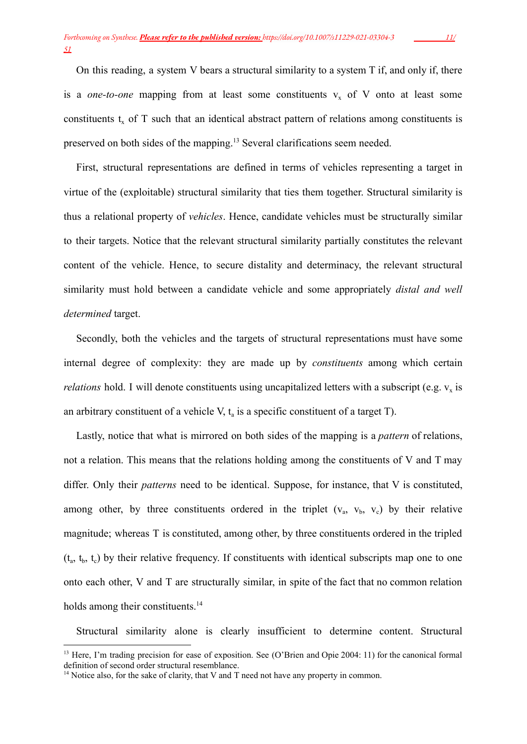On this reading, a system V bears a structural similarity to a system T if, and only if, there is a *one-to-one* mapping from at least some constituents $v_x$ of V onto at least some constituents $t_x$ of T such that an identical abstract pattern of relations among constituents is preserved on both sides of the mapping.[13] Several clarifications seem needed.

First, structural representations are defined in terms of vehicles representing a target in virtue of the (exploitable) structural similarity that ties them together. Structural similarity is thus a relational property of *vehicles*. Hence, candidate vehicles must be structurally similar to their targets. Notice that the relevant structural similarity partially constitutes the relevant content of the vehicle. Hence, to secure distality and determinacy, the relevant structural similarity must hold between a candidate vehicle and some appropriately *distal and well determined* target.

Secondly, both the vehicles and the targets of structural representations must have some internal degree of complexity: they are made up by *constituents* among which certain *relations* hold. I will denote constituents using uncapitalized letters with a subscript (e.g. $v_x$ is an arbitrary constituent of a vehicle V, $t_a$ is a specific constituent of a target T).

Lastly, notice that what is mirrored on both sides of the mapping is a *pattern* of relations, not a relation. This means that the relations holding among the constituents of V and T may differ. Only their *patterns* need to be identical. Suppose, for instance, that V is constituted, among other, by three constituents ordered in the triplet ($v_a$, $v_b$, $v_c$) by their relative magnitude; whereas T is constituted, among other, by three constituents ordered in the tripled ($t_a$, $t_b$, $t_c$) by their relative frequency. If constituents with identical subscripts map one to one onto each other, V and T are structurally similar, in spite of the fact that no common relation holds among their constituents.[14]

Structural similarity alone is clearly insufficient to determine content. Structural

---

[13] Here, I'm trading precision for ease of exposition. See (O'Brien and Opie 2004: 11) for the canonical formal definition of second order structural resemblance.

[14] Notice also, for the sake of clarity, that V and T need not have any property in common.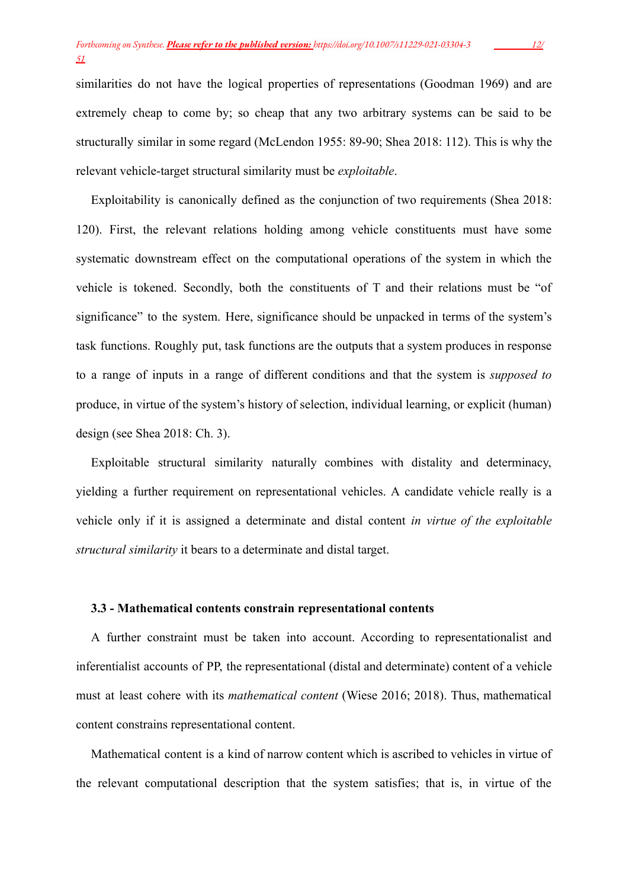similarities do not have the logical properties of representations (Goodman 1969) and are extremely cheap to come by; so cheap that any two arbitrary systems can be said to be structurally similar in some regard (McLendon 1955: 89-90; Shea 2018: 112). This is why the relevant vehicle-target structural similarity must be *exploitable*.

Exploitability is canonically defined as the conjunction of two requirements (Shea 2018: 120). First, the relevant relations holding among vehicle constituents must have some systematic downstream effect on the computational operations of the system in which the vehicle is tokened. Secondly, both the constituents of T and their relations must be "of significance" to the system. Here, significance should be unpacked in terms of the system's task functions. Roughly put, task functions are the outputs that a system produces in response to a range of inputs in a range of different conditions and that the system is *supposed to* produce, in virtue of the system's history of selection, individual learning, or explicit (human) design (see Shea 2018: Ch. 3).

Exploitable structural similarity naturally combines with distality and determinacy, yielding a further requirement on representational vehicles. A candidate vehicle really is a vehicle only if it is assigned a determinate and distal content *in virtue of the exploitable structural similarity* it bears to a determinate and distal target.

### 3.3 - Mathematical contents constrain representational contents

A further constraint must be taken into account. According to representationalist and inferentialist accounts of PP, the representational (distal and determinate) content of a vehicle must at least cohere with its *mathematical content* (Wiese 2016; 2018). Thus, mathematical content constrains representational content.

Mathematical content is a kind of narrow content which is ascribed to vehicles in virtue of the relevant computational description that the system satisfies; that is, in virtue of the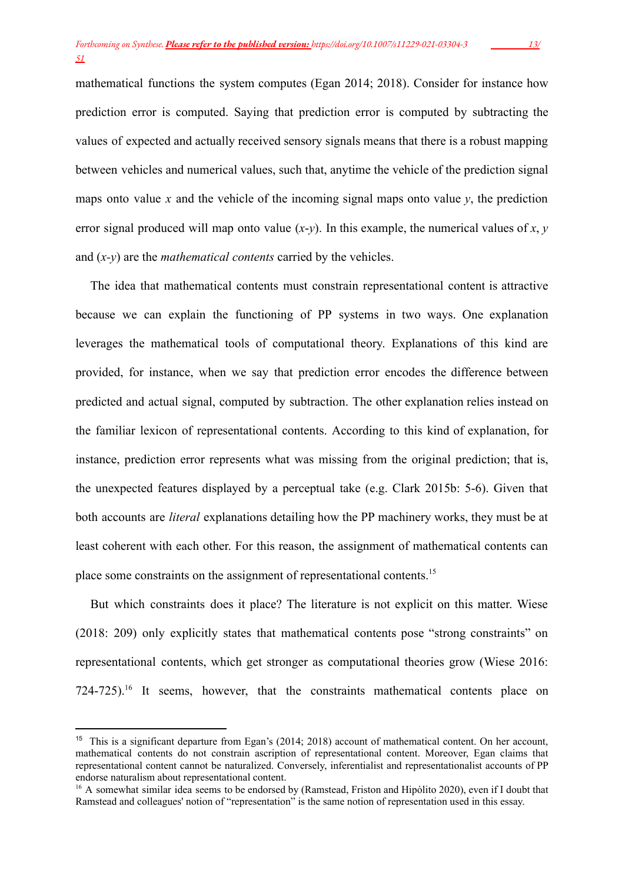mathematical functions the system computes (Egan 2014; 2018). Consider for instance how prediction error is computed. Saying that prediction error is computed by subtracting the values of expected and actually received sensory signals means that there is a robust mapping between vehicles and numerical values, such that, anytime the vehicle of the prediction signal maps onto value $x$ and the vehicle of the incoming signal maps onto value $y$, the prediction error signal produced will map onto value ($x$-$y$). In this example, the numerical values of $x$, $y$ and ($x$-$y$) are the *mathematical contents* carried by the vehicles.

The idea that mathematical contents must constrain representational content is attractive because we can explain the functioning of PP systems in two ways. One explanation leverages the mathematical tools of computational theory. Explanations of this kind are provided, for instance, when we say that prediction error encodes the difference between predicted and actual signal, computed by subtraction. The other explanation relies instead on the familiar lexicon of representational contents. According to this kind of explanation, for instance, prediction error represents what was missing from the original prediction; that is, the unexpected features displayed by a perceptual take (e.g. Clark 2015b: 5-6). Given that both accounts are *literal* explanations detailing how the PP machinery works, they must be at least coherent with each other. For this reason, the assignment of mathematical contents can place some constraints on the assignment of representational contents.[15]

But which constraints does it place? The literature is not explicit on this matter. Wiese (2018: 209) only explicitly states that mathematical contents pose "strong constraints" on representational contents, which get stronger as computational theories grow (Wiese 2016: 724-725).[16] It seems, however, that the constraints mathematical contents place on

---

[15] This is a significant departure from Egan's (2014; 2018) account of mathematical content. On her account, mathematical contents do not constrain ascription of representational content. Moreover, Egan claims that representational content cannot be naturalized. Conversely, inferentialist and representationalist accounts of PP endorse naturalism about representational content.

[16] A somewhat similar idea seems to be endorsed by (Ramstead, Friston and Hipòlito 2020), even if I doubt that Ramstead and colleagues' notion of "representation" is the same notion of representation used in this essay.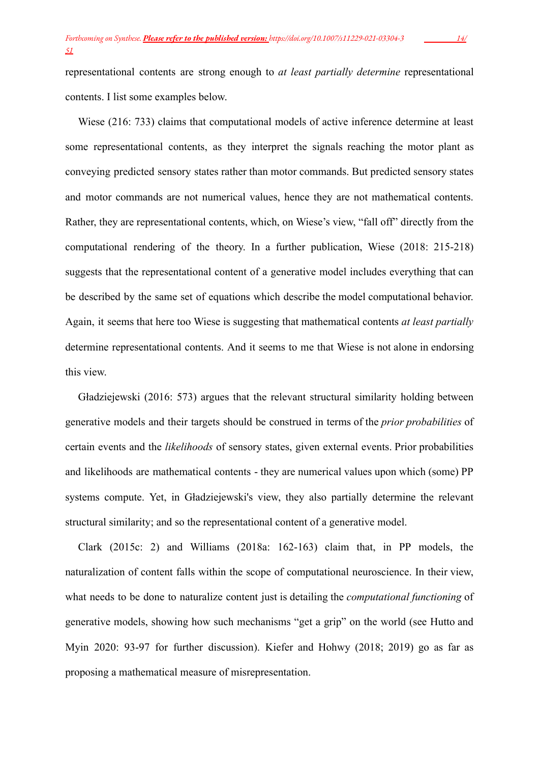representational contents are strong enough to *at least partially determine* representational contents. I list some examples below.

Wiese (216: 733) claims that computational models of active inference determine at least some representational contents, as they interpret the signals reaching the motor plant as conveying predicted sensory states rather than motor commands. But predicted sensory states and motor commands are not numerical values, hence they are not mathematical contents. Rather, they are representational contents, which, on Wiese's view, "fall off" directly from the computational rendering of the theory. In a further publication, Wiese (2018: 215-218) suggests that the representational content of a generative model includes everything that can be described by the same set of equations which describe the model computational behavior. Again, it seems that here too Wiese is suggesting that mathematical contents *at least partially* determine representational contents. And it seems to me that Wiese is not alone in endorsing this view.

Gładziejewski (2016: 573) argues that the relevant structural similarity holding between generative models and their targets should be construed in terms of the *prior probabilities* of certain events and the *likelihoods* of sensory states, given external events. Prior probabilities and likelihoods are mathematical contents - they are numerical values upon which (some) PP systems compute. Yet, in Gładziejewski's view, they also partially determine the relevant structural similarity; and so the representational content of a generative model.

Clark (2015c: 2) and Williams (2018a: 162-163) claim that, in PP models, the naturalization of content falls within the scope of computational neuroscience. In their view, what needs to be done to naturalize content just is detailing the *computational functioning* of generative models, showing how such mechanisms "get a grip" on the world (see Hutto and Myin 2020: 93-97 for further discussion). Kiefer and Hohwy (2018; 2019) go as far as proposing a mathematical measure of misrepresentation.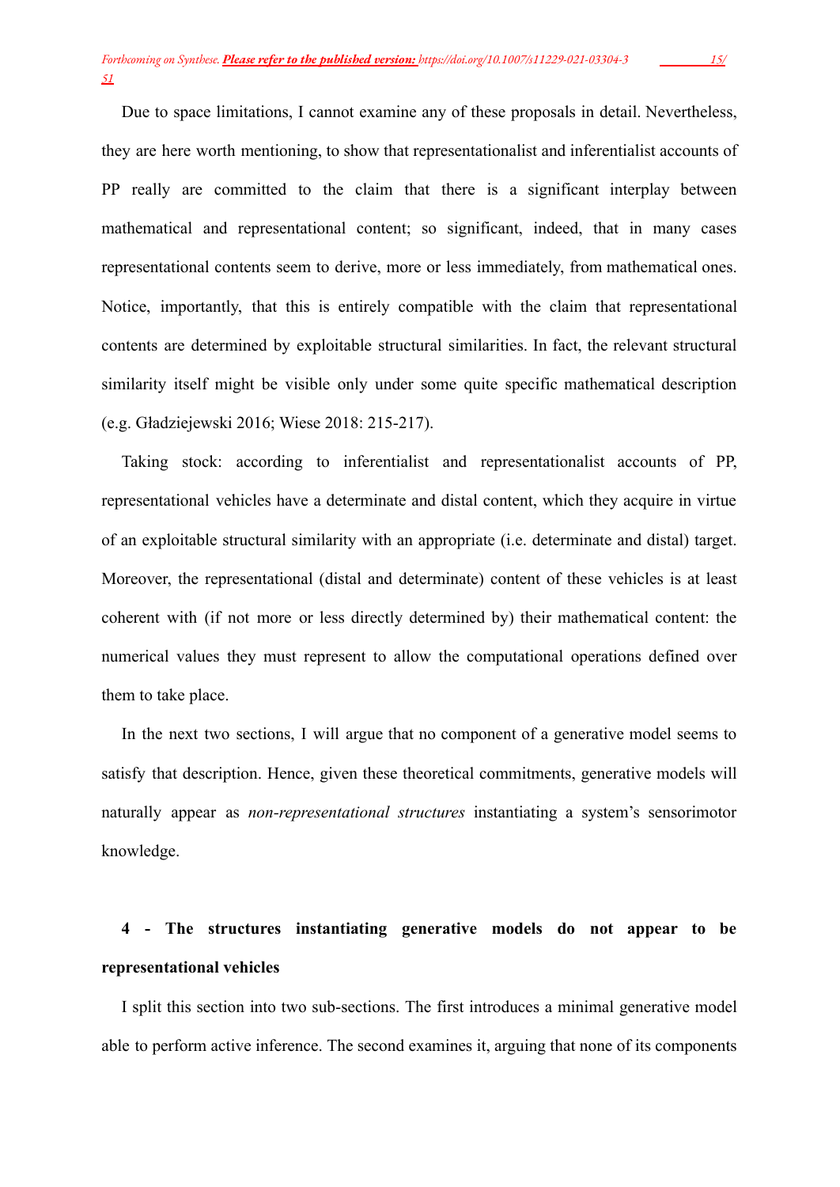Due to space limitations, I cannot examine any of these proposals in detail. Nevertheless, they are here worth mentioning, to show that representationalist and inferentialist accounts of PP really are committed to the claim that there is a significant interplay between mathematical and representational content; so significant, indeed, that in many cases representational contents seem to derive, more or less immediately, from mathematical ones. Notice, importantly, that this is entirely compatible with the claim that representational contents are determined by exploitable structural similarities. In fact, the relevant structural similarity itself might be visible only under some quite specific mathematical description (e.g. Gładziejewski 2016; Wiese 2018: 215-217).

Taking stock: according to inferentialist and representationalist accounts of PP, representational vehicles have a determinate and distal content, which they acquire in virtue of an exploitable structural similarity with an appropriate (i.e. determinate and distal) target. Moreover, the representational (distal and determinate) content of these vehicles is at least coherent with (if not more or less directly determined by) their mathematical content: the numerical values they must represent to allow the computational operations defined over them to take place.

In the next two sections, I will argue that no component of a generative model seems to satisfy that description. Hence, given these theoretical commitments, generative models will naturally appear as *non-representational structures* instantiating a system's sensorimotor knowledge.

## 4 - The structures instantiating generative models do not appear to be representational vehicles

I split this section into two sub-sections. The first introduces a minimal generative model able to perform active inference. The second examines it, arguing that none of its components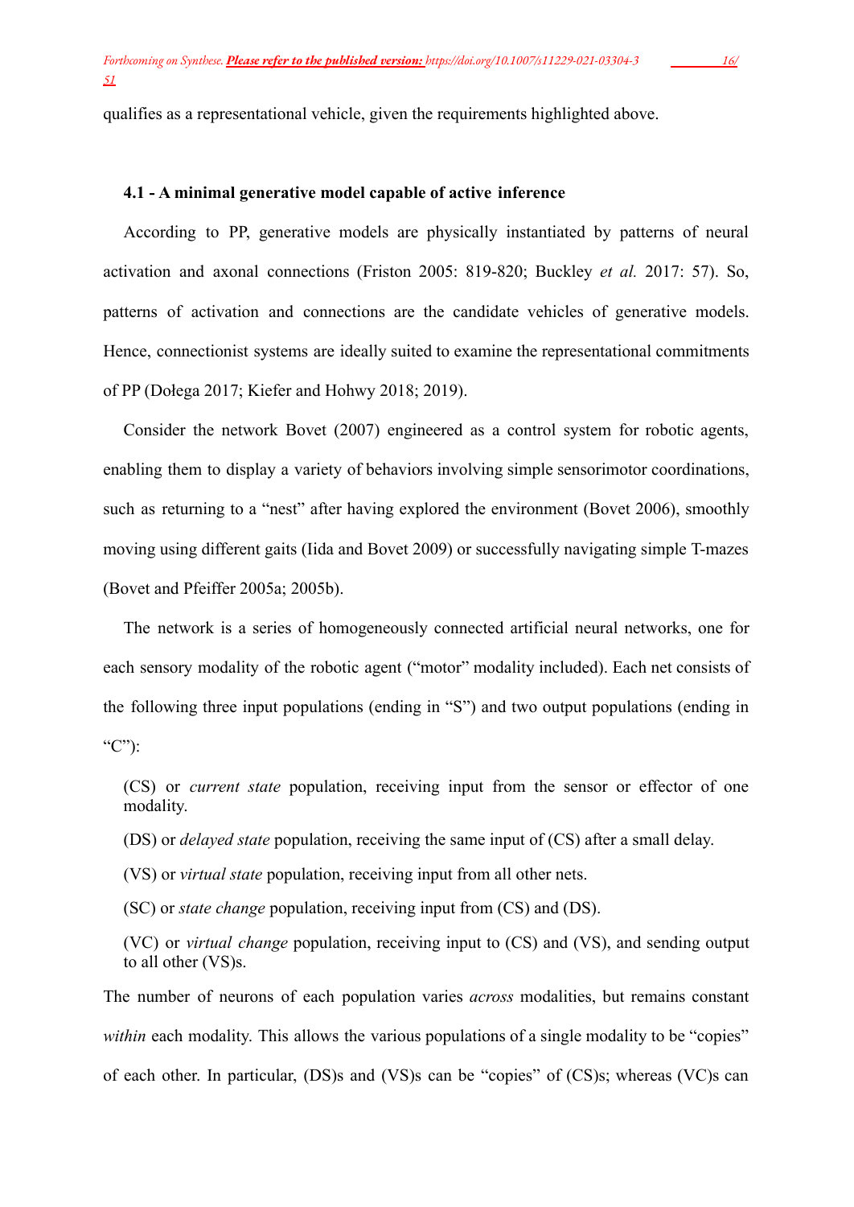qualifies as a representational vehicle, given the requirements highlighted above.

### 4.1 - A minimal generative model capable of active inference

According to PP, generative models are physically instantiated by patterns of neural activation and axonal connections (Friston 2005: 819-820; Buckley *et al.* 2017: 57). So, patterns of activation and connections are the candidate vehicles of generative models. Hence, connectionist systems are ideally suited to examine the representational commitments of PP (Dołega 2017; Kiefer and Hohwy 2018; 2019).

Consider the network Bovet (2007) engineered as a control system for robotic agents, enabling them to display a variety of behaviors involving simple sensorimotor coordinations, such as returning to a "nest" after having explored the environment (Bovet 2006), smoothly moving using different gaits (Iida and Bovet 2009) or successfully navigating simple T-mazes (Bovet and Pfeiffer 2005a; 2005b).

The network is a series of homogeneously connected artificial neural networks, one for each sensory modality of the robotic agent ("motor" modality included). Each net consists of the following three input populations (ending in "S") and two output populations (ending in "C"):

(CS) or *current state* population, receiving input from the sensor or effector of one modality.

(DS) or *delayed state* population, receiving the same input of (CS) after a small delay.

(VS) or *virtual state* population, receiving input from all other nets.

(SC) or *state change* population, receiving input from (CS) and (DS).

(VC) or *virtual change* population, receiving input to (CS) and (VS), and sending output to all other (VS)s.

The number of neurons of each population varies *across* modalities, but remains constant *within* each modality. This allows the various populations of a single modality to be "copies" of each other. In particular, (DS)s and (VS)s can be "copies" of (CS)s; whereas (VC)s can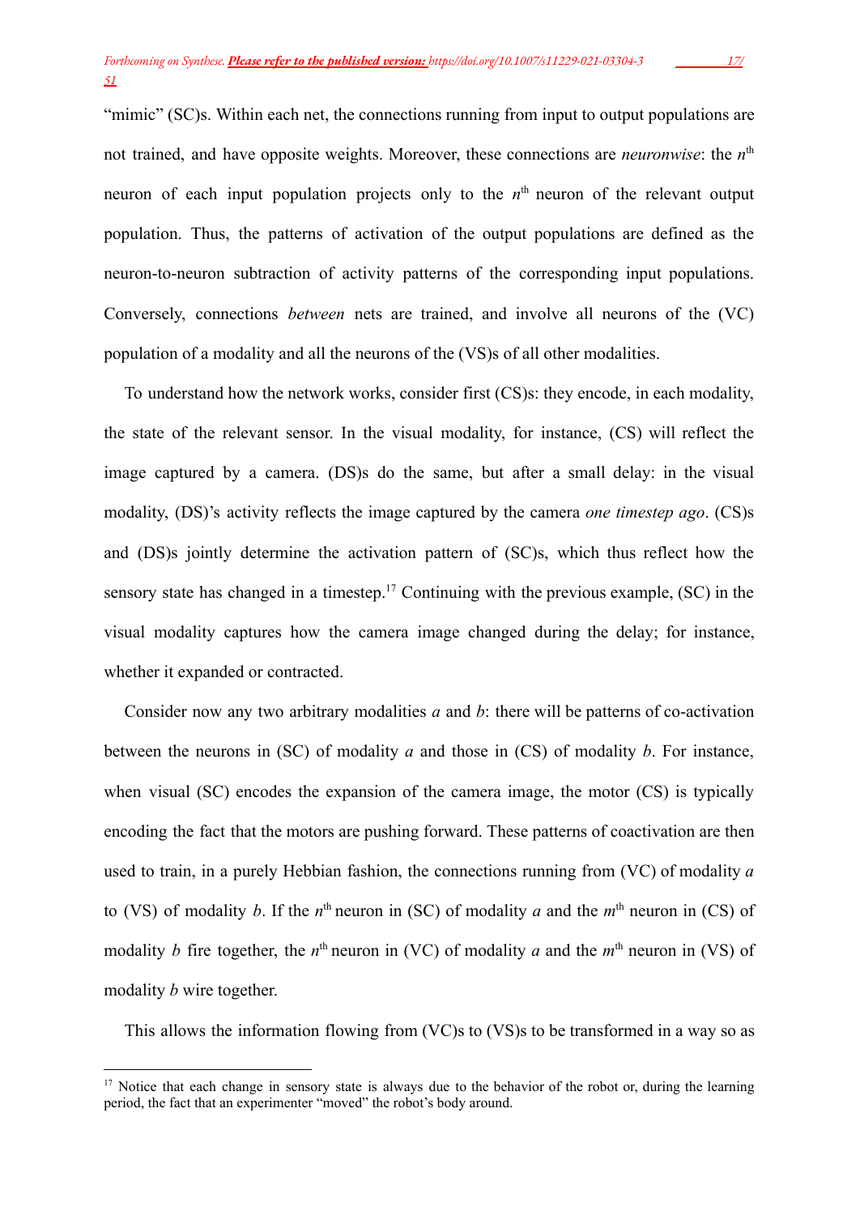"mimic" (SC)s. Within each net, the connections running from input to output populations are not trained, and have opposite weights. Moreover, these connections are *neuronwise*: the $n^{\text{th}}$ neuron of each input population projects only to the $n^{\text{th}}$ neuron of the relevant output population. Thus, the patterns of activation of the output populations are defined as the neuron-to-neuron subtraction of activity patterns of the corresponding input populations. Conversely, connections *between* nets are trained, and involve all neurons of the (VC) population of a modality and all the neurons of the (VS)s of all other modalities.

To understand how the network works, consider first (CS)s: they encode, in each modality, the state of the relevant sensor. In the visual modality, for instance, (CS) will reflect the image captured by a camera. (DS)s do the same, but after a small delay: in the visual modality, (DS)'s activity reflects the image captured by the camera *one timestep ago*. (CS)s and (DS)s jointly determine the activation pattern of (SC)s, which thus reflect how the sensory state has changed in a timestep.[17] Continuing with the previous example, (SC) in the visual modality captures how the camera image changed during the delay; for instance, whether it expanded or contracted.

Consider now any two arbitrary modalities *a* and *b*: there will be patterns of co-activation between the neurons in (SC) of modality *a* and those in (CS) of modality *b*. For instance, when visual (SC) encodes the expansion of the camera image, the motor (CS) is typically encoding the fact that the motors are pushing forward. These patterns of coactivation are then used to train, in a purely Hebbian fashion, the connections running from (VC) of modality *a* to (VS) of modality *b*. If the $n^{\text{th}}$ neuron in (SC) of modality *a* and the $m^{\text{th}}$ neuron in (CS) of modality *b* fire together, the $n^{\text{th}}$ neuron in (VC) of modality *a* and the $m^{\text{th}}$ neuron in (VS) of modality *b* wire together.

This allows the information flowing from (VC)s to (VS)s to be transformed in a way so as

[17] Notice that each change in sensory state is always due to the behavior of the robot or, during the learning period, the fact that an experimenter "moved" the robot's body around.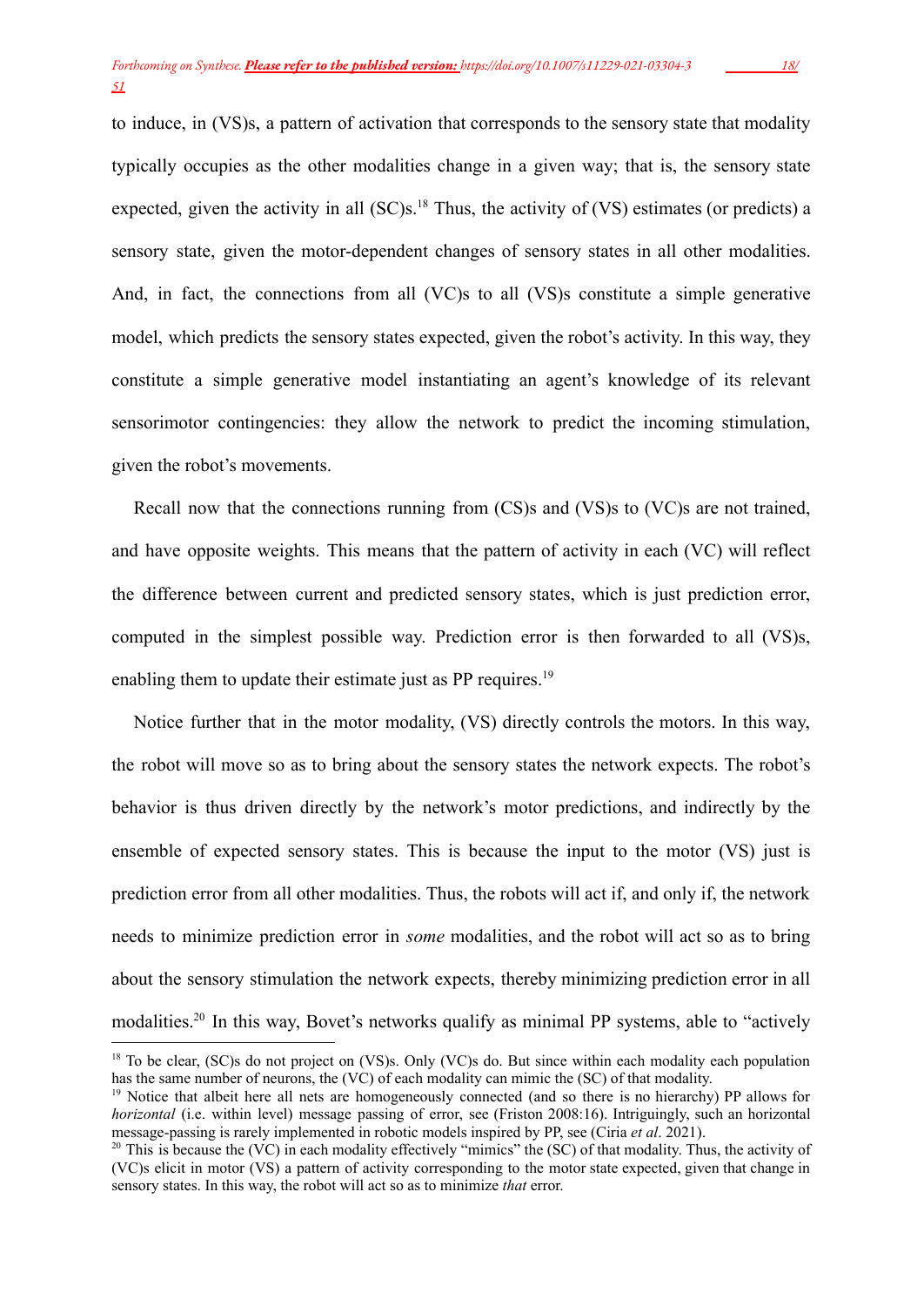to induce, in (VS)s, a pattern of activation that corresponds to the sensory state that modality typically occupies as the other modalities change in a given way; that is, the sensory state expected, given the activity in all (SC)s.[18] Thus, the activity of (VS) estimates (or predicts) a sensory state, given the motor-dependent changes of sensory states in all other modalities. And, in fact, the connections from all (VC)s to all (VS)s constitute a simple generative model, which predicts the sensory states expected, given the robot's activity. In this way, they constitute a simple generative model instantiating an agent's knowledge of its relevant sensorimotor contingencies: they allow the network to predict the incoming stimulation, given the robot's movements.

Recall now that the connections running from (CS)s and (VS)s to (VC)s are not trained, and have opposite weights. This means that the pattern of activity in each (VC) will reflect the difference between current and predicted sensory states, which is just prediction error, computed in the simplest possible way. Prediction error is then forwarded to all (VS)s, enabling them to update their estimate just as PP requires.[19]

Notice further that in the motor modality, (VS) directly controls the motors. In this way, the robot will move so as to bring about the sensory states the network expects. The robot's behavior is thus driven directly by the network's motor predictions, and indirectly by the ensemble of expected sensory states. This is because the input to the motor (VS) just is prediction error from all other modalities. Thus, the robots will act if, and only if, the network needs to minimize prediction error in *some* modalities, and the robot will act so as to bring about the sensory stimulation the network expects, thereby minimizing prediction error in all modalities.[20] In this way, Bovet's networks qualify as minimal PP systems, able to "actively

[18] To be clear, (SC)s do not project on (VS)s. Only (VC)s do. But since within each modality each population has the same number of neurons, the (VC) of each modality can mimic the (SC) of that modality.

[19] Notice that albeit here all nets are homogeneously connected (and so there is no hierarchy) PP allows for *horizontal* (i.e. within level) message passing of error, see (Friston 2008:16). Intriguingly, such an horizontal message-passing is rarely implemented in robotic models inspired by PP, see (Ciria *et al*. 2021).

[20] This is because the (VC) in each modality effectively "mimics" the (SC) of that modality. Thus, the activity of (VC)s elicit in motor (VS) a pattern of activity corresponding to the motor state expected, given that change in sensory states. In this way, the robot will act so as to minimize *that* error.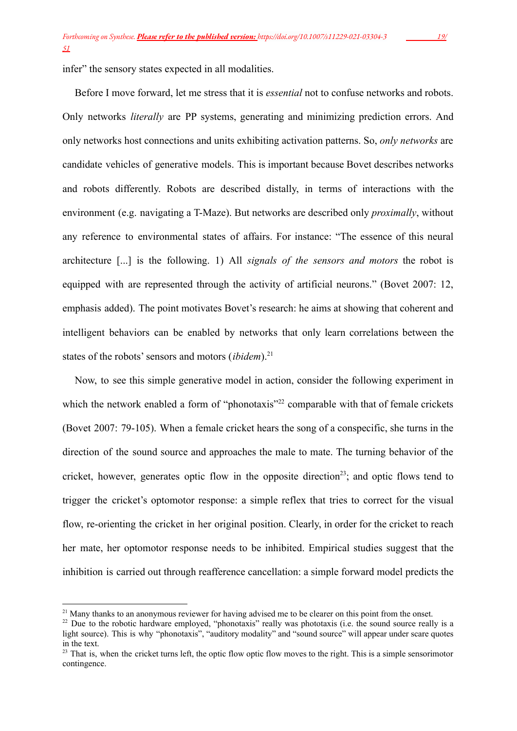infer" the sensory states expected in all modalities.

Before I move forward, let me stress that it is *essential* not to confuse networks and robots. Only networks *literally* are PP systems, generating and minimizing prediction errors. And only networks host connections and units exhibiting activation patterns. So, *only networks* are candidate vehicles of generative models. This is important because Bovet describes networks and robots differently. Robots are described distally, in terms of interactions with the environment (e.g. navigating a T-Maze). But networks are described only *proximally*, without any reference to environmental states of affairs. For instance: "The essence of this neural architecture [...] is the following. 1) All *signals of the sensors and motors* the robot is equipped with are represented through the activity of artificial neurons." (Bovet 2007: 12, emphasis added). The point motivates Bovet's research: he aims at showing that coherent and intelligent behaviors can be enabled by networks that only learn correlations between the states of the robots' sensors and motors (*ibidem*).[21]

Now, to see this simple generative model in action, consider the following experiment in which the network enabled a form of "phonotaxis"[22] comparable with that of female crickets (Bovet 2007: 79-105). When a female cricket hears the song of a conspecific, she turns in the direction of the sound source and approaches the male to mate. The turning behavior of the cricket, however, generates optic flow in the opposite direction[23]; and optic flows tend to trigger the cricket's optomotor response: a simple reflex that tries to correct for the visual flow, re-orienting the cricket in her original position. Clearly, in order for the cricket to reach her mate, her optomotor response needs to be inhibited. Empirical studies suggest that the inhibition is carried out through reafference cancellation: a simple forward model predicts the

---

[21] Many thanks to an anonymous reviewer for having advised me to be clearer on this point from the onset.

[22] Due to the robotic hardware employed, "phonotaxis" really was phototaxis (i.e. the sound source really is a light source). This is why "phonotaxis", "auditory modality" and "sound source" will appear under scare quotes in the text.

[23] That is, when the cricket turns left, the optic flow optic flow moves to the right. This is a simple sensorimotor contingence.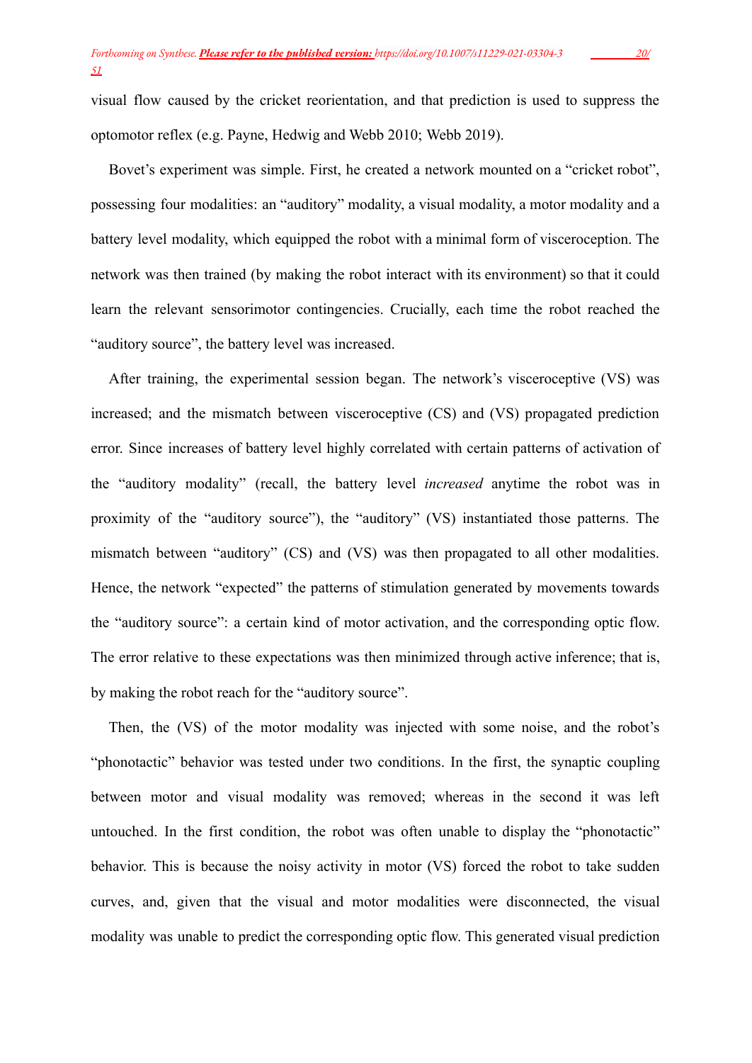visual flow caused by the cricket reorientation, and that prediction is used to suppress the optomotor reflex (e.g. Payne, Hedwig and Webb 2010; Webb 2019).

Bovet's experiment was simple. First, he created a network mounted on a "cricket robot", possessing four modalities: an "auditory" modality, a visual modality, a motor modality and a battery level modality, which equipped the robot with a minimal form of visceroception. The network was then trained (by making the robot interact with its environment) so that it could learn the relevant sensorimotor contingencies. Crucially, each time the robot reached the "auditory source", the battery level was increased.

After training, the experimental session began. The network's visceroceptive (VS) was increased; and the mismatch between visceroceptive (CS) and (VS) propagated prediction error. Since increases of battery level highly correlated with certain patterns of activation of the "auditory modality" (recall, the battery level *increased* anytime the robot was in proximity of the "auditory source"), the "auditory" (VS) instantiated those patterns. The mismatch between "auditory" (CS) and (VS) was then propagated to all other modalities. Hence, the network "expected" the patterns of stimulation generated by movements towards the "auditory source": a certain kind of motor activation, and the corresponding optic flow. The error relative to these expectations was then minimized through active inference; that is, by making the robot reach for the "auditory source".

Then, the (VS) of the motor modality was injected with some noise, and the robot's "phonotactic" behavior was tested under two conditions. In the first, the synaptic coupling between motor and visual modality was removed; whereas in the second it was left untouched. In the first condition, the robot was often unable to display the "phonotactic" behavior. This is because the noisy activity in motor (VS) forced the robot to take sudden curves, and, given that the visual and motor modalities were disconnected, the visual modality was unable to predict the corresponding optic flow. This generated visual prediction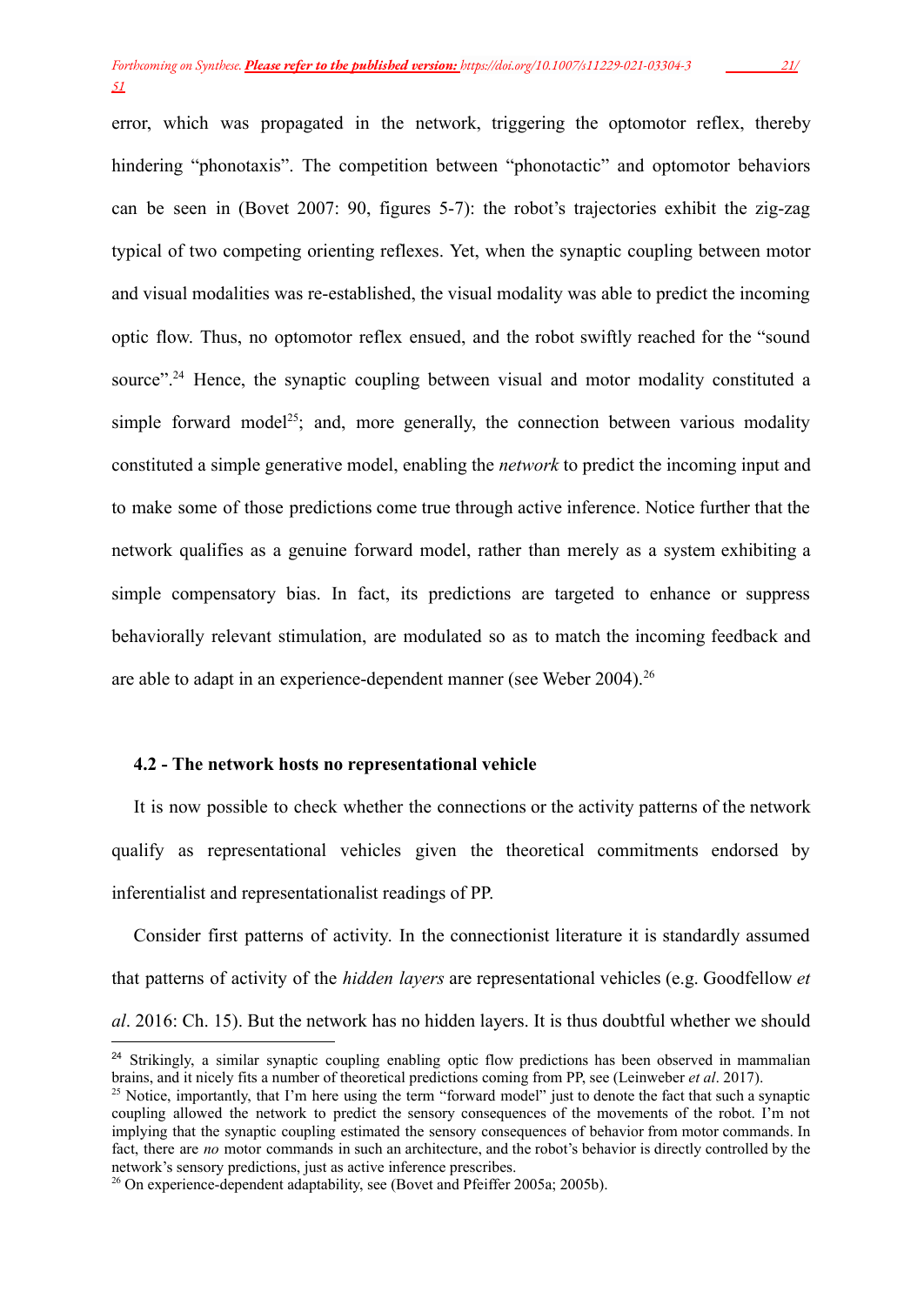error, which was propagated in the network, triggering the optomotor reflex, thereby hindering "phonotaxis". The competition between "phonotactic" and optomotor behaviors can be seen in (Bovet 2007: 90, figures 5-7): the robot's trajectories exhibit the zig-zag typical of two competing orienting reflexes. Yet, when the synaptic coupling between motor and visual modalities was re-established, the visual modality was able to predict the incoming optic flow. Thus, no optomotor reflex ensued, and the robot swiftly reached for the "sound source".[24] Hence, the synaptic coupling between visual and motor modality constituted a simple forward model[25]; and, more generally, the connection between various modality constituted a simple generative model, enabling the *network* to predict the incoming input and to make some of those predictions come true through active inference. Notice further that the network qualifies as a genuine forward model, rather than merely as a system exhibiting a simple compensatory bias. In fact, its predictions are targeted to enhance or suppress behaviorally relevant stimulation, are modulated so as to match the incoming feedback and are able to adapt in an experience-dependent manner (see Weber 2004).[26]

### 4.2 - The network hosts no representational vehicle

It is now possible to check whether the connections or the activity patterns of the network qualify as representational vehicles given the theoretical commitments endorsed by inferentialist and representationalist readings of PP.

Consider first patterns of activity. In the connectionist literature it is standardly assumed that patterns of activity of the *hidden layers* are representational vehicles (e.g. Goodfellow *et al*. 2016: Ch. 15). But the network has no hidden layers. It is thus doubtful whether we should

---

[24] Strikingly, a similar synaptic coupling enabling optic flow predictions has been observed in mammalian brains, and it nicely fits a number of theoretical predictions coming from PP, see (Leinweber *et al*. 2017).

[25] Notice, importantly, that I'm here using the term "forward model" just to denote the fact that such a synaptic coupling allowed the network to predict the sensory consequences of the movements of the robot. I'm not implying that the synaptic coupling estimated the sensory consequences of behavior from motor commands. In fact, there are *no* motor commands in such an architecture, and the robot's behavior is directly controlled by the network's sensory predictions, just as active inference prescribes.

[26] On experience-dependent adaptability, see (Bovet and Pfeiffer 2005a; 2005b).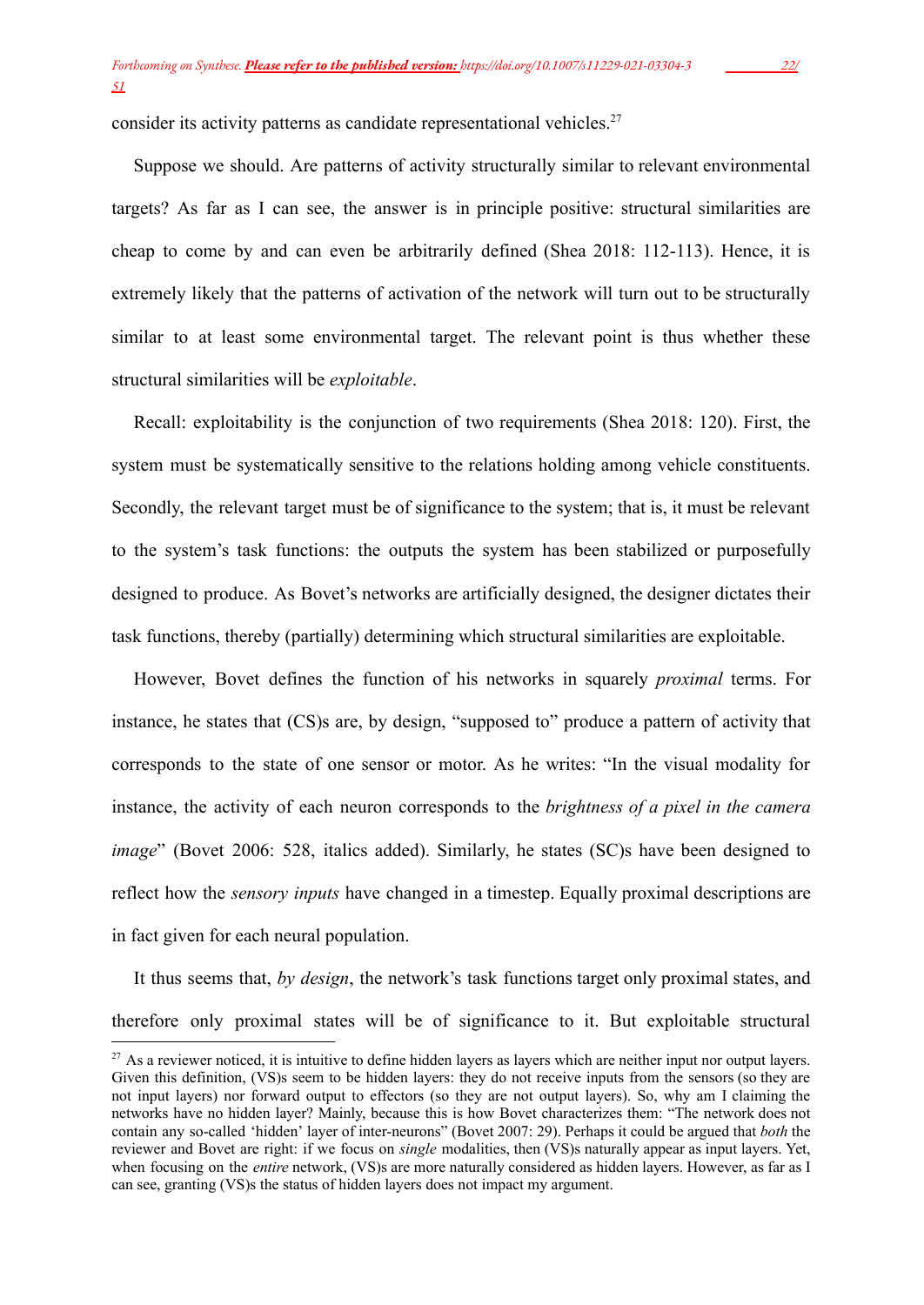consider its activity patterns as candidate representational vehicles.[27]

Suppose we should. Are patterns of activity structurally similar to relevant environmental targets? As far as I can see, the answer is in principle positive: structural similarities are cheap to come by and can even be arbitrarily defined (Shea 2018: 112-113). Hence, it is extremely likely that the patterns of activation of the network will turn out to be structurally similar to at least some environmental target. The relevant point is thus whether these structural similarities will be *exploitable*.

Recall: exploitability is the conjunction of two requirements (Shea 2018: 120). First, the system must be systematically sensitive to the relations holding among vehicle constituents. Secondly, the relevant target must be of significance to the system; that is, it must be relevant to the system's task functions: the outputs the system has been stabilized or purposefully designed to produce. As Bovet's networks are artificially designed, the designer dictates their task functions, thereby (partially) determining which structural similarities are exploitable.

However, Bovet defines the function of his networks in squarely *proximal* terms. For instance, he states that (CS)s are, by design, "supposed to" produce a pattern of activity that corresponds to the state of one sensor or motor. As he writes: "In the visual modality for instance, the activity of each neuron corresponds to the *brightness of a pixel in the camera image*" (Bovet 2006: 528, italics added). Similarly, he states (SC)s have been designed to reflect how the *sensory inputs* have changed in a timestep. Equally proximal descriptions are in fact given for each neural population.

It thus seems that, *by design*, the network's task functions target only proximal states, and therefore only proximal states will be of significance to it. But exploitable structural

[27] As a reviewer noticed, it is intuitive to define hidden layers as layers which are neither input nor output layers. Given this definition, (VS)s seem to be hidden layers: they do not receive inputs from the sensors (so they are not input layers) nor forward output to effectors (so they are not output layers). So, why am I claiming the networks have no hidden layer? Mainly, because this is how Bovet characterizes them: "The network does not contain any so-called 'hidden' layer of inter-neurons" (Bovet 2007: 29). Perhaps it could be argued that *both* the reviewer and Bovet are right: if we focus on *single* modalities, then (VS)s naturally appear as input layers. Yet, when focusing on the *entire* network, (VS)s are more naturally considered as hidden layers. However, as far as I can see, granting (VS)s the status of hidden layers does not impact my argument.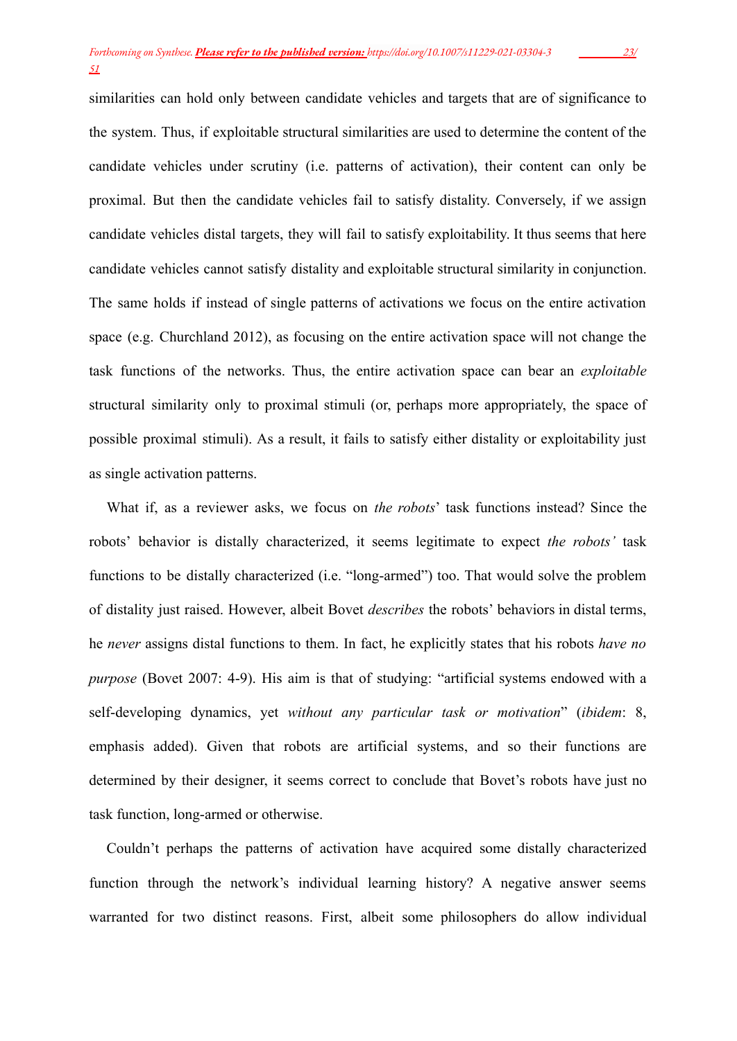similarities can hold only between candidate vehicles and targets that are of significance to the system. Thus, if exploitable structural similarities are used to determine the content of the candidate vehicles under scrutiny (i.e. patterns of activation), their content can only be proximal. But then the candidate vehicles fail to satisfy distality. Conversely, if we assign candidate vehicles distal targets, they will fail to satisfy exploitability. It thus seems that here candidate vehicles cannot satisfy distality and exploitable structural similarity in conjunction. The same holds if instead of single patterns of activations we focus on the entire activation space (e.g. Churchland 2012), as focusing on the entire activation space will not change the task functions of the networks. Thus, the entire activation space can bear an *exploitable* structural similarity only to proximal stimuli (or, perhaps more appropriately, the space of possible proximal stimuli). As a result, it fails to satisfy either distality or exploitability just as single activation patterns.

What if, as a reviewer asks, we focus on *the robots*' task functions instead? Since the robots' behavior is distally characterized, it seems legitimate to expect *the robots'* task functions to be distally characterized (i.e. "long-armed") too. That would solve the problem of distality just raised. However, albeit Bovet *describes* the robots' behaviors in distal terms, he *never* assigns distal functions to them. In fact, he explicitly states that his robots *have no purpose* (Bovet 2007: 4-9). His aim is that of studying: "artificial systems endowed with a self-developing dynamics, yet *without any particular task or motivation*" (*ibidem*: 8, emphasis added). Given that robots are artificial systems, and so their functions are determined by their designer, it seems correct to conclude that Bovet's robots have just no task function, long-armed or otherwise.

Couldn't perhaps the patterns of activation have acquired some distally characterized function through the network's individual learning history? A negative answer seems warranted for two distinct reasons. First, albeit some philosophers do allow individual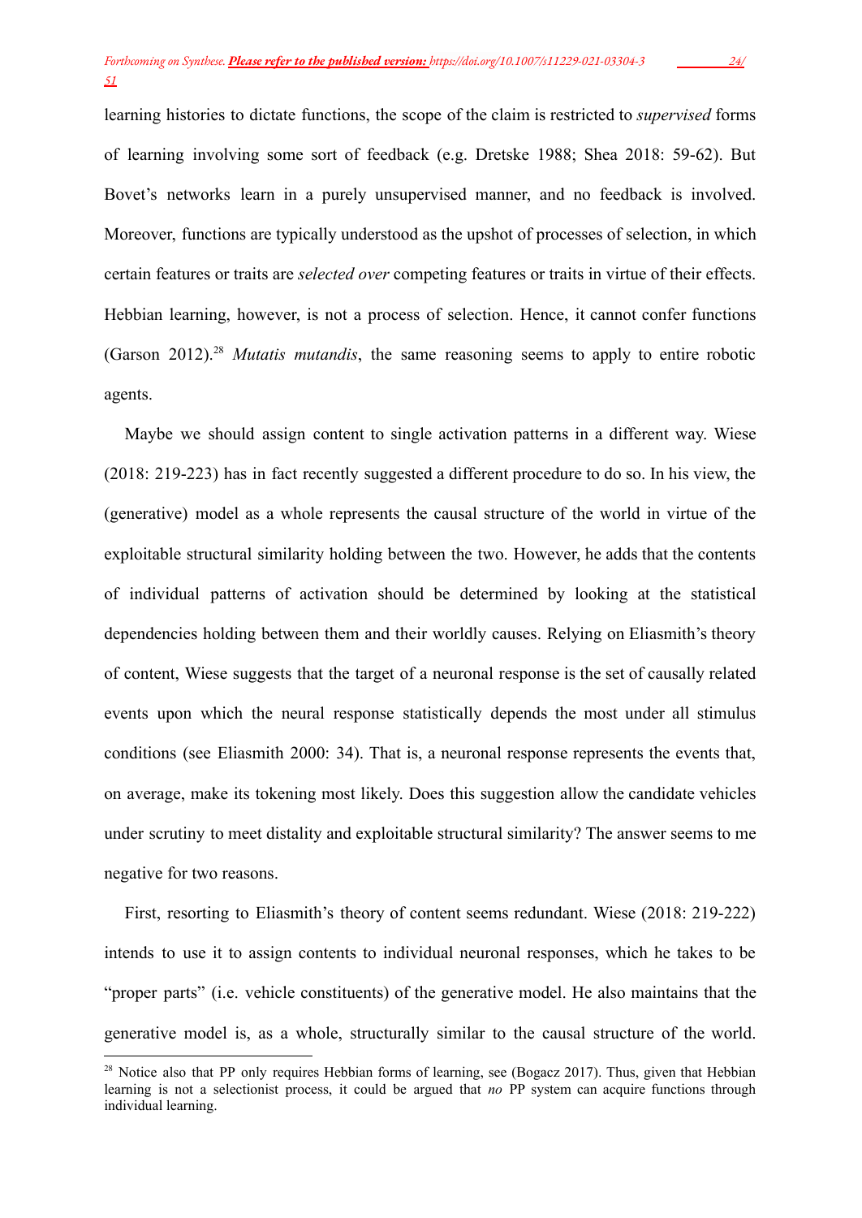learning histories to dictate functions, the scope of the claim is restricted to *supervised* forms of learning involving some sort of feedback (e.g. Dretske 1988; Shea 2018: 59-62). But Bovet's networks learn in a purely unsupervised manner, and no feedback is involved. Moreover, functions are typically understood as the upshot of processes of selection, in which certain features or traits are *selected over* competing features or traits in virtue of their effects. Hebbian learning, however, is not a process of selection. Hence, it cannot confer functions (Garson 2012).[28] *Mutatis mutandis*, the same reasoning seems to apply to entire robotic agents.

Maybe we should assign content to single activation patterns in a different way. Wiese (2018: 219-223) has in fact recently suggested a different procedure to do so. In his view, the (generative) model as a whole represents the causal structure of the world in virtue of the exploitable structural similarity holding between the two. However, he adds that the contents of individual patterns of activation should be determined by looking at the statistical dependencies holding between them and their worldly causes. Relying on Eliasmith's theory of content, Wiese suggests that the target of a neuronal response is the set of causally related events upon which the neural response statistically depends the most under all stimulus conditions (see Eliasmith 2000: 34). That is, a neuronal response represents the events that, on average, make its tokening most likely. Does this suggestion allow the candidate vehicles under scrutiny to meet distality and exploitable structural similarity? The answer seems to me negative for two reasons.

First, resorting to Eliasmith's theory of content seems redundant. Wiese (2018: 219-222) intends to use it to assign contents to individual neuronal responses, which he takes to be "proper parts" (i.e. vehicle constituents) of the generative model. He also maintains that the generative model is, as a whole, structurally similar to the causal structure of the world.

[28] Notice also that PP only requires Hebbian forms of learning, see (Bogacz 2017). Thus, given that Hebbian learning is not a selectionist process, it could be argued that *no* PP system can acquire functions through individual learning.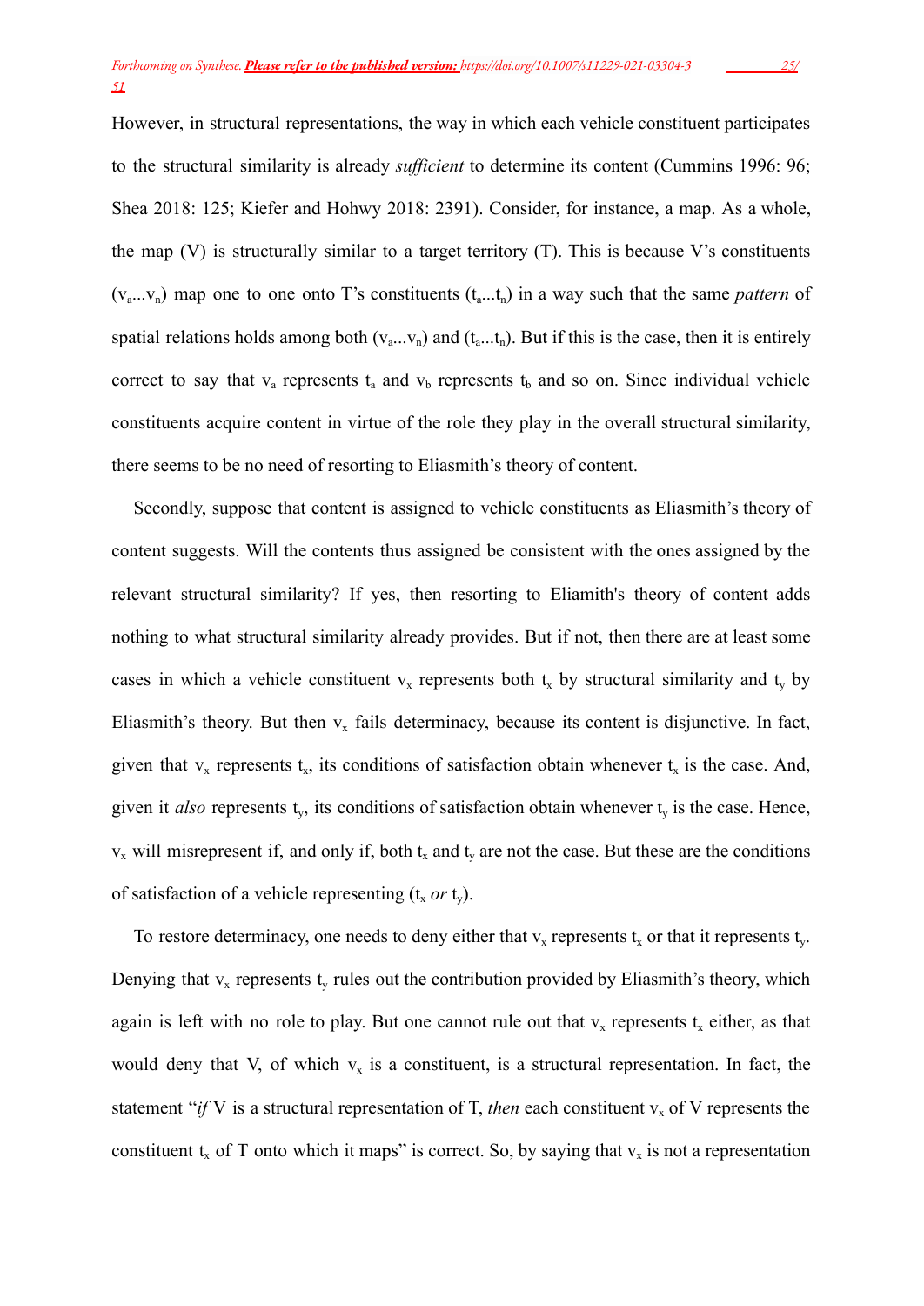However, in structural representations, the way in which each vehicle constituent participates to the structural similarity is already *sufficient* to determine its content (Cummins 1996: 96; Shea 2018: 125; Kiefer and Hohwy 2018: 2391). Consider, for instance, a map. As a whole, the map (V) is structurally similar to a target territory (T). This is because V's constituents ($v_a$...$v_n$) map one to one onto T's constituents ($t_a$...$t_n$) in a way such that the same *pattern* of spatial relations holds among both ($v_a$...$v_n$) and ($t_a$...$t_n$). But if this is the case, then it is entirely correct to say that $v_a$ represents $t_a$ and $v_b$ represents $t_b$ and so on. Since individual vehicle constituents acquire content in virtue of the role they play in the overall structural similarity, there seems to be no need of resorting to Eliasmith's theory of content.

Secondly, suppose that content is assigned to vehicle constituents as Eliasmith's theory of content suggests. Will the contents thus assigned be consistent with the ones assigned by the relevant structural similarity? If yes, then resorting to Eliamith's theory of content adds nothing to what structural similarity already provides. But if not, then there are at least some cases in which a vehicle constituent $v_x$ represents both $t_x$ by structural similarity and $t_y$ by Eliasmith's theory. But then $v_x$ fails determinacy, because its content is disjunctive. In fact, given that $v_x$ represents $t_x$, its conditions of satisfaction obtain whenever $t_x$ is the case. And, given it *also* represents $t_y$, its conditions of satisfaction obtain whenever $t_y$ is the case. Hence, $v_x$ will misrepresent if, and only if, both $t_x$ and $t_y$ are not the case. But these are the conditions of satisfaction of a vehicle representing ($t_x$ *or* $t_y$).

To restore determinacy, one needs to deny either that $v_x$ represents $t_x$ or that it represents $t_y$. Denying that $v_x$ represents $t_y$ rules out the contribution provided by Eliasmith's theory, which again is left with no role to play. But one cannot rule out that $v_x$ represents $t_x$ either, as that would deny that V, of which $v_x$ is a constituent, is a structural representation. In fact, the statement "*if* V is a structural representation of T, *then* each constituent $v_x$ of V represents the constituent $t_x$ of T onto which it maps" is correct. So, by saying that $v_x$ is not a representation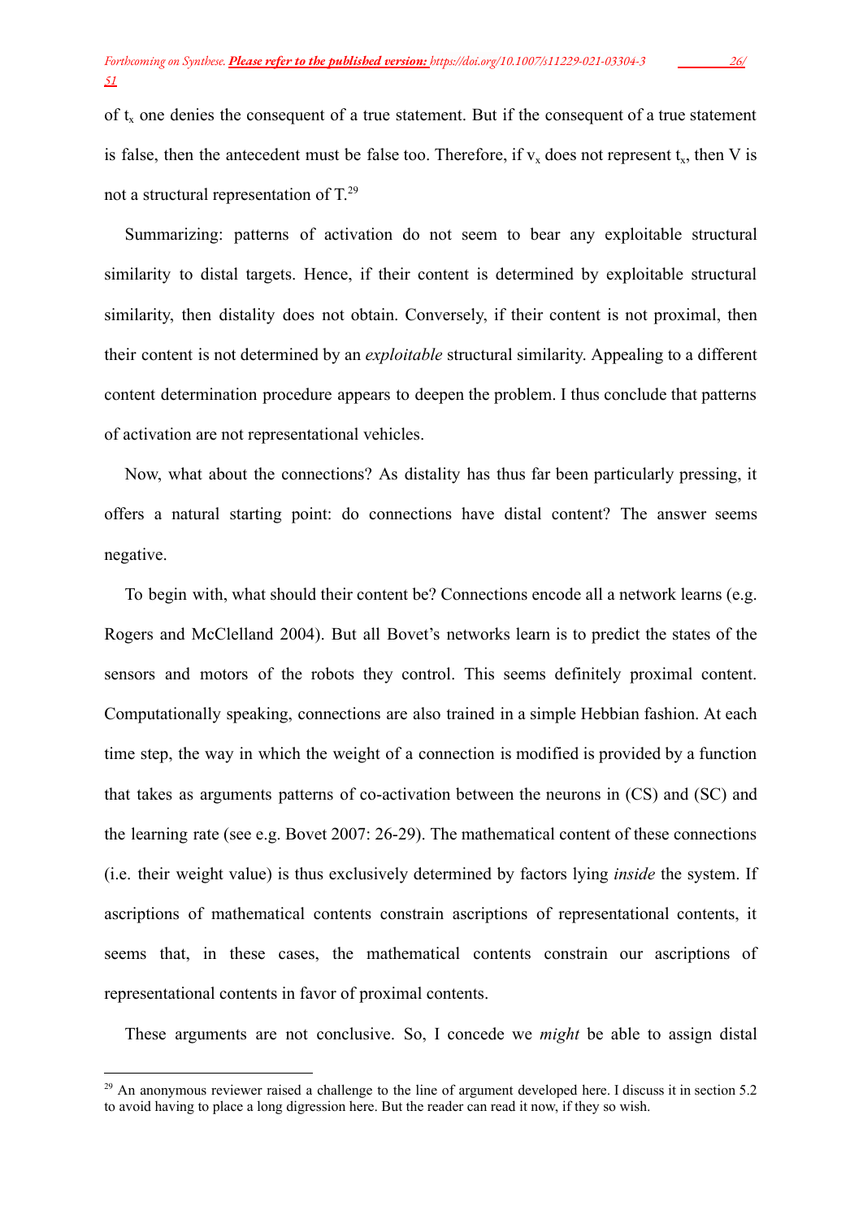of $t_x$ one denies the consequent of a true statement. But if the consequent of a true statement is false, then the antecedent must be false too. Therefore, if $v_x$ does not represent $t_x$, then V is not a structural representation of T.[29]

Summarizing: patterns of activation do not seem to bear any exploitable structural similarity to distal targets. Hence, if their content is determined by exploitable structural similarity, then distality does not obtain. Conversely, if their content is not proximal, then their content is not determined by an *exploitable* structural similarity. Appealing to a different content determination procedure appears to deepen the problem. I thus conclude that patterns of activation are not representational vehicles.

Now, what about the connections? As distality has thus far been particularly pressing, it offers a natural starting point: do connections have distal content? The answer seems negative.

To begin with, what should their content be? Connections encode all a network learns (e.g. Rogers and McClelland 2004). But all Bovet's networks learn is to predict the states of the sensors and motors of the robots they control. This seems definitely proximal content. Computationally speaking, connections are also trained in a simple Hebbian fashion. At each time step, the way in which the weight of a connection is modified is provided by a function that takes as arguments patterns of co-activation between the neurons in (CS) and (SC) and the learning rate (see e.g. Bovet 2007: 26-29). The mathematical content of these connections (i.e. their weight value) is thus exclusively determined by factors lying *inside* the system. If ascriptions of mathematical contents constrain ascriptions of representational contents, it seems that, in these cases, the mathematical contents constrain our ascriptions of representational contents in favor of proximal contents.

These arguments are not conclusive. So, I concede we *might* be able to assign distal

[29] An anonymous reviewer raised a challenge to the line of argument developed here. I discuss it in section 5.2 to avoid having to place a long digression here. But the reader can read it now, if they so wish.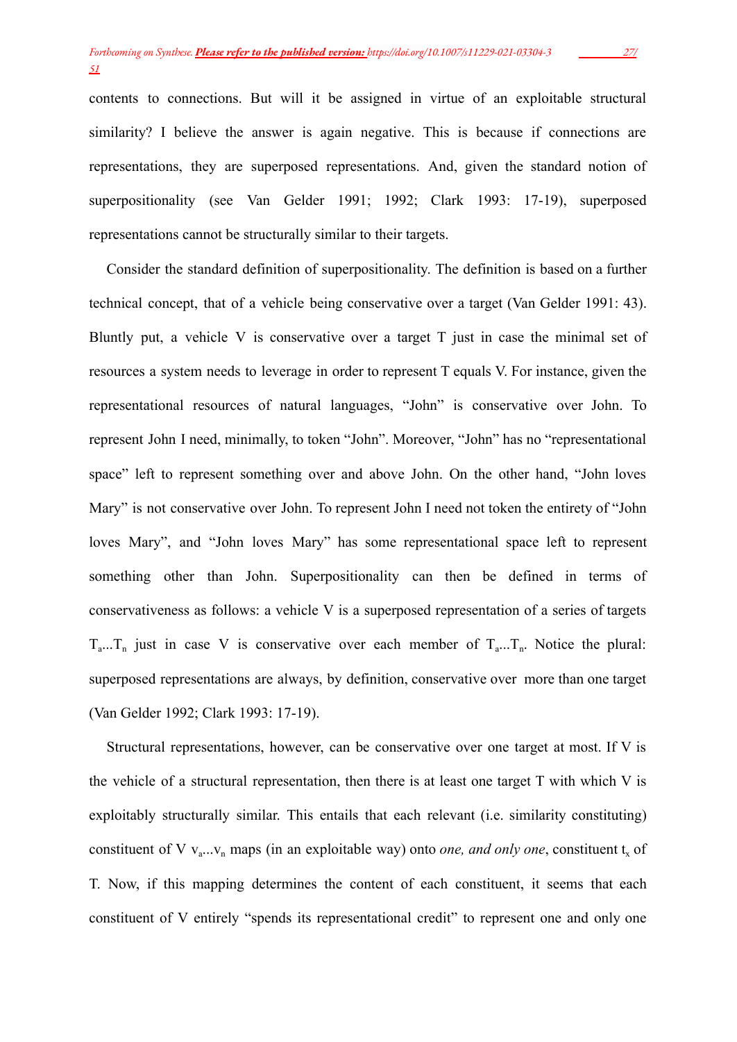contents to connections. But will it be assigned in virtue of an exploitable structural similarity? I believe the answer is again negative. This is because if connections are representations, they are superposed representations. And, given the standard notion of superpositionality (see Van Gelder 1991; 1992; Clark 1993: 17-19), superposed representations cannot be structurally similar to their targets.

Consider the standard definition of superpositionality. The definition is based on a further technical concept, that of a vehicle being conservative over a target (Van Gelder 1991: 43). Bluntly put, a vehicle V is conservative over a target T just in case the minimal set of resources a system needs to leverage in order to represent T equals V. For instance, given the representational resources of natural languages, "John" is conservative over John. To represent John I need, minimally, to token "John". Moreover, "John" has no "representational space" left to represent something over and above John. On the other hand, "John loves Mary" is not conservative over John. To represent John I need not token the entirety of "John loves Mary", and "John loves Mary" has some representational space left to represent something other than John. Superpositionality can then be defined in terms of conservativeness as follows: a vehicle V is a superposed representation of a series of targets $T_a...T_n$ just in case V is conservative over each member of $T_a...T_n$. Notice the plural: superposed representations are always, by definition, conservative over more than one target (Van Gelder 1992; Clark 1993: 17-19).

Structural representations, however, can be conservative over one target at most. If V is the vehicle of a structural representation, then there is at least one target T with which V is exploitably structurally similar. This entails that each relevant (i.e. similarity constituting) constituent of V $v_a...v_n$ maps (in an exploitable way) onto *one, and only one*, constituent $t_x$ of T. Now, if this mapping determines the content of each constituent, it seems that each constituent of V entirely "spends its representational credit" to represent one and only one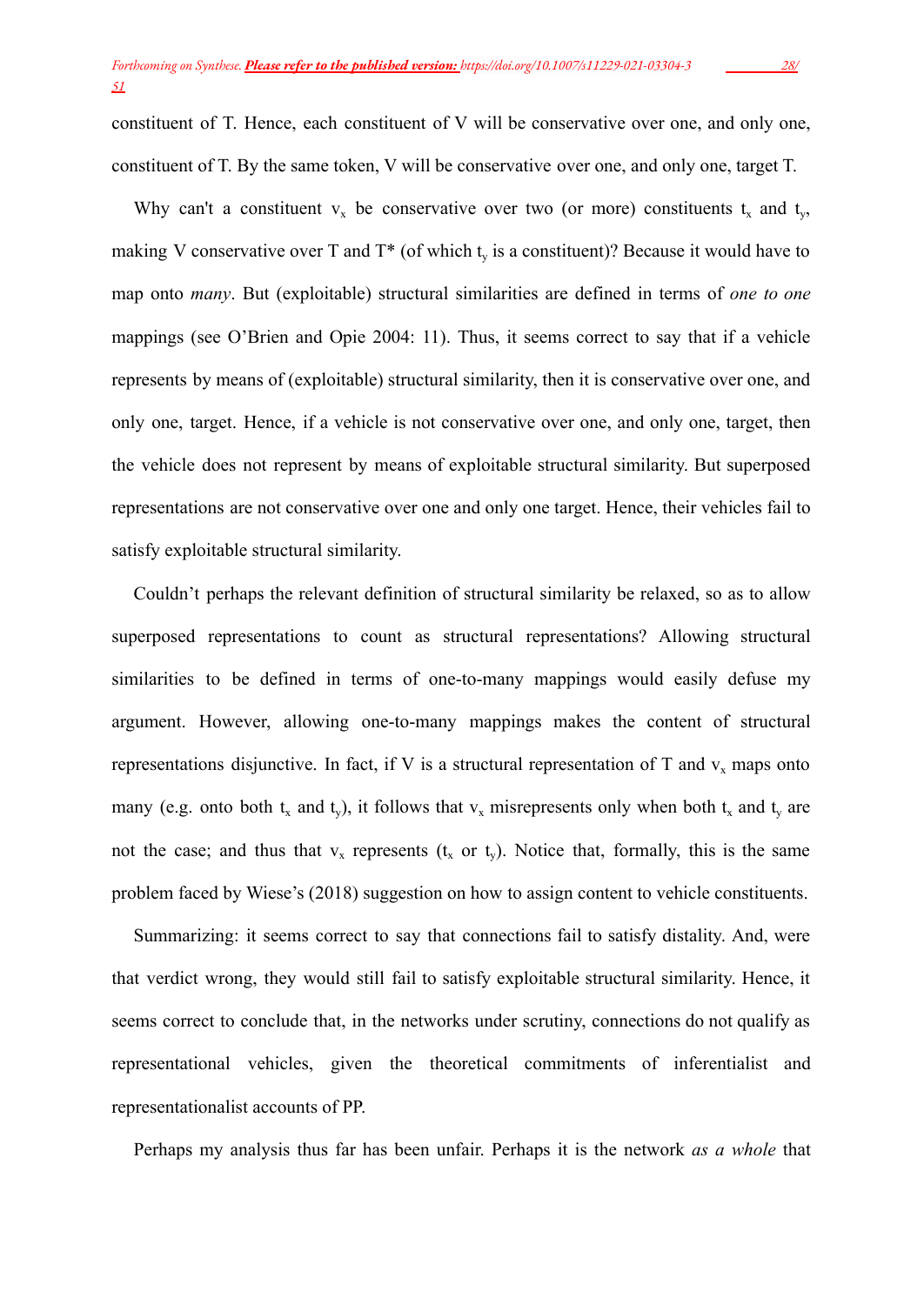constituent of T. Hence, each constituent of V will be conservative over one, and only one, constituent of T. By the same token, V will be conservative over one, and only one, target T.

Why can't a constituent $v_x$ be conservative over two (or more) constituents $t_x$ and $t_y$, making V conservative over T and T* (of which $t_y$ is a constituent)? Because it would have to map onto *many*. But (exploitable) structural similarities are defined in terms of *one to one* mappings (see O'Brien and Opie 2004: 11). Thus, it seems correct to say that if a vehicle represents by means of (exploitable) structural similarity, then it is conservative over one, and only one, target. Hence, if a vehicle is not conservative over one, and only one, target, then the vehicle does not represent by means of exploitable structural similarity. But superposed representations are not conservative over one and only one target. Hence, their vehicles fail to satisfy exploitable structural similarity.

Couldn't perhaps the relevant definition of structural similarity be relaxed, so as to allow superposed representations to count as structural representations? Allowing structural similarities to be defined in terms of one-to-many mappings would easily defuse my argument. However, allowing one-to-many mappings makes the content of structural representations disjunctive. In fact, if V is a structural representation of T and $v_x$ maps onto many (e.g. onto both $t_x$ and $t_y$), it follows that $v_x$ misrepresents only when both $t_x$ and $t_y$ are not the case; and thus that $v_x$ represents ($t_x$ or $t_y$). Notice that, formally, this is the same problem faced by Wiese's (2018) suggestion on how to assign content to vehicle constituents.

Summarizing: it seems correct to say that connections fail to satisfy distality. And, were that verdict wrong, they would still fail to satisfy exploitable structural similarity. Hence, it seems correct to conclude that, in the networks under scrutiny, connections do not qualify as representational vehicles, given the theoretical commitments of inferentialist and representationalist accounts of PP.

Perhaps my analysis thus far has been unfair. Perhaps it is the network *as a whole* that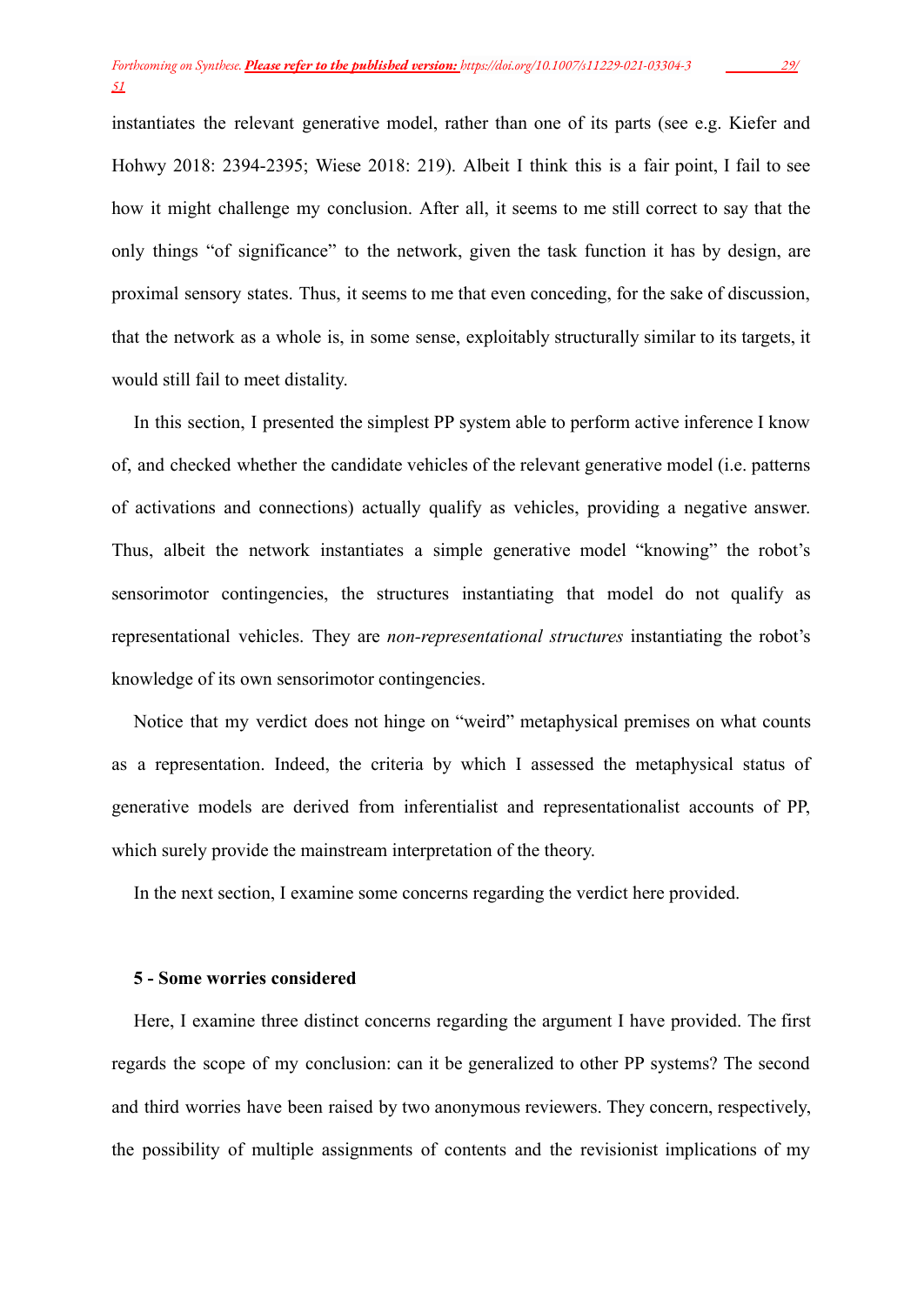instantiates the relevant generative model, rather than one of its parts (see e.g. Kiefer and Hohwy 2018: 2394-2395; Wiese 2018: 219). Albeit I think this is a fair point, I fail to see how it might challenge my conclusion. After all, it seems to me still correct to say that the only things "of significance" to the network, given the task function it has by design, are proximal sensory states. Thus, it seems to me that even conceding, for the sake of discussion, that the network as a whole is, in some sense, exploitably structurally similar to its targets, it would still fail to meet distality.

In this section, I presented the simplest PP system able to perform active inference I know of, and checked whether the candidate vehicles of the relevant generative model (i.e. patterns of activations and connections) actually qualify as vehicles, providing a negative answer. Thus, albeit the network instantiates a simple generative model "knowing" the robot's sensorimotor contingencies, the structures instantiating that model do not qualify as representational vehicles. They are *non-representational structures* instantiating the robot's knowledge of its own sensorimotor contingencies.

Notice that my verdict does not hinge on "weird" metaphysical premises on what counts as a representation. Indeed, the criteria by which I assessed the metaphysical status of generative models are derived from inferentialist and representationalist accounts of PP, which surely provide the mainstream interpretation of the theory.

In the next section, I examine some concerns regarding the verdict here provided.

## 5 - Some worries considered

Here, I examine three distinct concerns regarding the argument I have provided. The first regards the scope of my conclusion: can it be generalized to other PP systems? The second and third worries have been raised by two anonymous reviewers. They concern, respectively, the possibility of multiple assignments of contents and the revisionist implications of my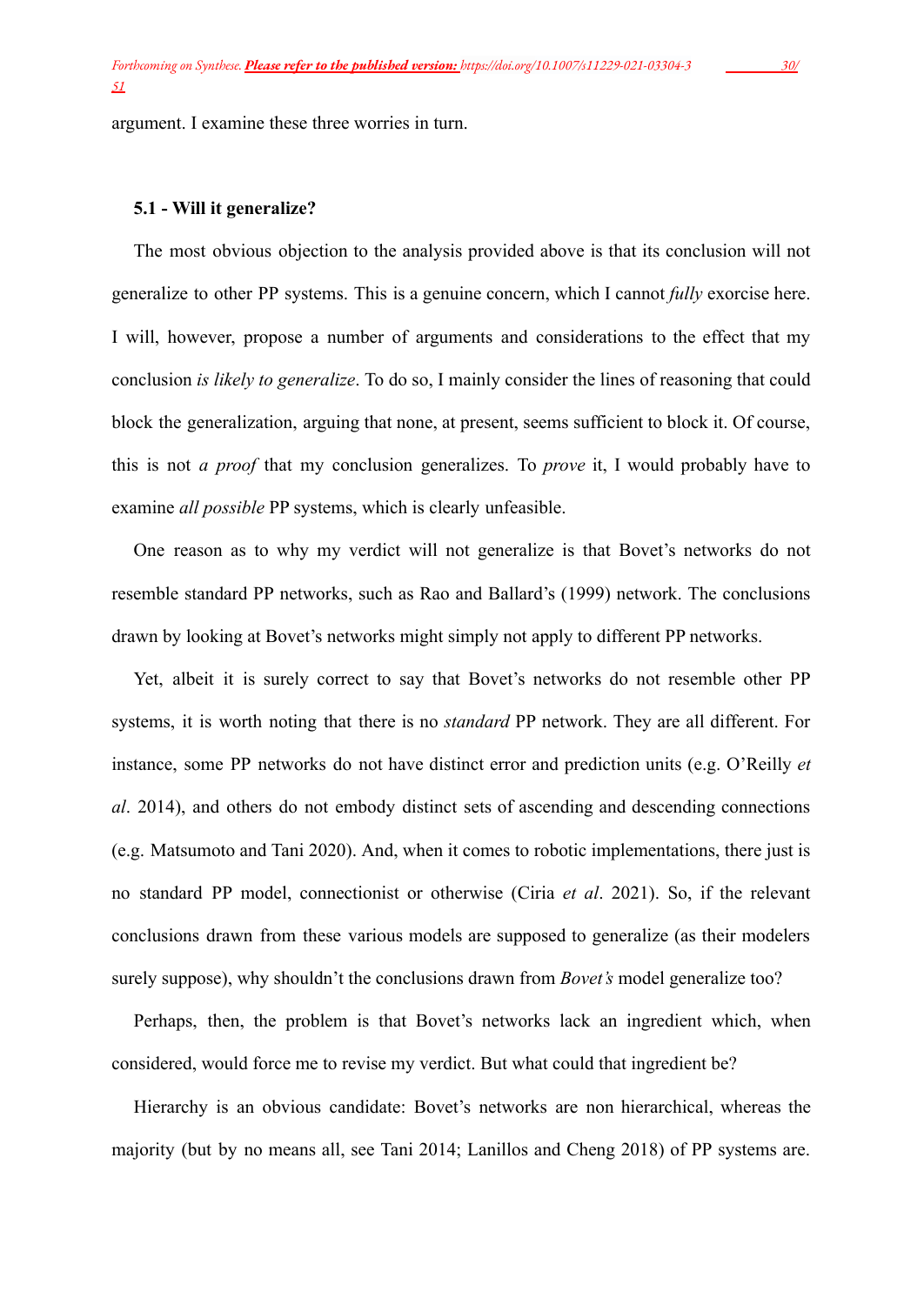argument. I examine these three worries in turn.

### 5.1 - Will it generalize?

The most obvious objection to the analysis provided above is that its conclusion will not generalize to other PP systems. This is a genuine concern, which I cannot *fully* exorcise here. I will, however, propose a number of arguments and considerations to the effect that my conclusion *is likely to generalize*. To do so, I mainly consider the lines of reasoning that could block the generalization, arguing that none, at present, seems sufficient to block it. Of course, this is not *a proof* that my conclusion generalizes. To *prove* it, I would probably have to examine *all possible* PP systems, which is clearly unfeasible.

One reason as to why my verdict will not generalize is that Bovet's networks do not resemble standard PP networks, such as Rao and Ballard's (1999) network. The conclusions drawn by looking at Bovet's networks might simply not apply to different PP networks.

Yet, albeit it is surely correct to say that Bovet's networks do not resemble other PP systems, it is worth noting that there is no *standard* PP network. They are all different. For instance, some PP networks do not have distinct error and prediction units (e.g. O'Reilly *et al*. 2014), and others do not embody distinct sets of ascending and descending connections (e.g. Matsumoto and Tani 2020). And, when it comes to robotic implementations, there just is no standard PP model, connectionist or otherwise (Ciria *et al*. 2021). So, if the relevant conclusions drawn from these various models are supposed to generalize (as their modelers surely suppose), why shouldn't the conclusions drawn from *Bovet's* model generalize too?

Perhaps, then, the problem is that Bovet's networks lack an ingredient which, when considered, would force me to revise my verdict. But what could that ingredient be?

Hierarchy is an obvious candidate: Bovet's networks are non hierarchical, whereas the majority (but by no means all, see Tani 2014; Lanillos and Cheng 2018) of PP systems are.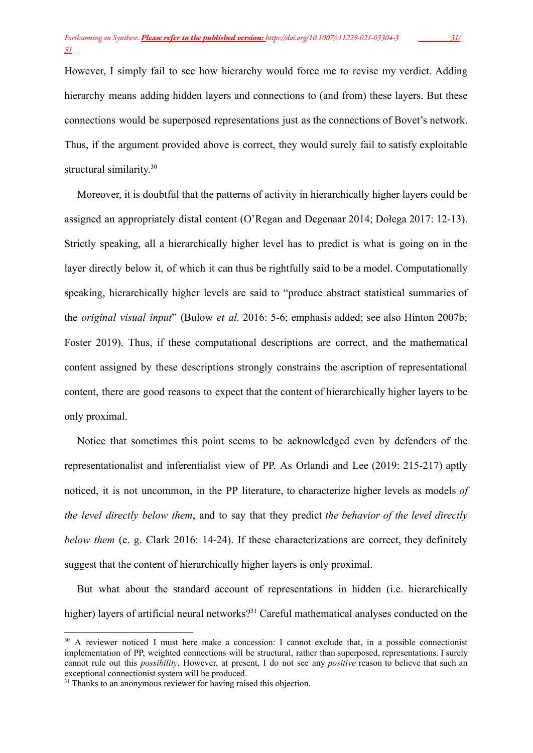However, I simply fail to see how hierarchy would force me to revise my verdict. Adding hierarchy means adding hidden layers and connections to (and from) these layers. But these connections would be superposed representations just as the connections of Bovet's network. Thus, if the argument provided above is correct, they would surely fail to satisfy exploitable structural similarity.[30]

Moreover, it is doubtful that the patterns of activity in hierarchically higher layers could be assigned an appropriately distal content (O'Regan and Degenaar 2014; Dołega 2017: 12-13). Strictly speaking, all a hierarchically higher level has to predict is what is going on in the layer directly below it, of which it can thus be rightfully said to be a model. Computationally speaking, hierarchically higher levels are said to "produce abstract statistical summaries of the *original visual input*" (Bulow *et al.* 2016: 5-6; emphasis added; see also Hinton 2007b; Foster 2019). Thus, if these computational descriptions are correct, and the mathematical content assigned by these descriptions strongly constrains the ascription of representational content, there are good reasons to expect that the content of hierarchically higher layers to be only proximal.

Notice that sometimes this point seems to be acknowledged even by defenders of the representationalist and inferentialist view of PP. As Orlandi and Lee (2019: 215-217) aptly noticed, it is not uncommon, in the PP literature, to characterize higher levels as models *of the level directly below them*, and to say that they predict *the behavior of the level directly below them* (e. g. Clark 2016: 14-24). If these characterizations are correct, they definitely suggest that the content of hierarchically higher layers is only proximal.

But what about the standard account of representations in hidden (i.e. hierarchically higher) layers of artificial neural networks?[31] Careful mathematical analyses conducted on the

---

[30] A reviewer noticed I must here make a concession: I cannot exclude that, in a possible connectionist implementation of PP, weighted connections will be structural, rather than superposed, representations. I surely cannot rule out this *possibility*. However, at present, I do not see any *positive* reason to believe that such an exceptional connectionist system will be produced.

[31] Thanks to an anonymous reviewer for having raised this objection.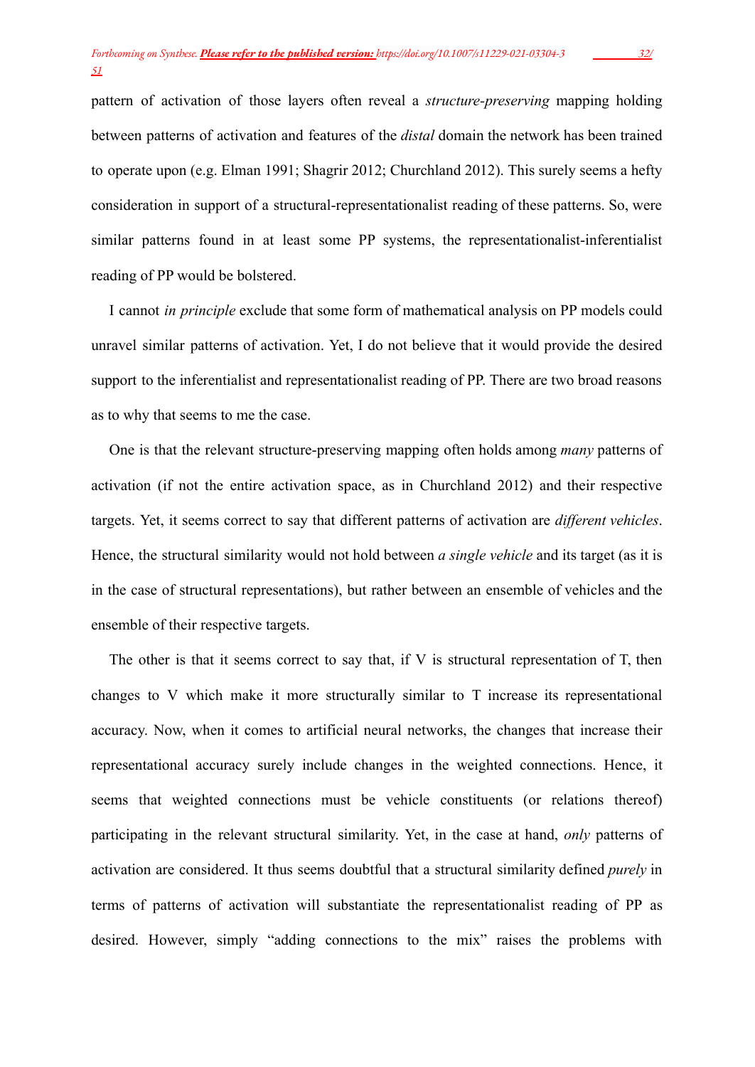pattern of activation of those layers often reveal a *structure-preserving* mapping holding between patterns of activation and features of the *distal* domain the network has been trained to operate upon (e.g. Elman 1991; Shagrir 2012; Churchland 2012). This surely seems a hefty consideration in support of a structural-representationalist reading of these patterns. So, were similar patterns found in at least some PP systems, the representationalist-inferentialist reading of PP would be bolstered.

I cannot *in principle* exclude that some form of mathematical analysis on PP models could unravel similar patterns of activation. Yet, I do not believe that it would provide the desired support to the inferentialist and representationalist reading of PP. There are two broad reasons as to why that seems to me the case.

One is that the relevant structure-preserving mapping often holds among *many* patterns of activation (if not the entire activation space, as in Churchland 2012) and their respective targets. Yet, it seems correct to say that different patterns of activation are *different vehicles*. Hence, the structural similarity would not hold between *a single vehicle* and its target (as it is in the case of structural representations), but rather between an ensemble of vehicles and the ensemble of their respective targets.

The other is that it seems correct to say that, if V is structural representation of T, then changes to V which make it more structurally similar to T increase its representational accuracy. Now, when it comes to artificial neural networks, the changes that increase their representational accuracy surely include changes in the weighted connections. Hence, it seems that weighted connections must be vehicle constituents (or relations thereof) participating in the relevant structural similarity. Yet, in the case at hand, *only* patterns of activation are considered. It thus seems doubtful that a structural similarity defined *purely* in terms of patterns of activation will substantiate the representationalist reading of PP as desired. However, simply "adding connections to the mix" raises the problems with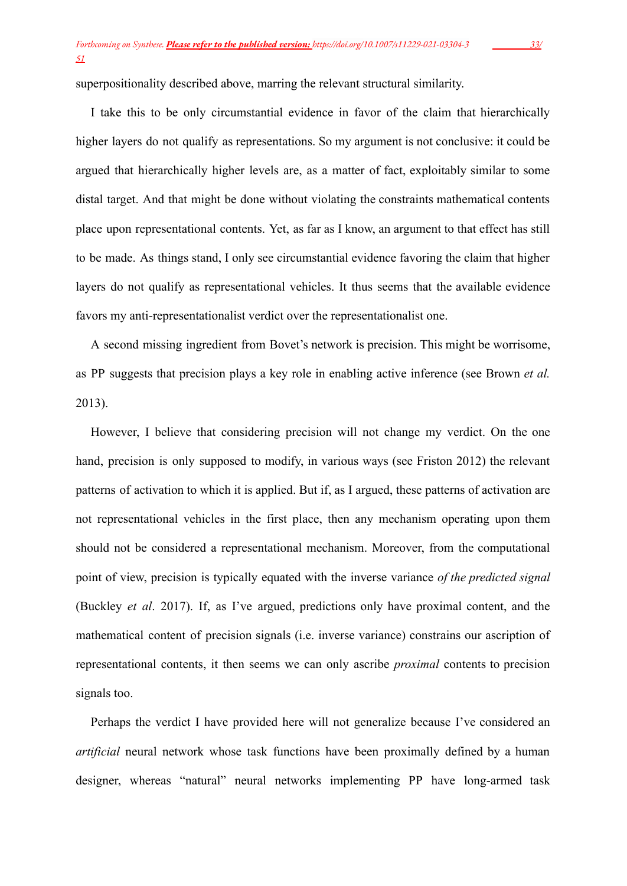superpositionality described above, marring the relevant structural similarity.

I take this to be only circumstantial evidence in favor of the claim that hierarchically higher layers do not qualify as representations. So my argument is not conclusive: it could be argued that hierarchically higher levels are, as a matter of fact, exploitably similar to some distal target. And that might be done without violating the constraints mathematical contents place upon representational contents. Yet, as far as I know, an argument to that effect has still to be made. As things stand, I only see circumstantial evidence favoring the claim that higher layers do not qualify as representational vehicles. It thus seems that the available evidence favors my anti-representationalist verdict over the representationalist one.

A second missing ingredient from Bovet's network is precision. This might be worrisome, as PP suggests that precision plays a key role in enabling active inference (see Brown *et al.* 2013).

However, I believe that considering precision will not change my verdict. On the one hand, precision is only supposed to modify, in various ways (see Friston 2012) the relevant patterns of activation to which it is applied. But if, as I argued, these patterns of activation are not representational vehicles in the first place, then any mechanism operating upon them should not be considered a representational mechanism. Moreover, from the computational point of view, precision is typically equated with the inverse variance *of the predicted signal* (Buckley *et al*. 2017). If, as I've argued, predictions only have proximal content, and the mathematical content of precision signals (i.e. inverse variance) constrains our ascription of representational contents, it then seems we can only ascribe *proximal* contents to precision signals too.

Perhaps the verdict I have provided here will not generalize because I've considered an *artificial* neural network whose task functions have been proximally defined by a human designer, whereas "natural" neural networks implementing PP have long-armed task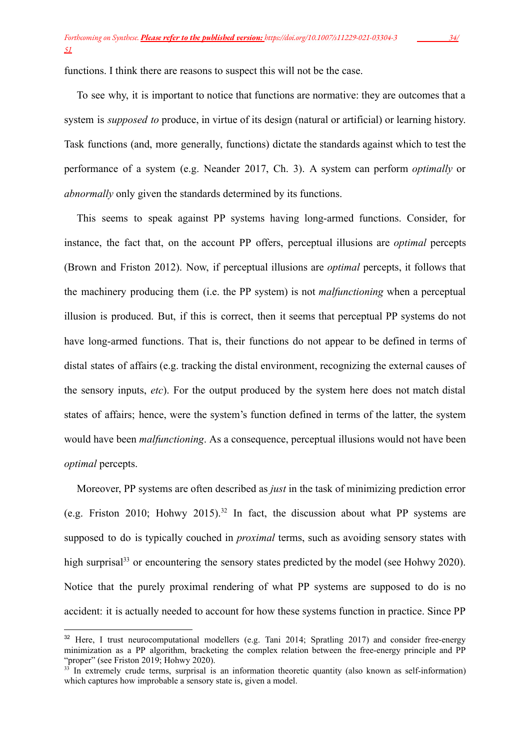functions. I think there are reasons to suspect this will not be the case.

To see why, it is important to notice that functions are normative: they are outcomes that a system is *supposed to* produce, in virtue of its design (natural or artificial) or learning history. Task functions (and, more generally, functions) dictate the standards against which to test the performance of a system (e.g. Neander 2017, Ch. 3). A system can perform *optimally* or *abnormally* only given the standards determined by its functions.

This seems to speak against PP systems having long-armed functions. Consider, for instance, the fact that, on the account PP offers, perceptual illusions are *optimal* percepts (Brown and Friston 2012). Now, if perceptual illusions are *optimal* percepts, it follows that the machinery producing them (i.e. the PP system) is not *malfunctioning* when a perceptual illusion is produced. But, if this is correct, then it seems that perceptual PP systems do not have long-armed functions. That is, their functions do not appear to be defined in terms of distal states of affairs (e.g. tracking the distal environment, recognizing the external causes of the sensory inputs, *etc*). For the output produced by the system here does not match distal states of affairs; hence, were the system's function defined in terms of the latter, the system would have been *malfunctioning*. As a consequence, perceptual illusions would not have been *optimal* percepts.

Moreover, PP systems are often described as *just* in the task of minimizing prediction error (e.g. Friston 2010; Hohwy 2015).[32] In fact, the discussion about what PP systems are supposed to do is typically couched in *proximal* terms, such as avoiding sensory states with high surprisal[33] or encountering the sensory states predicted by the model (see Hohwy 2020). Notice that the purely proximal rendering of what PP systems are supposed to do is no accident: it is actually needed to account for how these systems function in practice. Since PP

[32] Here, I trust neurocomputational modellers (e.g. Tani 2014; Spratling 2017) and consider free-energy minimization as a PP algorithm, bracketing the complex relation between the free-energy principle and PP "proper" (see Friston 2019; Hohwy 2020).

[33] In extremely crude terms, surprisal is an information theoretic quantity (also known as self-information) which captures how improbable a sensory state is, given a model.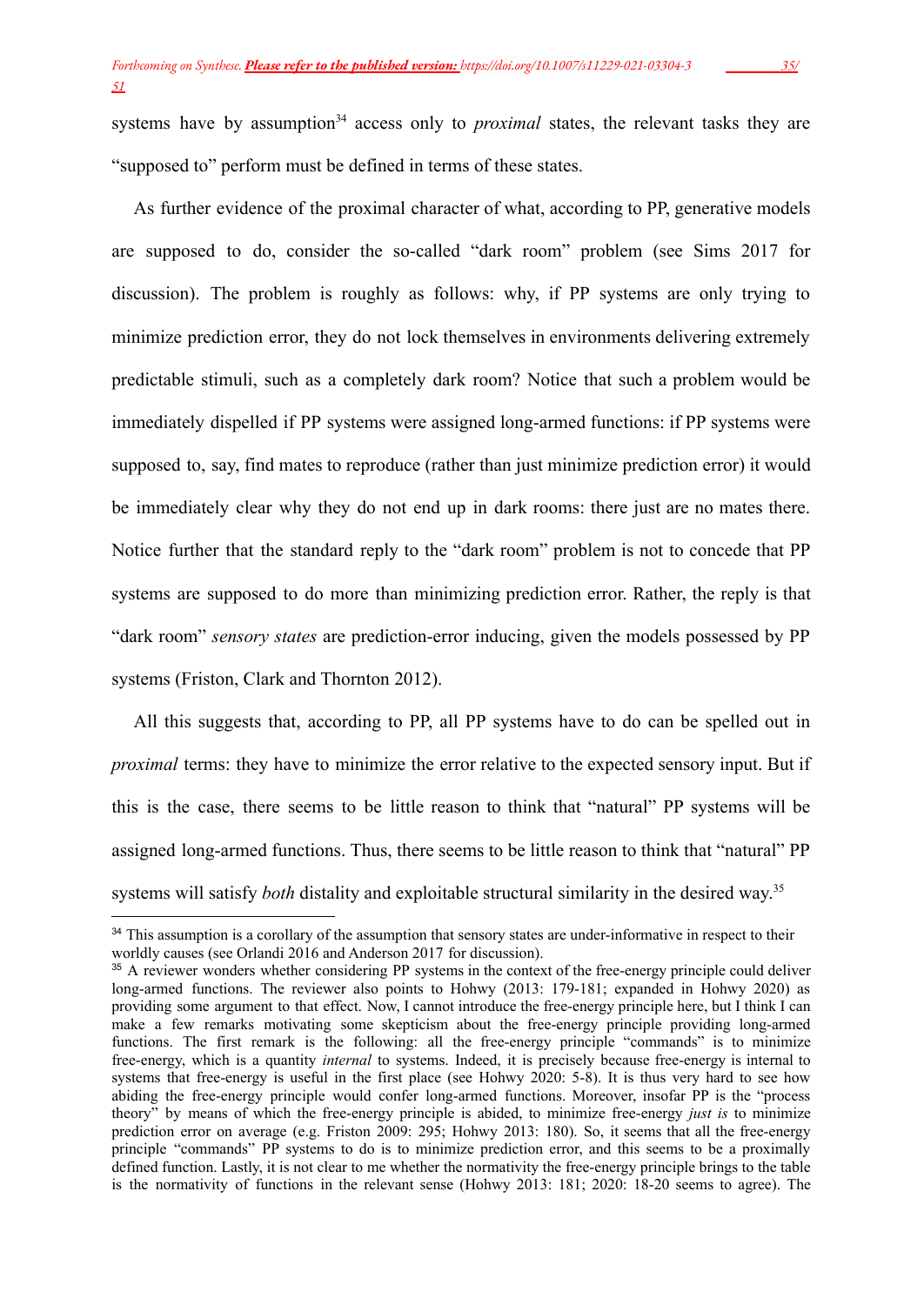systems have by assumption[34] access only to *proximal* states, the relevant tasks they are "supposed to" perform must be defined in terms of these states.

As further evidence of the proximal character of what, according to PP, generative models are supposed to do, consider the so-called "dark room" problem (see Sims 2017 for discussion). The problem is roughly as follows: why, if PP systems are only trying to minimize prediction error, they do not lock themselves in environments delivering extremely predictable stimuli, such as a completely dark room? Notice that such a problem would be immediately dispelled if PP systems were assigned long-armed functions: if PP systems were supposed to, say, find mates to reproduce (rather than just minimize prediction error) it would be immediately clear why they do not end up in dark rooms: there just are no mates there. Notice further that the standard reply to the "dark room" problem is not to concede that PP systems are supposed to do more than minimizing prediction error. Rather, the reply is that "dark room" *sensory states* are prediction-error inducing, given the models possessed by PP systems (Friston, Clark and Thornton 2012).

All this suggests that, according to PP, all PP systems have to do can be spelled out in *proximal* terms: they have to minimize the error relative to the expected sensory input. But if this is the case, there seems to be little reason to think that "natural" PP systems will be assigned long-armed functions. Thus, there seems to be little reason to think that "natural" PP systems will satisfy *both* distality and exploitable structural similarity in the desired way.[35]

---

[34] This assumption is a corollary of the assumption that sensory states are under-informative in respect to their worldly causes (see Orlandi 2016 and Anderson 2017 for discussion).

[35] A reviewer wonders whether considering PP systems in the context of the free-energy principle could deliver long-armed functions. The reviewer also points to Hohwy (2013: 179-181; expanded in Hohwy 2020) as providing some argument to that effect. Now, I cannot introduce the free-energy principle here, but I think I can make a few remarks motivating some skepticism about the free-energy principle providing long-armed functions. The first remark is the following: all the free-energy principle "commands" is to minimize free-energy, which is a quantity *internal* to systems. Indeed, it is precisely because free-energy is internal to systems that free-energy is useful in the first place (see Hohwy 2020: 5-8). It is thus very hard to see how abiding the free-energy principle would confer long-armed functions. Moreover, insofar PP is the "process theory" by means of which the free-energy principle is abided, to minimize free-energy *just is* to minimize prediction error on average (e.g. Friston 2009: 295; Hohwy 2013: 180). So, it seems that all the free-energy principle "commands" PP systems to do is to minimize prediction error, and this seems to be a proximally defined function. Lastly, it is not clear to me whether the normativity the free-energy principle brings to the table is the normativity of functions in the relevant sense (Hohwy 2013: 181; 2020: 18-20 seems to agree). The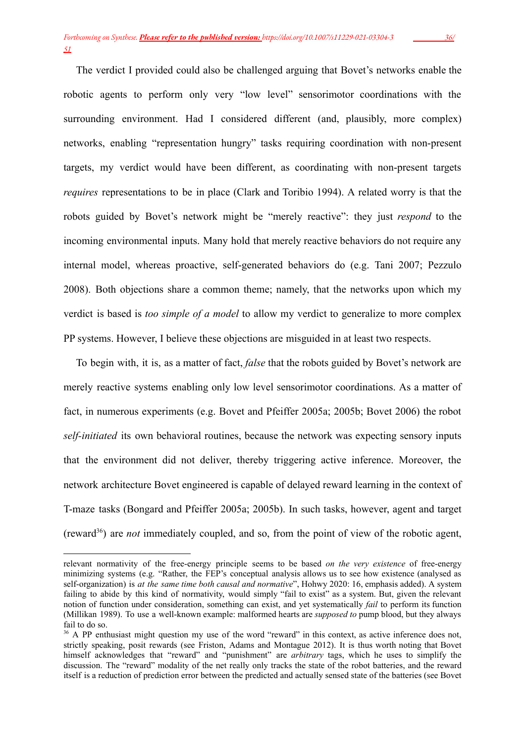The verdict I provided could also be challenged arguing that Bovet's networks enable the robotic agents to perform only very "low level" sensorimotor coordinations with the surrounding environment. Had I considered different (and, plausibly, more complex) networks, enabling "representation hungry" tasks requiring coordination with non-present targets, my verdict would have been different, as coordinating with non-present targets *requires* representations to be in place (Clark and Toribio 1994). A related worry is that the robots guided by Bovet's network might be "merely reactive": they just *respond* to the incoming environmental inputs. Many hold that merely reactive behaviors do not require any internal model, whereas proactive, self-generated behaviors do (e.g. Tani 2007; Pezzulo 2008). Both objections share a common theme; namely, that the networks upon which my verdict is based is *too simple of a model* to allow my verdict to generalize to more complex PP systems. However, I believe these objections are misguided in at least two respects.

To begin with, it is, as a matter of fact, *false* that the robots guided by Bovet's network are merely reactive systems enabling only low level sensorimotor coordinations. As a matter of fact, in numerous experiments (e.g. Bovet and Pfeiffer 2005a; 2005b; Bovet 2006) the robot *self-initiated* its own behavioral routines, because the network was expecting sensory inputs that the environment did not deliver, thereby triggering active inference. Moreover, the network architecture Bovet engineered is capable of delayed reward learning in the context of T-maze tasks (Bongard and Pfeiffer 2005a; 2005b). In such tasks, however, agent and target (reward[36]) are *not* immediately coupled, and so, from the point of view of the robotic agent,

relevant normativity of the free-energy principle seems to be based *on the very existence* of free-energy minimizing systems (e.g. "Rather, the FEP's conceptual analysis allows us to see how existence (analysed as self-organization) is *at the same time both causal and normative*", Hohwy 2020: 16, emphasis added). A system failing to abide by this kind of normativity, would simply "fail to exist" as a system. But, given the relevant notion of function under consideration, something can exist, and yet systematically *fail* to perform its function (Millikan 1989). To use a well-known example: malformed hearts are *supposed to* pump blood, but they always fail to do so.

[36] A PP enthusiast might question my use of the word "reward" in this context, as active inference does not, strictly speaking, posit rewards (see Friston, Adams and Montague 2012). It is thus worth noting that Bovet himself acknowledges that "reward" and "punishment" are *arbitrary* tags, which he uses to simplify the discussion. The "reward" modality of the net really only tracks the state of the robot batteries, and the reward itself is a reduction of prediction error between the predicted and actually sensed state of the batteries (see Bovet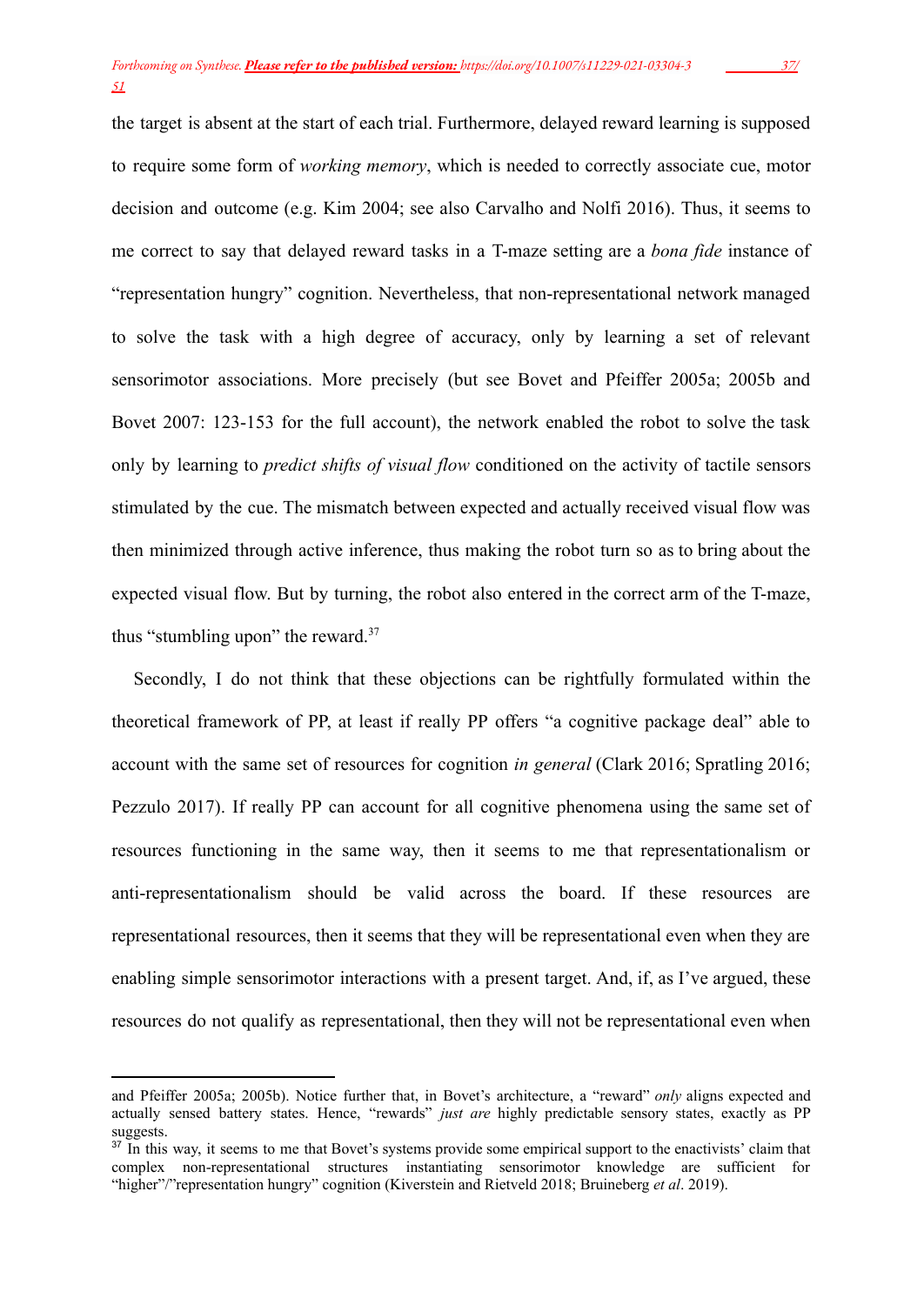the target is absent at the start of each trial. Furthermore, delayed reward learning is supposed to require some form of *working memory*, which is needed to correctly associate cue, motor decision and outcome (e.g. Kim 2004; see also Carvalho and Nolfi 2016). Thus, it seems to me correct to say that delayed reward tasks in a T-maze setting are a *bona fide* instance of "representation hungry" cognition. Nevertheless, that non-representational network managed to solve the task with a high degree of accuracy, only by learning a set of relevant sensorimotor associations. More precisely (but see Bovet and Pfeiffer 2005a; 2005b and Bovet 2007: 123-153 for the full account), the network enabled the robot to solve the task only by learning to *predict shifts of visual flow* conditioned on the activity of tactile sensors stimulated by the cue. The mismatch between expected and actually received visual flow was then minimized through active inference, thus making the robot turn so as to bring about the expected visual flow. But by turning, the robot also entered in the correct arm of the T-maze, thus "stumbling upon" the reward.[37]

Secondly, I do not think that these objections can be rightfully formulated within the theoretical framework of PP, at least if really PP offers "a cognitive package deal" able to account with the same set of resources for cognition *in general* (Clark 2016; Spratling 2016; Pezzulo 2017). If really PP can account for all cognitive phenomena using the same set of resources functioning in the same way, then it seems to me that representationalism or anti-representationalism should be valid across the board. If these resources are representational resources, then it seems that they will be representational even when they are enabling simple sensorimotor interactions with a present target. And, if, as I've argued, these resources do not qualify as representational, then they will not be representational even when

---

and Pfeiffer 2005a; 2005b). Notice further that, in Bovet's architecture, a "reward" *only* aligns expected and actually sensed battery states. Hence, "rewards" *just are* highly predictable sensory states, exactly as PP suggests.

[37] In this way, it seems to me that Bovet's systems provide some empirical support to the enactivists' claim that complex non-representational structures instantiating sensorimotor knowledge are sufficient for "higher"/"representation hungry" cognition (Kiverstein and Rietveld 2018; Bruineberg *et al*. 2019).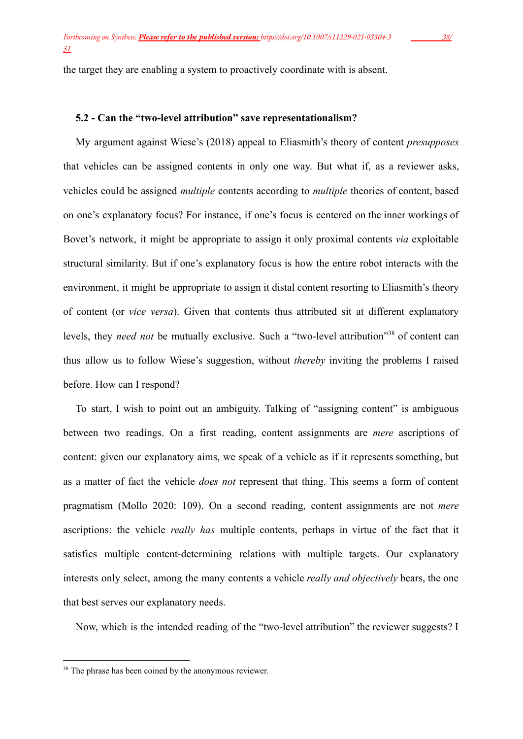the target they are enabling a system to proactively coordinate with is absent.

### 5.2 - Can the "two-level attribution" save representationalism?

My argument against Wiese's (2018) appeal to Eliasmith's theory of content *presupposes* that vehicles can be assigned contents in only one way. But what if, as a reviewer asks, vehicles could be assigned *multiple* contents according to *multiple* theories of content, based on one's explanatory focus? For instance, if one's focus is centered on the inner workings of Bovet's network, it might be appropriate to assign it only proximal contents *via* exploitable structural similarity. But if one's explanatory focus is how the entire robot interacts with the environment, it might be appropriate to assign it distal content resorting to Eliasmith's theory of content (or *vice versa*). Given that contents thus attributed sit at different explanatory levels, they *need not* be mutually exclusive. Such a "two-level attribution"[38] of content can thus allow us to follow Wiese's suggestion, without *thereby* inviting the problems I raised before. How can I respond?

To start, I wish to point out an ambiguity. Talking of "assigning content" is ambiguous between two readings. On a first reading, content assignments are *mere* ascriptions of content: given our explanatory aims, we speak of a vehicle as if it represents something, but as a matter of fact the vehicle *does not* represent that thing. This seems a form of content pragmatism (Mollo 2020: 109). On a second reading, content assignments are not *mere* ascriptions: the vehicle *really has* multiple contents, perhaps in virtue of the fact that it satisfies multiple content-determining relations with multiple targets. Our explanatory interests only select, among the many contents a vehicle *really and objectively* bears, the one that best serves our explanatory needs.

Now, which is the intended reading of the "two-level attribution" the reviewer suggests? I

[38] The phrase has been coined by the anonymous reviewer.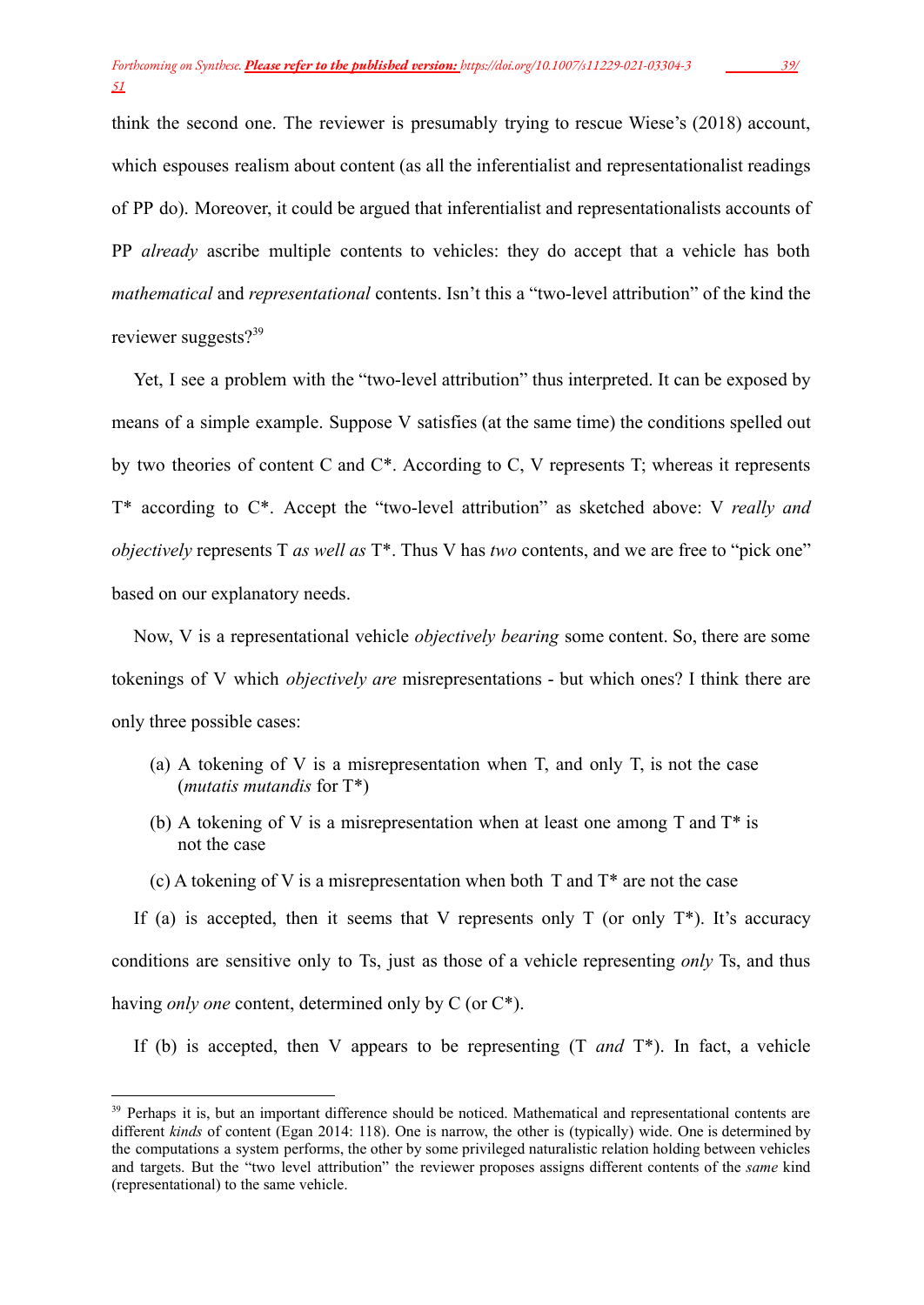think the second one. The reviewer is presumably trying to rescue Wiese's (2018) account, which espouses realism about content (as all the inferentialist and representationalist readings of PP do). Moreover, it could be argued that inferentialist and representationalists accounts of PP *already* ascribe multiple contents to vehicles: they do accept that a vehicle has both *mathematical* and *representational* contents. Isn't this a "two-level attribution" of the kind the reviewer suggests?[39]

Yet, I see a problem with the "two-level attribution" thus interpreted. It can be exposed by means of a simple example. Suppose V satisfies (at the same time) the conditions spelled out by two theories of content C and C*. According to C, V represents T; whereas it represents T* according to C*. Accept the "two-level attribution" as sketched above: V *really and objectively* represents T *as well as* T*. Thus V has *two* contents, and we are free to "pick one" based on our explanatory needs.

Now, V is a representational vehicle *objectively bearing* some content. So, there are some tokenings of V which *objectively are* misrepresentations - but which ones? I think there are only three possible cases:

(a) A tokening of V is a misrepresentation when T, and only T, is not the case (*mutatis mutandis* for T*)

(b) A tokening of V is a misrepresentation when at least one among T and T* is not the case

(c) A tokening of V is a misrepresentation when both T and T* are not the case

If (a) is accepted, then it seems that V represents only T (or only T*). It's accuracy conditions are sensitive only to Ts, just as those of a vehicle representing *only* Ts, and thus having *only one* content, determined only by C (or C*).

If (b) is accepted, then V appears to be representing (T *and* T*). In fact, a vehicle

[39] Perhaps it is, but an important difference should be noticed. Mathematical and representational contents are different *kinds* of content (Egan 2014: 118). One is narrow, the other is (typically) wide. One is determined by the computations a system performs, the other by some privileged naturalistic relation holding between vehicles and targets. But the "two level attribution" the reviewer proposes assigns different contents of the *same* kind (representational) to the same vehicle.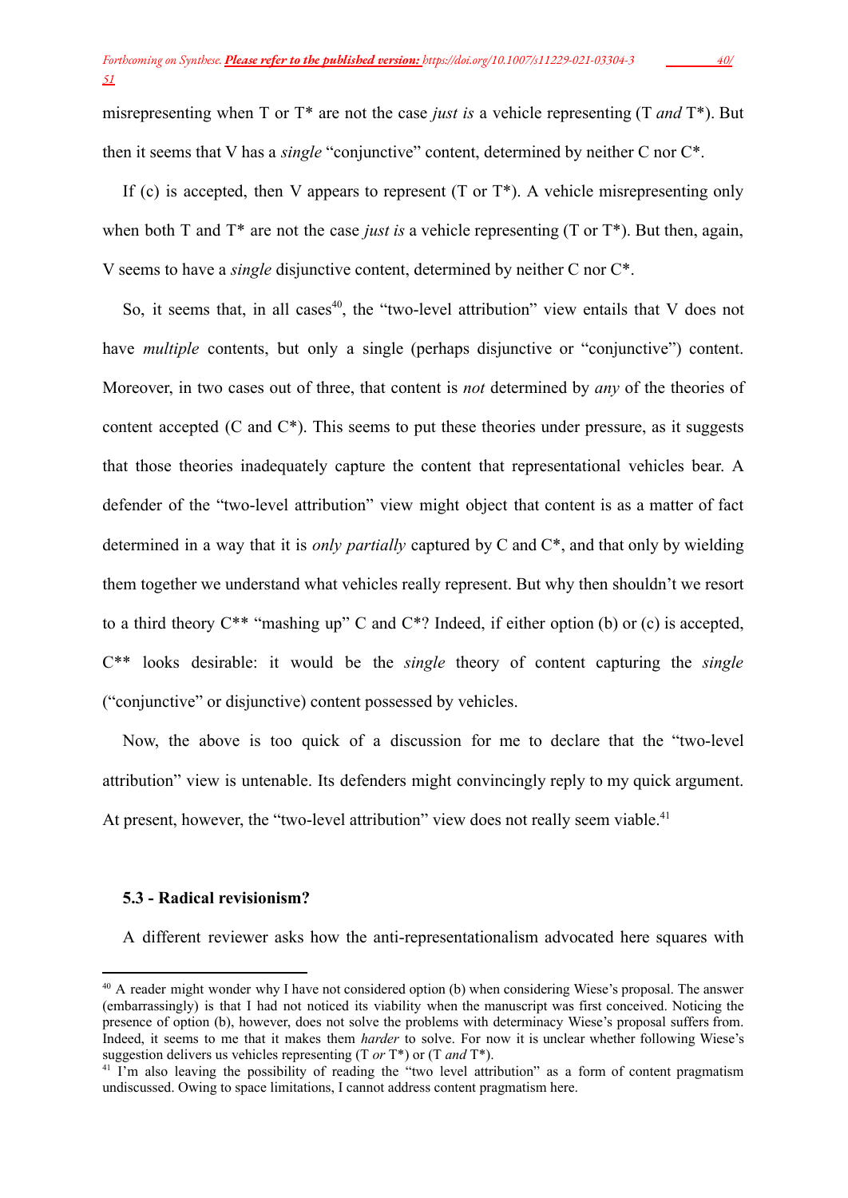misrepresenting when T or T* are not the case *just is* a vehicle representing (T *and* T*). But then it seems that V has a *single* "conjunctive" content, determined by neither C nor C*.

If (c) is accepted, then V appears to represent (T or T*). A vehicle misrepresenting only when both T and T* are not the case *just is* a vehicle representing (T or T*). But then, again, V seems to have a *single* disjunctive content, determined by neither C nor C*.

So, it seems that, in all cases[40], the "two-level attribution" view entails that V does not have *multiple* contents, but only a single (perhaps disjunctive or "conjunctive") content. Moreover, in two cases out of three, that content is *not* determined by *any* of the theories of content accepted (C and C*). This seems to put these theories under pressure, as it suggests that those theories inadequately capture the content that representational vehicles bear. A defender of the "two-level attribution" view might object that content is as a matter of fact determined in a way that it is *only partially* captured by C and C*, and that only by wielding them together we understand what vehicles really represent. But why then shouldn't we resort to a third theory C** "mashing up" C and C*? Indeed, if either option (b) or (c) is accepted, C** looks desirable: it would be the *single* theory of content capturing the *single* ("conjunctive" or disjunctive) content possessed by vehicles.

Now, the above is too quick of a discussion for me to declare that the "two-level attribution" view is untenable. Its defenders might convincingly reply to my quick argument. At present, however, the "two-level attribution" view does not really seem viable.[41]

### 5.3 - Radical revisionism?

A different reviewer asks how the anti-representationalism advocated here squares with

[40] A reader might wonder why I have not considered option (b) when considering Wiese's proposal. The answer (embarrassingly) is that I had not noticed its viability when the manuscript was first conceived. Noticing the presence of option (b), however, does not solve the problems with determinacy Wiese's proposal suffers from. Indeed, it seems to me that it makes them *harder* to solve. For now it is unclear whether following Wiese's suggestion delivers us vehicles representing (T *or* T*) or (T *and* T*).

[41] I'm also leaving the possibility of reading the "two level attribution" as a form of content pragmatism undiscussed. Owing to space limitations, I cannot address content pragmatism here.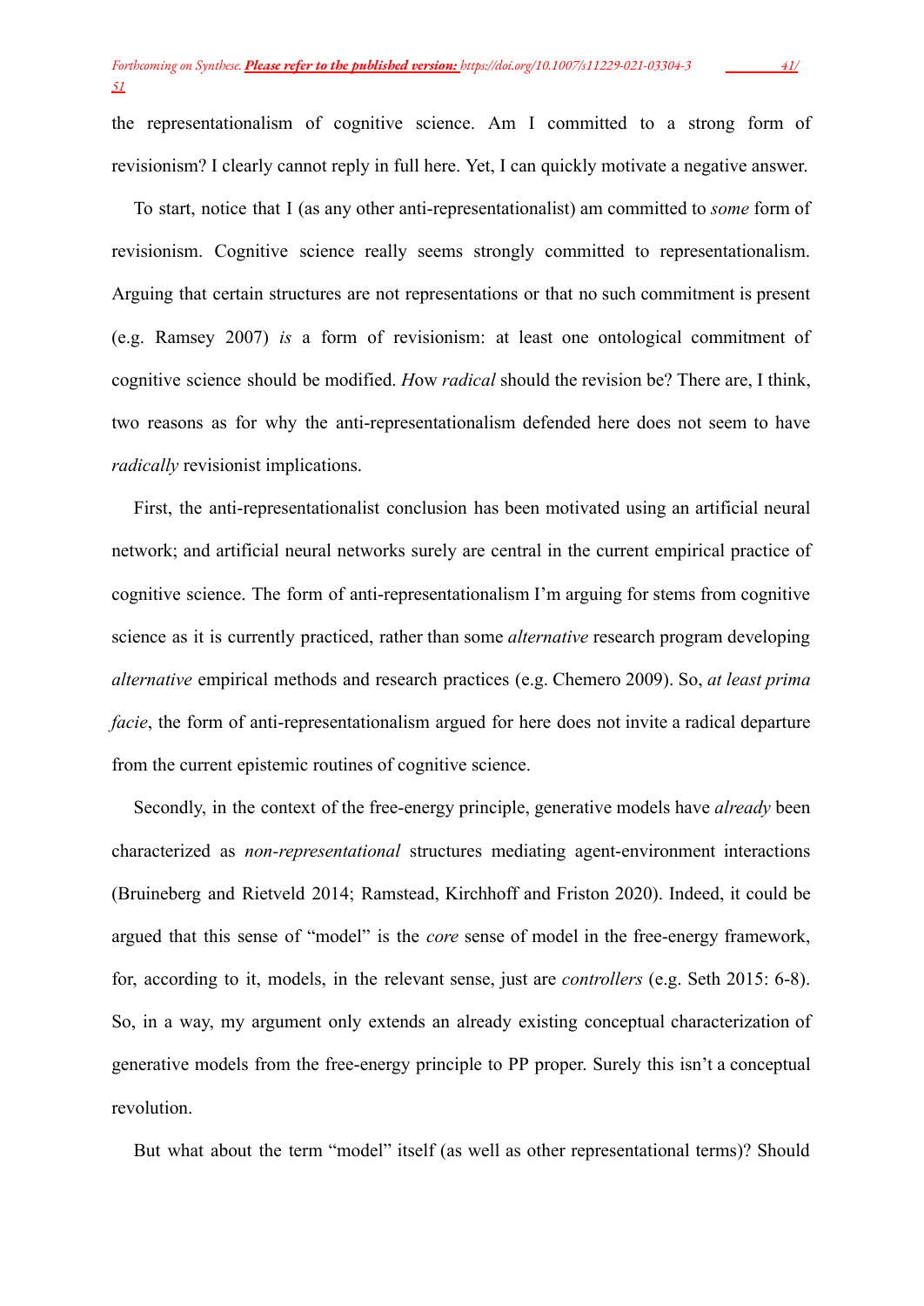the representationalism of cognitive science. Am I committed to a strong form of revisionism? I clearly cannot reply in full here. Yet, I can quickly motivate a negative answer.

To start, notice that I (as any other anti-representationalist) am committed to *some* form of revisionism. Cognitive science really seems strongly committed to representationalism. Arguing that certain structures are not representations or that no such commitment is present (e.g. Ramsey 2007) *is* a form of revisionism: at least one ontological commitment of cognitive science should be modified. *How radical* should the revision be? There are, I think, two reasons as for why the anti-representationalism defended here does not seem to have *radically* revisionist implications.

First, the anti-representationalist conclusion has been motivated using an artificial neural network; and artificial neural networks surely are central in the current empirical practice of cognitive science. The form of anti-representationalism I'm arguing for stems from cognitive science as it is currently practiced, rather than some *alternative* research program developing *alternative* empirical methods and research practices (e.g. Chemero 2009). So, *at least prima facie*, the form of anti-representationalism argued for here does not invite a radical departure from the current epistemic routines of cognitive science.

Secondly, in the context of the free-energy principle, generative models have *already* been characterized as *non-representational* structures mediating agent-environment interactions (Bruineberg and Rietveld 2014; Ramstead, Kirchhoff and Friston 2020). Indeed, it could be argued that this sense of "model" is the *core* sense of model in the free-energy framework, for, according to it, models, in the relevant sense, just are *controllers* (e.g. Seth 2015: 6-8). So, in a way, my argument only extends an already existing conceptual characterization of generative models from the free-energy principle to PP proper. Surely this isn't a conceptual revolution.

But what about the term "model" itself (as well as other representational terms)? Should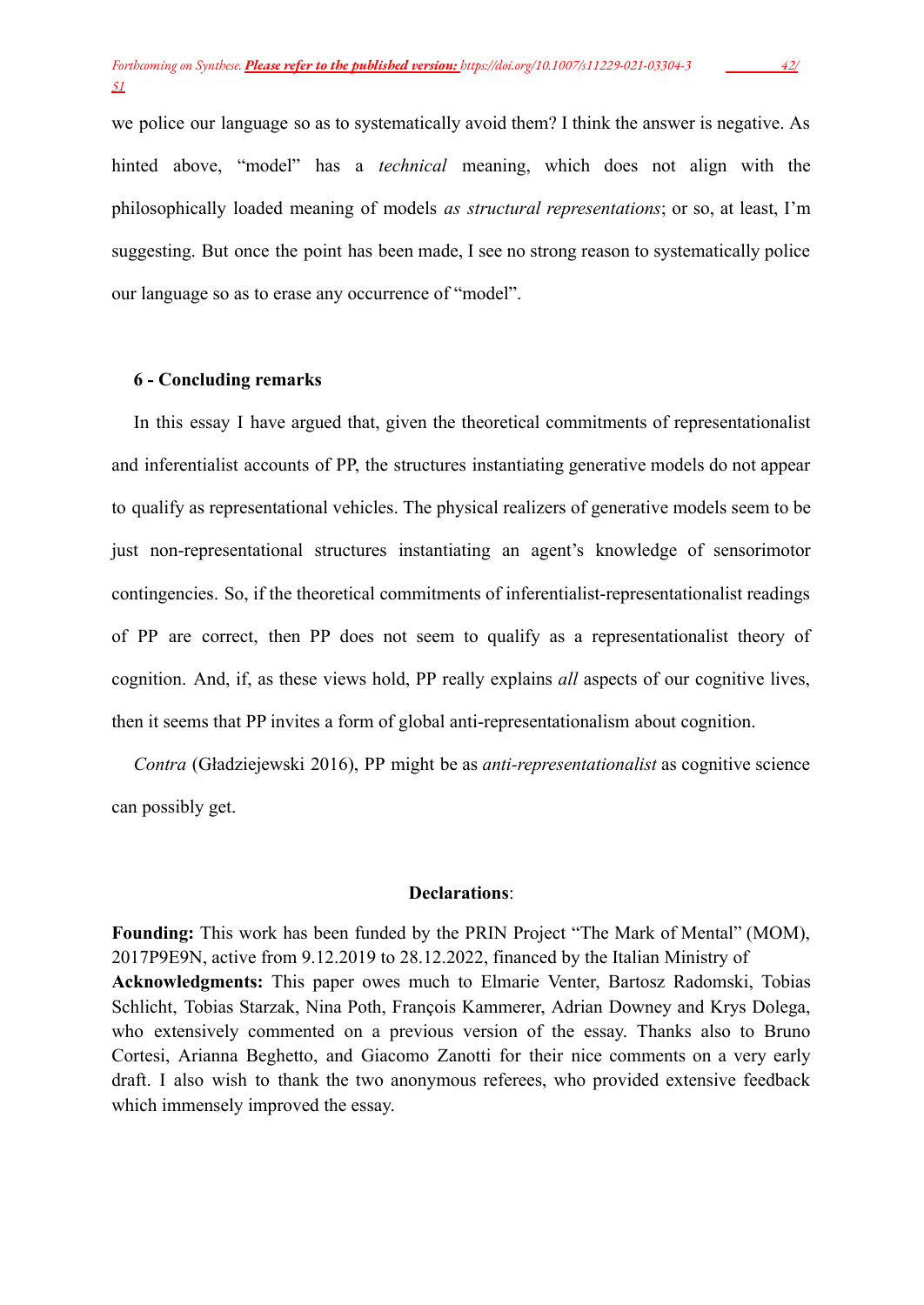we police our language so as to systematically avoid them? I think the answer is negative. As hinted above, “model” has a *technical* meaning, which does not align with the philosophically loaded meaning of models *as structural representations*; or so, at least, I’m suggesting. But once the point has been made, I see no strong reason to systematically police our language so as to erase any occurrence of “model”.

## 6 - Concluding remarks

In this essay I have argued that, given the theoretical commitments of representationalist and inferentialist accounts of PP, the structures instantiating generative models do not appear to qualify as representational vehicles. The physical realizers of generative models seem to be just non-representational structures instantiating an agent’s knowledge of sensorimotor contingencies. So, if the theoretical commitments of inferentialist-representationalist readings of PP are correct, then PP does not seem to qualify as a representationalist theory of cognition. And, if, as these views hold, PP really explains *all* aspects of our cognitive lives, then it seems that PP invites a form of global anti-representationalism about cognition.

*Contra* (Gładziejewski 2016), PP might be as *anti-representationalist* as cognitive science can possibly get.

**Declarations**:

**Founding:** This work has been funded by the PRIN Project “The Mark of Mental” (MOM), 2017P9E9N, active from 9.12.2019 to 28.12.2022, financed by the Italian Ministry of
**Acknowledgments:** This paper owes much to Elmarie Venter, Bartosz Radomski, Tobias Schlicht, Tobias Starzak, Nina Poth, François Kammerer, Adrian Downey and Krys Dolega, who extensively commented on a previous version of the essay. Thanks also to Bruno Cortesi, Arianna Beghetto, and Giacomo Zanotti for their nice comments on a very early draft. I also wish to thank the two anonymous referees, who provided extensive feedback which immensely improved the essay.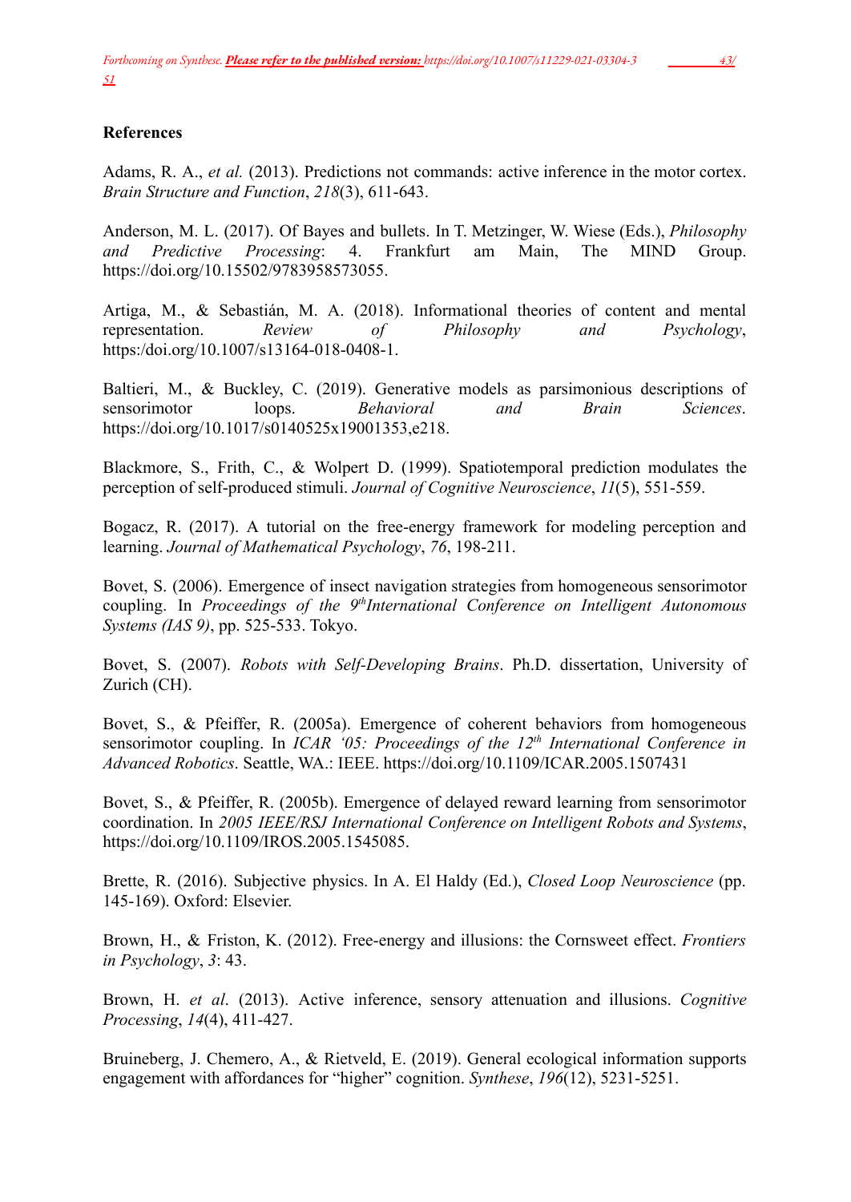**References**

Adams, R. A., *et al.* (2013). Predictions not commands: active inference in the motor cortex. *Brain Structure and Function*, *218*(3), 611-643.

Anderson, M. L. (2017). Of Bayes and bullets. In T. Metzinger, W. Wiese (Eds.), *Philosophy and Predictive Processing*: 4. Frankfurt am Main, The MIND Group. https://doi.org/10.15502/9783958573055.

Artiga, M., & Sebastián, M. A. (2018). Informational theories of content and mental representation. *Review of Philosophy and Psychology*, https:/doi.org/10.1007/s13164-018-0408-1.

Baltieri, M., & Buckley, C. (2019). Generative models as parsimonious descriptions of sensorimotor loops. *Behavioral and Brain Sciences*. https://doi.org/10.1017/s0140525x19001353,e218.

Blackmore, S., Frith, C., & Wolpert D. (1999). Spatiotemporal prediction modulates the perception of self-produced stimuli. *Journal of Cognitive Neuroscience*, *11*(5), 551-559.

Bogacz, R. (2017). A tutorial on the free-energy framework for modeling perception and learning. *Journal of Mathematical Psychology*, *76*, 198-211.

Bovet, S. (2006). Emergence of insect navigation strategies from homogeneous sensorimotor coupling. In *Proceedings of the 9th International Conference on Intelligent Autonomous Systems (IAS 9)*, pp. 525-533. Tokyo.

Bovet, S. (2007). *Robots with Self-Developing Brains*. Ph.D. dissertation, University of Zurich (CH).

Bovet, S., & Pfeiffer, R. (2005a). Emergence of coherent behaviors from homogeneous sensorimotor coupling. In *ICAR '05: Proceedings of the 12th International Conference in Advanced Robotics*. Seattle, WA.: IEEE. https://doi.org/10.1109/ICAR.2005.1507431

Bovet, S., & Pfeiffer, R. (2005b). Emergence of delayed reward learning from sensorimotor coordination. In *2005 IEEE/RSJ International Conference on Intelligent Robots and Systems*, https://doi.org/10.1109/IROS.2005.1545085.

Brette, R. (2016). Subjective physics. In A. El Haldy (Ed.), *Closed Loop Neuroscience* (pp. 145-169). Oxford: Elsevier.

Brown, H., & Friston, K. (2012). Free-energy and illusions: the Cornsweet effect. *Frontiers in Psychology*, *3*: 43.

Brown, H. *et al*. (2013). Active inference, sensory attenuation and illusions. *Cognitive Processing*, *14*(4), 411-427.

Bruineberg, J. Chemero, A., & Rietveld, E. (2019). General ecological information supports engagement with affordances for "higher" cognition. *Synthese*, *196*(12), 5231-5251.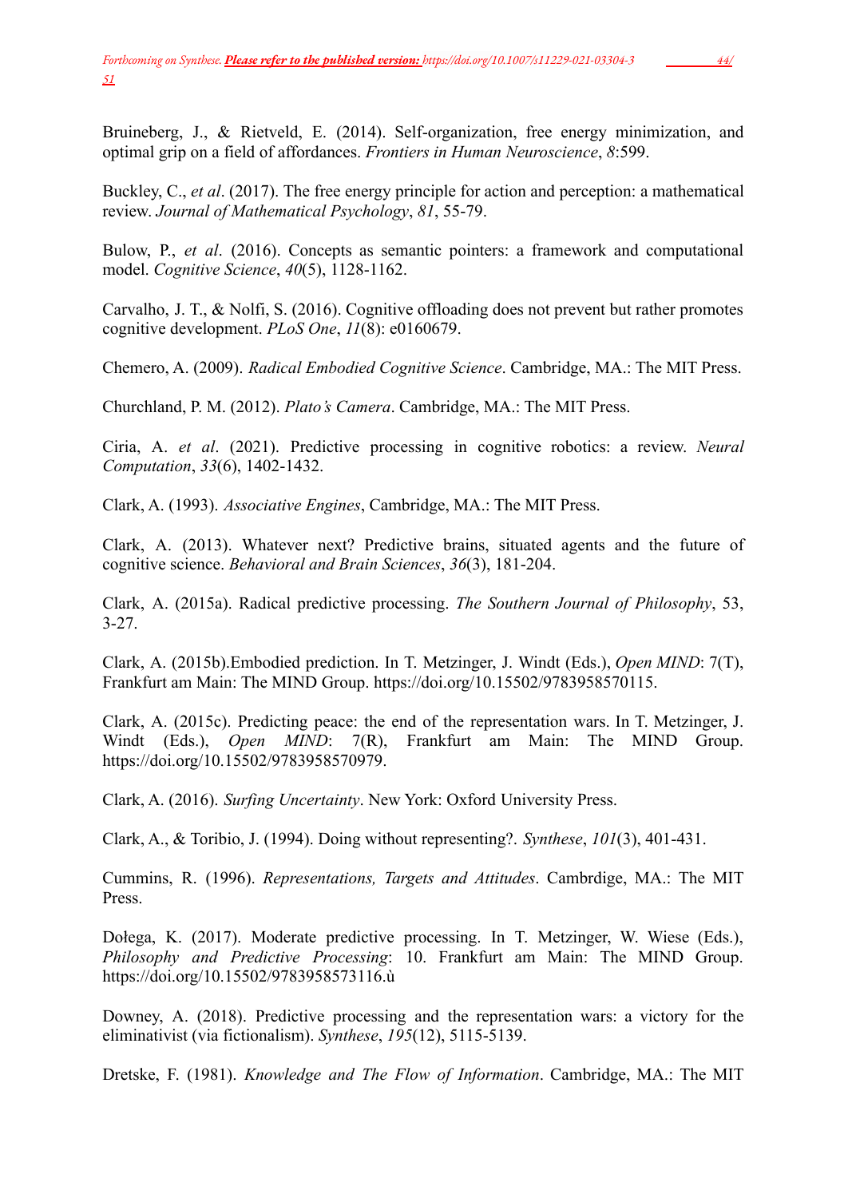Bruineberg, J., & Rietveld, E. (2014). Self-organization, free energy minimization, and optimal grip on a field of affordances. *Frontiers in Human Neuroscience*, *8*:599.

Buckley, C., *et al*. (2017). The free energy principle for action and perception: a mathematical review. *Journal of Mathematical Psychology*, *81*, 55-79.

Bulow, P., *et al*. (2016). Concepts as semantic pointers: a framework and computational model. *Cognitive Science*, *40*(5), 1128-1162.

Carvalho, J. T., & Nolfi, S. (2016). Cognitive offloading does not prevent but rather promotes cognitive development. *PLoS One*, *11*(8): e0160679.

Chemero, A. (2009). *Radical Embodied Cognitive Science*. Cambridge, MA.: The MIT Press.

Churchland, P. M. (2012). *Plato's Camera*. Cambridge, MA.: The MIT Press.

Ciria, A. *et al*. (2021). Predictive processing in cognitive robotics: a review. *Neural Computation*, *33*(6), 1402-1432.

Clark, A. (1993). *Associative Engines*, Cambridge, MA.: The MIT Press.

Clark, A. (2013). Whatever next? Predictive brains, situated agents and the future of cognitive science. *Behavioral and Brain Sciences*, *36*(3), 181-204.

Clark, A. (2015a). Radical predictive processing. *The Southern Journal of Philosophy*, 53, 3-27.

Clark, A. (2015b).Embodied prediction. In T. Metzinger, J. Windt (Eds.), *Open MIND*: 7(T), Frankfurt am Main: The MIND Group. https://doi.org/10.15502/9783958570115.

Clark, A. (2015c). Predicting peace: the end of the representation wars. In T. Metzinger, J. Windt (Eds.), *Open MIND*: 7(R), Frankfurt am Main: The MIND Group. https://doi.org/10.15502/9783958570979.

Clark, A. (2016). *Surfing Uncertainty*. New York: Oxford University Press.

Clark, A., & Toribio, J. (1994). Doing without representing?. *Synthese*, *101*(3), 401-431.

Cummins, R. (1996). *Representations, Targets and Attitudes*. Cambrdige, MA.: The MIT Press.

Dołega, K. (2017). Moderate predictive processing. In T. Metzinger, W. Wiese (Eds.), *Philosophy and Predictive Processing*: 10. Frankfurt am Main: The MIND Group. https://doi.org/10.15502/9783958573116.ù

Downey, A. (2018). Predictive processing and the representation wars: a victory for the eliminativist (via fictionalism). *Synthese*, *195*(12), 5115-5139.

Dretske, F. (1981). *Knowledge and The Flow of Information*. Cambridge, MA.: The MIT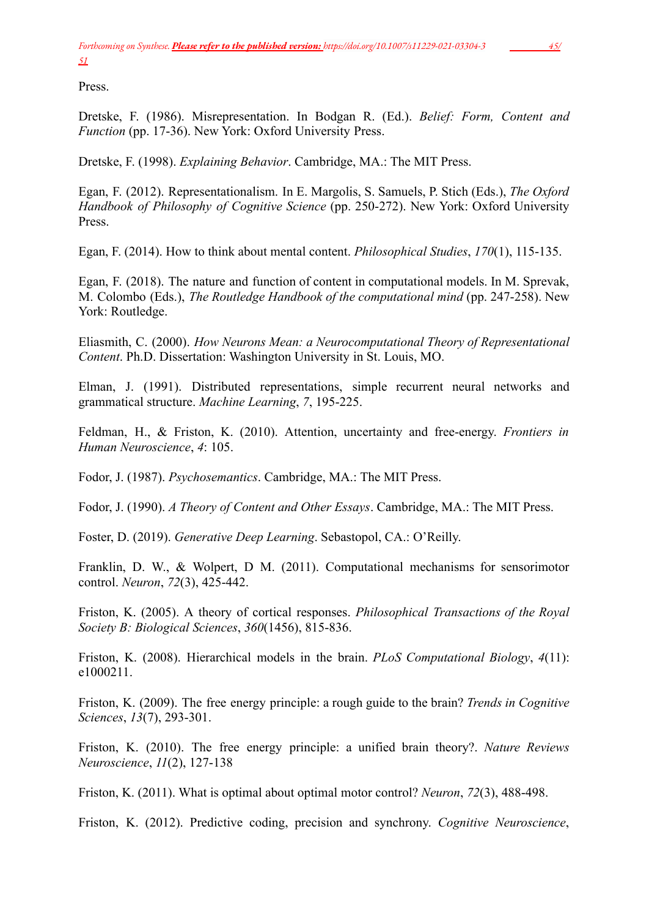Press.

Dretske, F. (1986). Misrepresentation. In Bodgan R. (Ed.). *Belief: Form, Content and Function* (pp. 17-36). New York: Oxford University Press.

Dretske, F. (1998). *Explaining Behavior*. Cambridge, MA.: The MIT Press.

Egan, F. (2012). Representationalism. In E. Margolis, S. Samuels, P. Stich (Eds.), *The Oxford Handbook of Philosophy of Cognitive Science* (pp. 250-272). New York: Oxford University Press.

Egan, F. (2014). How to think about mental content. *Philosophical Studies*, *170*(1), 115-135.

Egan, F. (2018). The nature and function of content in computational models. In M. Sprevak, M. Colombo (Eds.), *The Routledge Handbook of the computational mind* (pp. 247-258). New York: Routledge.

Eliasmith, C. (2000). *How Neurons Mean: a Neurocomputational Theory of Representational Content*. Ph.D. Dissertation: Washington University in St. Louis, MO.

Elman, J. (1991). Distributed representations, simple recurrent neural networks and grammatical structure. *Machine Learning*, *7*, 195-225.

Feldman, H., & Friston, K. (2010). Attention, uncertainty and free-energy. *Frontiers in Human Neuroscience*, *4*: 105.

Fodor, J. (1987). *Psychosemantics*. Cambridge, MA.: The MIT Press.

Fodor, J. (1990). *A Theory of Content and Other Essays*. Cambridge, MA.: The MIT Press.

Foster, D. (2019). *Generative Deep Learning*. Sebastopol, CA.: O'Reilly.

Franklin, D. W., & Wolpert, D M. (2011). Computational mechanisms for sensorimotor control. *Neuron*, *72*(3), 425-442.

Friston, K. (2005). A theory of cortical responses. *Philosophical Transactions of the Royal Society B: Biological Sciences*, *360*(1456), 815-836.

Friston, K. (2008). Hierarchical models in the brain. *PLoS Computational Biology*, *4*(11): e1000211.

Friston, K. (2009). The free energy principle: a rough guide to the brain? *Trends in Cognitive Sciences*, *13*(7), 293-301.

Friston, K. (2010). The free energy principle: a unified brain theory?. *Nature Reviews Neuroscience*, *11*(2), 127-138

Friston, K. (2011). What is optimal about optimal motor control? *Neuron*, *72*(3), 488-498.

Friston, K. (2012). Predictive coding, precision and synchrony. *Cognitive Neuroscience*,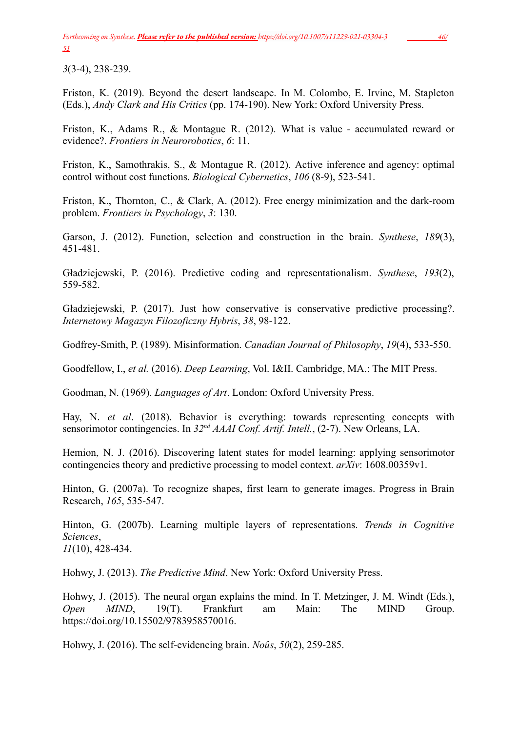*3*(3-4), 238-239.

Friston, K. (2019). Beyond the desert landscape. In M. Colombo, E. Irvine, M. Stapleton (Eds.), *Andy Clark and His Critics* (pp. 174-190). New York: Oxford University Press.

Friston, K., Adams R., & Montague R. (2012). What is value - accumulated reward or evidence?. *Frontiers in Neurorobotics*, *6*: 11.

Friston, K., Samothrakis, S., & Montague R. (2012). Active inference and agency: optimal control without cost functions. *Biological Cybernetics*, *106* (8-9), 523-541.

Friston, K., Thornton, C., & Clark, A. (2012). Free energy minimization and the dark-room problem. *Frontiers in Psychology*, *3*: 130.

Garson, J. (2012). Function, selection and construction in the brain. *Synthese*, *189*(3), 451-481.

Gładziejewski, P. (2016). Predictive coding and representationalism. *Synthese*, *193*(2), 559-582.

Gładziejewski, P. (2017). Just how conservative is conservative predictive processing?. *Internetowy Magazyn Filozoficzny Hybris*, *38*, 98-122.

Godfrey-Smith, P. (1989). Misinformation. *Canadian Journal of Philosophy*, *19*(4), 533-550.

Goodfellow, I., *et al.* (2016). *Deep Learning*, Vol. I&II. Cambridge, MA.: The MIT Press.

Goodman, N. (1969). *Languages of Art*. London: Oxford University Press.

Hay, N. *et al*. (2018). Behavior is everything: towards representing concepts with sensorimotor contingencies. In *32nd AAAI Conf. Artif. Intell.*, (2-7). New Orleans, LA.

Hemion, N. J. (2016). Discovering latent states for model learning: applying sensorimotor contingencies theory and predictive processing to model context. *arXiv*: 1608.00359v1.

Hinton, G. (2007a). To recognize shapes, first learn to generate images. Progress in Brain Research, *165*, 535-547.

Hinton, G. (2007b). Learning multiple layers of representations. *Trends in Cognitive Sciences*, *11*(10), 428-434.

Hohwy, J. (2013). *The Predictive Mind*. New York: Oxford University Press.

Hohwy, J. (2015). The neural organ explains the mind. In T. Metzinger, J. M. Windt (Eds.), *Open MIND*, 19(T). Frankfurt am Main: The MIND Group. https://doi.org/10.15502/9783958570016.

Hohwy, J. (2016). The self-evidencing brain. *Noûs*, *50*(2), 259-285.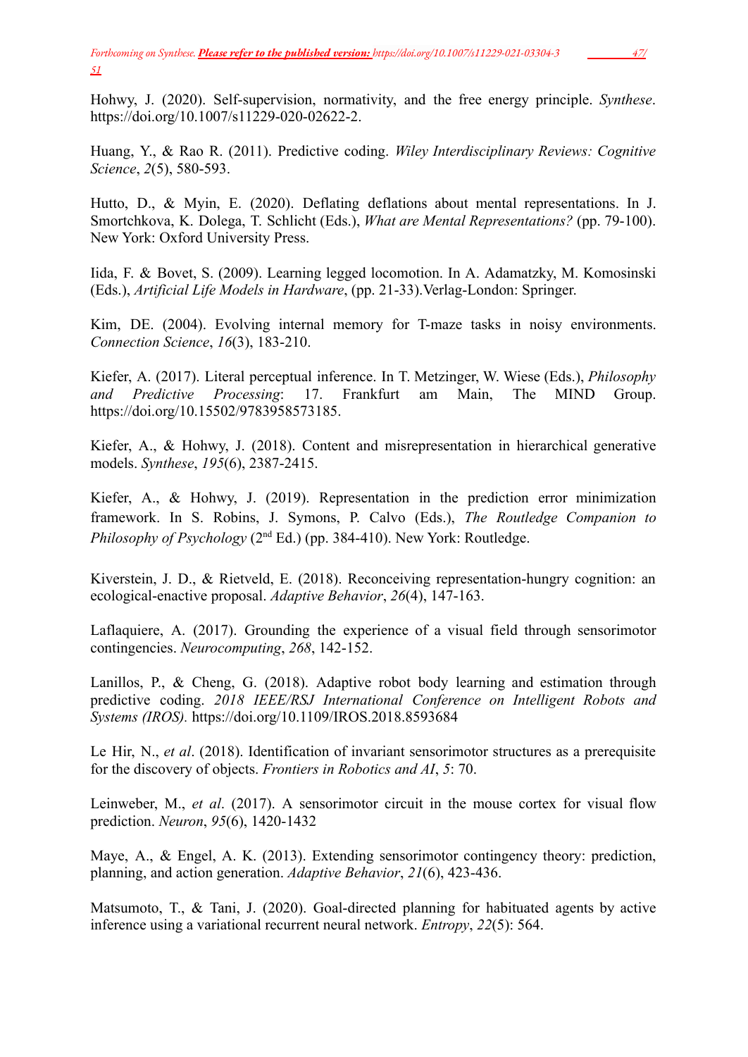Hohwy, J. (2020). Self-supervision, normativity, and the free energy principle. *Synthese*. https://doi.org/10.1007/s11229-020-02622-2.

Huang, Y., & Rao R. (2011). Predictive coding. *Wiley Interdisciplinary Reviews: Cognitive Science*, *2*(5), 580-593.

Hutto, D., & Myin, E. (2020). Deflating deflations about mental representations. In J. Smortchkova, K. Dolega, T. Schlicht (Eds.), *What are Mental Representations?* (pp. 79-100). New York: Oxford University Press.

Iida, F. & Bovet, S. (2009). Learning legged locomotion. In A. Adamatzky, M. Komosinski (Eds.), *Artificial Life Models in Hardware*, (pp. 21-33).Verlag-London: Springer.

Kim, DE. (2004). Evolving internal memory for T-maze tasks in noisy environments. *Connection Science*, *16*(3), 183-210.

Kiefer, A. (2017). Literal perceptual inference. In T. Metzinger, W. Wiese (Eds.), *Philosophy and Predictive Processing*: 17. Frankfurt am Main, The MIND Group. https://doi.org/10.15502/9783958573185.

Kiefer, A., & Hohwy, J. (2018). Content and misrepresentation in hierarchical generative models. *Synthese*, *195*(6), 2387-2415.

Kiefer, A., & Hohwy, J. (2019). Representation in the prediction error minimization framework. In S. Robins, J. Symons, P. Calvo (Eds.), *The Routledge Companion to Philosophy of Psychology* (2nd Ed.) (pp. 384-410). New York: Routledge.

Kiverstein, J. D., & Rietveld, E. (2018). Reconceiving representation-hungry cognition: an ecological-enactive proposal. *Adaptive Behavior*, *26*(4), 147-163.

Laflaquiere, A. (2017). Grounding the experience of a visual field through sensorimotor contingencies. *Neurocomputing*, *268*, 142-152.

Lanillos, P., & Cheng, G. (2018). Adaptive robot body learning and estimation through predictive coding. *2018 IEEE/RSJ International Conference on Intelligent Robots and Systems (IROS).* https://doi.org/10.1109/IROS.2018.8593684

Le Hir, N., *et al*. (2018). Identification of invariant sensorimotor structures as a prerequisite for the discovery of objects. *Frontiers in Robotics and AI*, *5*: 70.

Leinweber, M., *et al*. (2017). A sensorimotor circuit in the mouse cortex for visual flow prediction. *Neuron*, *95*(6), 1420-1432

Maye, A., & Engel, A. K. (2013). Extending sensorimotor contingency theory: prediction, planning, and action generation. *Adaptive Behavior*, *21*(6), 423-436.

Matsumoto, T., & Tani, J. (2020). Goal-directed planning for habituated agents by active inference using a variational recurrent neural network. *Entropy*, *22*(5): 564.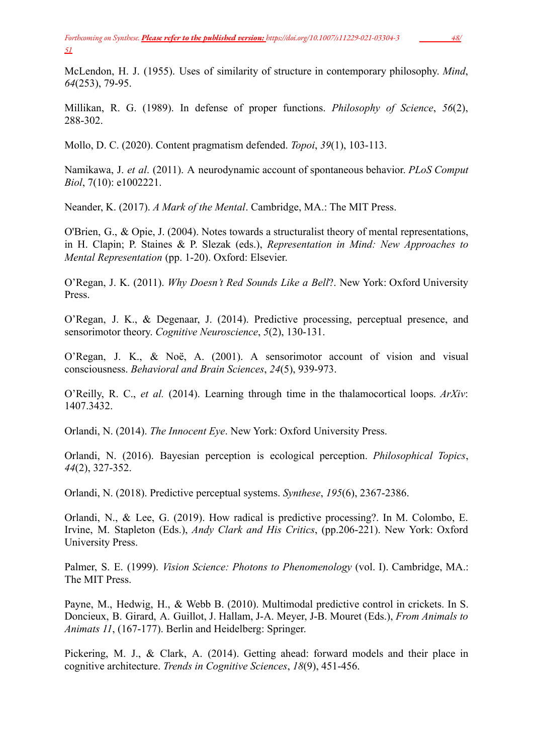McLendon, H. J. (1955). Uses of similarity of structure in contemporary philosophy. *Mind*, *64*(253), 79-95.

Millikan, R. G. (1989). In defense of proper functions. *Philosophy of Science*, *56*(2), 288-302.

Mollo, D. C. (2020). Content pragmatism defended. *Topoi*, *39*(1), 103-113.

Namikawa, J. *et al*. (2011). A neurodynamic account of spontaneous behavior. *PLoS Comput Biol*, 7(10): e1002221.

Neander, K. (2017). *A Mark of the Mental*. Cambridge, MA.: The MIT Press.

O'Brien, G., & Opie, J. (2004). Notes towards a structuralist theory of mental representations, in H. Clapin; P. Staines & P. Slezak (eds.), *Representation in Mind: New Approaches to Mental Representation* (pp. 1-20). Oxford: Elsevier.

O'Regan, J. K. (2011). *Why Doesn't Red Sounds Like a Bell*?. New York: Oxford University Press.

O'Regan, J. K., & Degenaar, J. (2014). Predictive processing, perceptual presence, and sensorimotor theory. *Cognitive Neuroscience*, *5*(2), 130-131.

O'Regan, J. K., & Noë, A. (2001). A sensorimotor account of vision and visual consciousness. *Behavioral and Brain Sciences*, *24*(5), 939-973.

O'Reilly, R. C., *et al.* (2014). Learning through time in the thalamocortical loops. *ArXiv*: 1407.3432.

Orlandi, N. (2014). *The Innocent Eye*. New York: Oxford University Press.

Orlandi, N. (2016). Bayesian perception is ecological perception. *Philosophical Topics*, *44*(2), 327-352.

Orlandi, N. (2018). Predictive perceptual systems. *Synthese*, *195*(6), 2367-2386.

Orlandi, N., & Lee, G. (2019). How radical is predictive processing?. In M. Colombo, E. Irvine, M. Stapleton (Eds.), *Andy Clark and His Critics*, (pp.206-221). New York: Oxford University Press.

Palmer, S. E. (1999). *Vision Science: Photons to Phenomenology* (vol. I). Cambridge, MA.: The MIT Press.

Payne, M., Hedwig, H., & Webb B. (2010). Multimodal predictive control in crickets. In S. Doncieux, B. Girard, A. Guillot, J. Hallam, J-A. Meyer, J-B. Mouret (Eds.), *From Animals to Animats 11*, (167-177). Berlin and Heidelberg: Springer.

Pickering, M. J., & Clark, A. (2014). Getting ahead: forward models and their place in cognitive architecture. *Trends in Cognitive Sciences*, *18*(9), 451-456.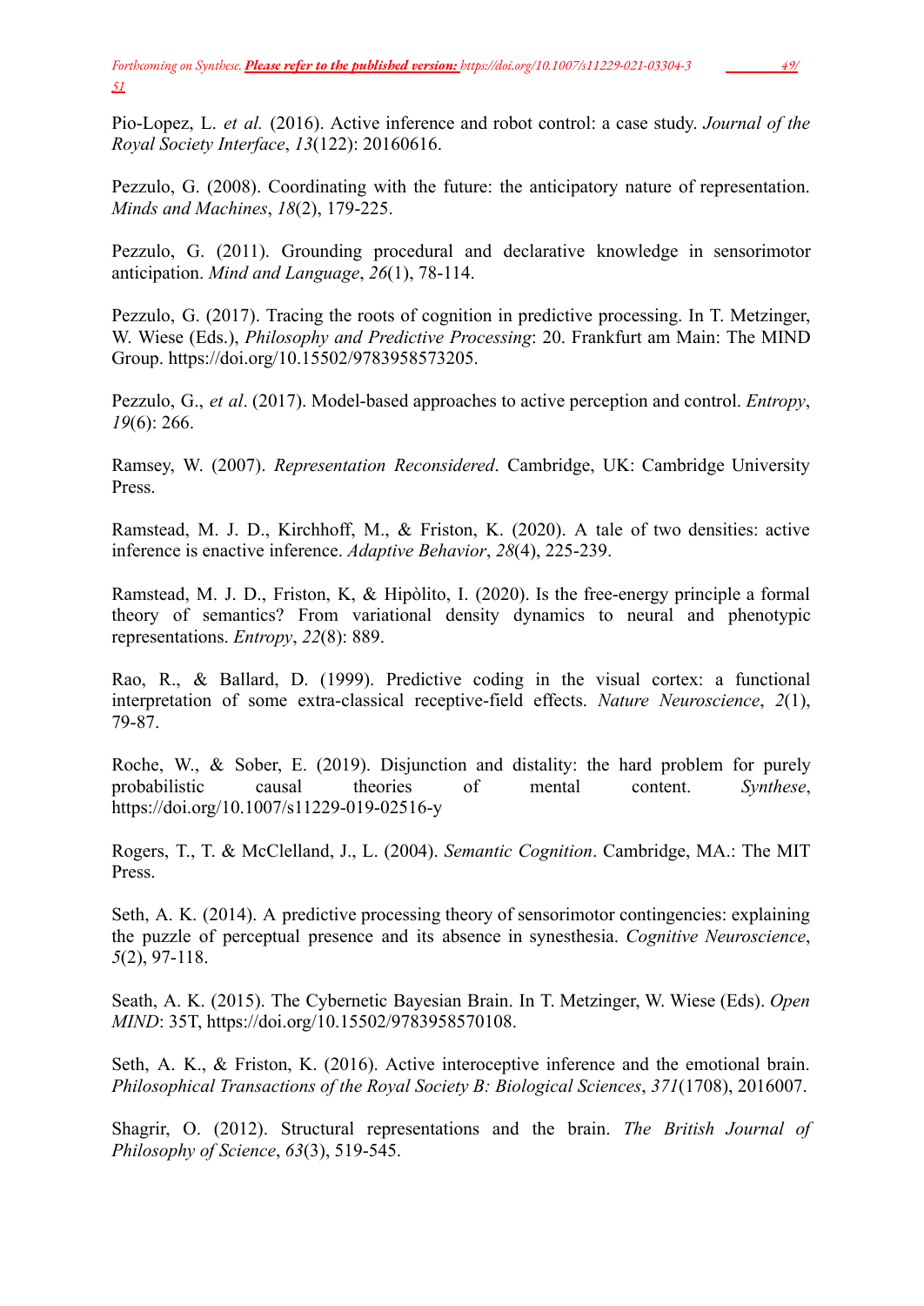Pio-Lopez, L. *et al.* (2016). Active inference and robot control: a case study. *Journal of the Royal Society Interface*, *13*(122): 20160616.

Pezzulo, G. (2008). Coordinating with the future: the anticipatory nature of representation. *Minds and Machines*, *18*(2), 179-225.

Pezzulo, G. (2011). Grounding procedural and declarative knowledge in sensorimotor anticipation. *Mind and Language*, *26*(1), 78-114.

Pezzulo, G. (2017). Tracing the roots of cognition in predictive processing. In T. Metzinger, W. Wiese (Eds.), *Philosophy and Predictive Processing*: 20. Frankfurt am Main: The MIND Group. https://doi.org/10.15502/9783958573205.

Pezzulo, G., *et al*. (2017). Model-based approaches to active perception and control. *Entropy*, *19*(6): 266.

Ramsey, W. (2007). *Representation Reconsidered*. Cambridge, UK: Cambridge University Press.

Ramstead, M. J. D., Kirchhoff, M., & Friston, K. (2020). A tale of two densities: active inference is enactive inference. *Adaptive Behavior*, *28*(4), 225-239.

Ramstead, M. J. D., Friston, K, & Hipòlito, I. (2020). Is the free-energy principle a formal theory of semantics? From variational density dynamics to neural and phenotypic representations. *Entropy*, *22*(8): 889.

Rao, R., & Ballard, D. (1999). Predictive coding in the visual cortex: a functional interpretation of some extra-classical receptive-field effects. *Nature Neuroscience*, *2*(1), 79-87.

Roche, W., & Sober, E. (2019). Disjunction and distality: the hard problem for purely probabilistic causal theories of mental content. *Synthese*, https://doi.org/10.1007/s11229-019-02516-y

Rogers, T., T. & McClelland, J., L. (2004). *Semantic Cognition*. Cambridge, MA.: The MIT Press.

Seth, A. K. (2014). A predictive processing theory of sensorimotor contingencies: explaining the puzzle of perceptual presence and its absence in synesthesia. *Cognitive Neuroscience*, *5*(2), 97-118.

Seath, A. K. (2015). The Cybernetic Bayesian Brain. In T. Metzinger, W. Wiese (Eds). *Open MIND*: 35T, https://doi.org/10.15502/9783958570108.

Seth, A. K., & Friston, K. (2016). Active interoceptive inference and the emotional brain. *Philosophical Transactions of the Royal Society B: Biological Sciences*, *371*(1708), 2016007.

Shagrir, O. (2012). Structural representations and the brain. *The British Journal of Philosophy of Science*, *63*(3), 519-545.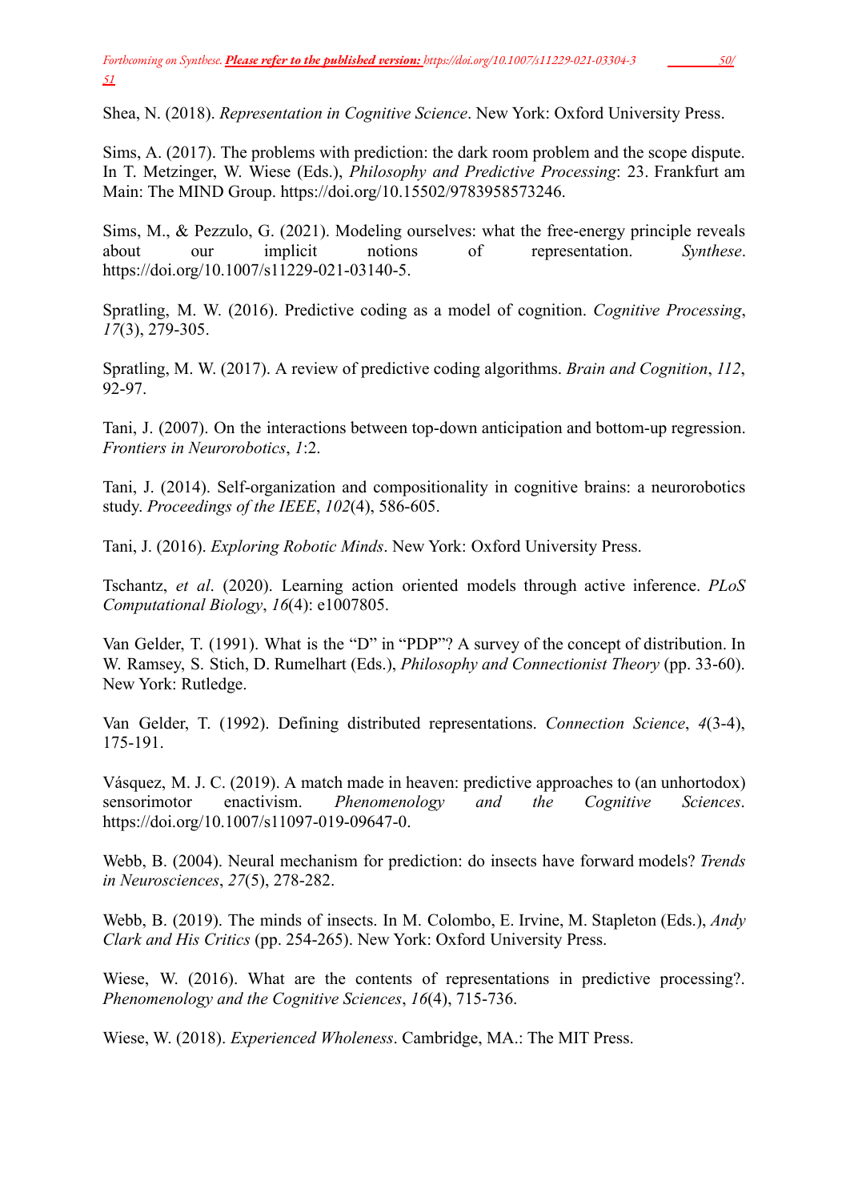Shea, N. (2018). *Representation in Cognitive Science*. New York: Oxford University Press.

Sims, A. (2017). The problems with prediction: the dark room problem and the scope dispute. In T. Metzinger, W. Wiese (Eds.), *Philosophy and Predictive Processing*: 23. Frankfurt am Main: The MIND Group. https://doi.org/10.15502/9783958573246.

Sims, M., & Pezzulo, G. (2021). Modeling ourselves: what the free-energy principle reveals about our implicit notions of representation. *Synthese*. https://doi.org/10.1007/s11229-021-03140-5.

Spratling, M. W. (2016). Predictive coding as a model of cognition. *Cognitive Processing*, *17*(3), 279-305.

Spratling, M. W. (2017). A review of predictive coding algorithms. *Brain and Cognition*, *112*, 92-97.

Tani, J. (2007). On the interactions between top-down anticipation and bottom-up regression. *Frontiers in Neurorobotics*, *1*:2.

Tani, J. (2014). Self-organization and compositionality in cognitive brains: a neurorobotics study. *Proceedings of the IEEE*, *102*(4), 586-605.

Tani, J. (2016). *Exploring Robotic Minds*. New York: Oxford University Press.

Tschantz, *et al*. (2020). Learning action oriented models through active inference. *PLoS Computational Biology*, *16*(4): e1007805.

Van Gelder, T. (1991). What is the "D" in "PDP"? A survey of the concept of distribution. In W. Ramsey, S. Stich, D. Rumelhart (Eds.), *Philosophy and Connectionist Theory* (pp. 33-60). New York: Rutledge.

Van Gelder, T. (1992). Defining distributed representations. *Connection Science*, *4*(3-4), 175-191.

Vásquez, M. J. C. (2019). A match made in heaven: predictive approaches to (an unhortodox) sensorimotor enactivism. *Phenomenology and the Cognitive Sciences*. https://doi.org/10.1007/s11097-019-09647-0.

Webb, B. (2004). Neural mechanism for prediction: do insects have forward models? *Trends in Neurosciences*, *27*(5), 278-282.

Webb, B. (2019). The minds of insects. In M. Colombo, E. Irvine, M. Stapleton (Eds.), *Andy Clark and His Critics* (pp. 254-265). New York: Oxford University Press.

Wiese, W. (2016). What are the contents of representations in predictive processing?. *Phenomenology and the Cognitive Sciences*, *16*(4), 715-736.

Wiese, W. (2018). *Experienced Wholeness*. Cambridge, MA.: The MIT Press.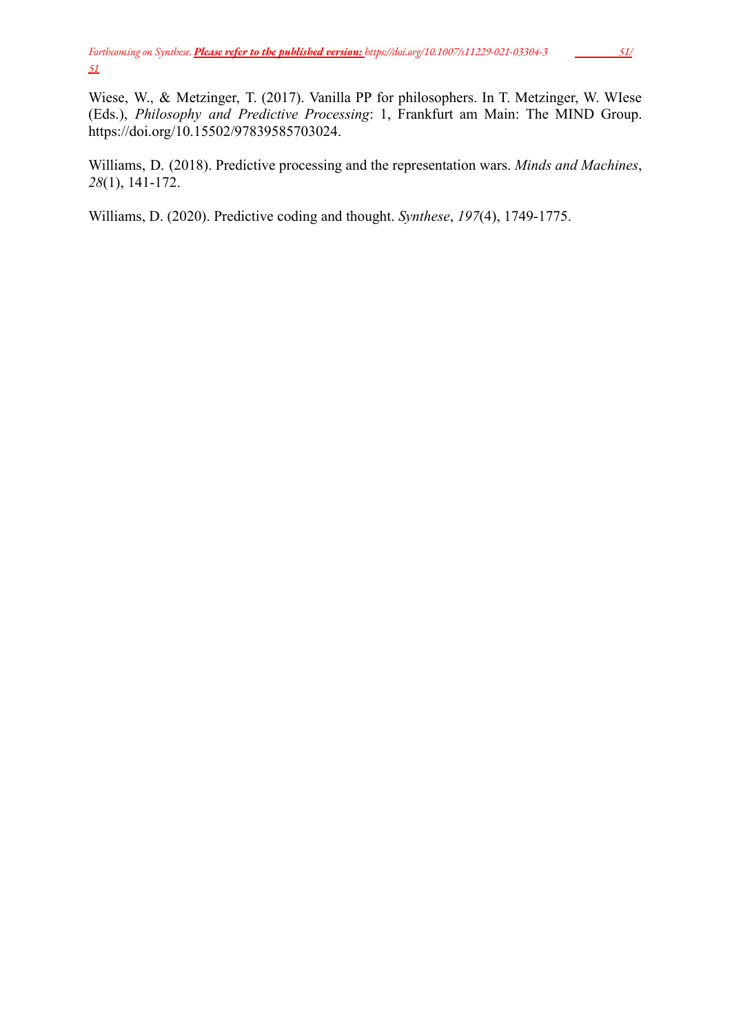Wiese, W., & Metzinger, T. (2017). Vanilla PP for philosophers. In T. Metzinger, W. WIese (Eds.), *Philosophy and Predictive Processing*: 1, Frankfurt am Main: The MIND Group. https://doi.org/10.15502/97839585703024.

Williams, D. (2018). Predictive processing and the representation wars. *Minds and Machines*, *28*(1), 141-172.

Williams, D. (2020). Predictive coding and thought. *Synthese*, *197*(4), 1749-1775.